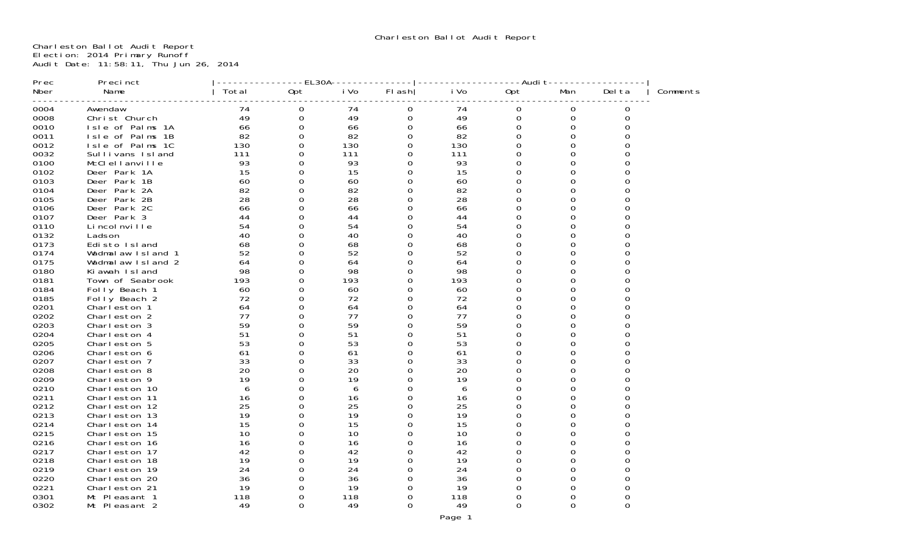Charleston Ballot Audit Report

Charleston Ballot Audit Report
Election: 2014 Primary Runoff
Audit Date: 11:58:11, Thu Jun 26, 2014

| Prec | Precinct | EL30A | | | | Audit | | | | Comments |
|---|---|---|---|---|---|---|---|---|---|---|
| Nber | Name | Total | Opt | iVo | Flash | iVo | Opt | Man | Delta | |
| 0004 | Awendaw | 74 | 0 | 74 | 0 | 74 | 0 | 0 | 0 | |
| 0008 | Christ Church | 49 | 0 | 49 | 0 | 49 | 0 | 0 | 0 | |
| 0010 | Isle of Palms 1A | 66 | 0 | 66 | 0 | 66 | 0 | 0 | 0 | |
| 0011 | Isle of Palms 1B | 82 | 0 | 82 | 0 | 82 | 0 | 0 | 0 | |
| 0012 | Isle of Palms 1C | 130 | 0 | 130 | 0 | 130 | 0 | 0 | 0 | |
| 0032 | Sullivans Island | 111 | 0 | 111 | 0 | 111 | 0 | 0 | 0 | |
| 0100 | McClellanville | 93 | 0 | 93 | 0 | 93 | 0 | 0 | 0 | |
| 0102 | Deer Park 1A | 15 | 0 | 15 | 0 | 15 | 0 | 0 | 0 | |
| 0103 | Deer Park 1B | 60 | 0 | 60 | 0 | 60 | 0 | 0 | 0 | |
| 0104 | Deer Park 2A | 82 | 0 | 82 | 0 | 82 | 0 | 0 | 0 | |
| 0105 | Deer Park 2B | 28 | 0 | 28 | 0 | 28 | 0 | 0 | 0 | |
| 0106 | Deer Park 2C | 66 | 0 | 66 | 0 | 66 | 0 | 0 | 0 | |
| 0107 | Deer Park 3 | 44 | 0 | 44 | 0 | 44 | 0 | 0 | 0 | |
| 0110 | Lincolnville | 54 | 0 | 54 | 0 | 54 | 0 | 0 | 0 | |
| 0132 | Ladson | 40 | 0 | 40 | 0 | 40 | 0 | 0 | 0 | |
| 0173 | Edisto Island | 68 | 0 | 68 | 0 | 68 | 0 | 0 | 0 | |
| 0174 | Wadmalaw Island 1 | 52 | 0 | 52 | 0 | 52 | 0 | 0 | 0 | |
| 0175 | Wadmalaw Island 2 | 64 | 0 | 64 | 0 | 64 | 0 | 0 | 0 | |
| 0180 | Kiawah Island | 98 | 0 | 98 | 0 | 98 | 0 | 0 | 0 | |
| 0181 | Town of Seabrook | 193 | 0 | 193 | 0 | 193 | 0 | 0 | 0 | |
| 0184 | Folly Beach 1 | 60 | 0 | 60 | 0 | 60 | 0 | 0 | 0 | |
| 0185 | Folly Beach 2 | 72 | 0 | 72 | 0 | 72 | 0 | 0 | 0 | |
| 0201 | Charleston 1 | 64 | 0 | 64 | 0 | 64 | 0 | 0 | 0 | |
| 0202 | Charleston 2 | 77 | 0 | 77 | 0 | 77 | 0 | 0 | 0 | |
| 0203 | Charleston 3 | 59 | 0 | 59 | 0 | 59 | 0 | 0 | 0 | |
| 0204 | Charleston 4 | 51 | 0 | 51 | 0 | 51 | 0 | 0 | 0 | |
| 0205 | Charleston 5 | 53 | 0 | 53 | 0 | 53 | 0 | 0 | 0 | |
| 0206 | Charleston 6 | 61 | 0 | 61 | 0 | 61 | 0 | 0 | 0 | |
| 0207 | Charleston 7 | 33 | 0 | 33 | 0 | 33 | 0 | 0 | 0 | |
| 0208 | Charleston 8 | 20 | 0 | 20 | 0 | 20 | 0 | 0 | 0 | |
| 0209 | Charleston 9 | 19 | 0 | 19 | 0 | 19 | 0 | 0 | 0 | |
| 0210 | Charleston 10 | 6 | 0 | 6 | 0 | 6 | 0 | 0 | 0 | |
| 0211 | Charleston 11 | 16 | 0 | 16 | 0 | 16 | 0 | 0 | 0 | |
| 0212 | Charleston 12 | 25 | 0 | 25 | 0 | 25 | 0 | 0 | 0 | |
| 0213 | Charleston 13 | 19 | 0 | 19 | 0 | 19 | 0 | 0 | 0 | |
| 0214 | Charleston 14 | 15 | 0 | 15 | 0 | 15 | 0 | 0 | 0 | |
| 0215 | Charleston 15 | 10 | 0 | 10 | 0 | 10 | 0 | 0 | 0 | |
| 0216 | Charleston 16 | 16 | 0 | 16 | 0 | 16 | 0 | 0 | 0 | |
| 0217 | Charleston 17 | 42 | 0 | 42 | 0 | 42 | 0 | 0 | 0 | |
| 0218 | Charleston 18 | 19 | 0 | 19 | 0 | 19 | 0 | 0 | 0 | |
| 0219 | Charleston 19 | 24 | 0 | 24 | 0 | 24 | 0 | 0 | 0 | |
| 0220 | Charleston 20 | 36 | 0 | 36 | 0 | 36 | 0 | 0 | 0 | |
| 0221 | Charleston 21 | 19 | 0 | 19 | 0 | 19 | 0 | 0 | 0 | |
| 0301 | Mt Pleasant 1 | 118 | 0 | 118 | 0 | 118 | 0 | 0 | 0 | |
| 0302 | Mt Pleasant 2 | 49 | 0 | 49 | 0 | 49 | 0 | 0 | 0 | |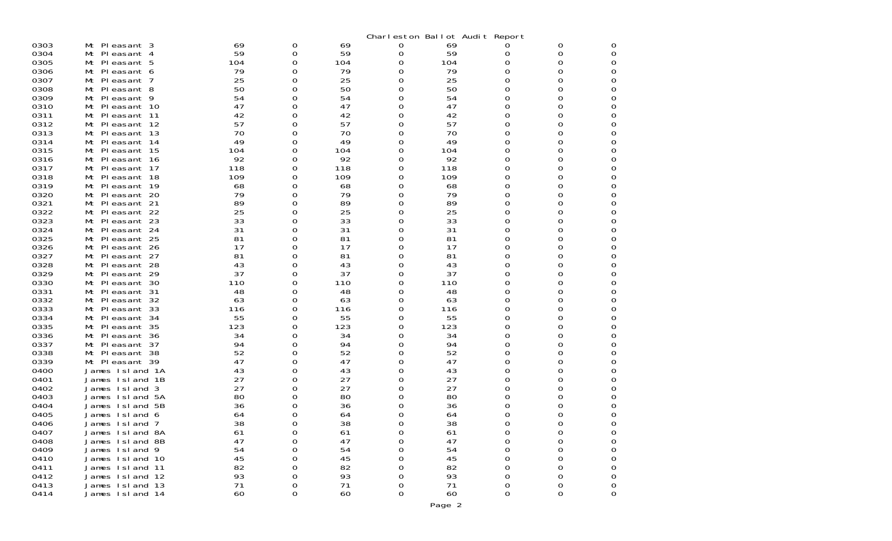Charleston Ballot Audit Report

| | | | | | | | | | |
|---|---|---|---|---|---|---|---|---|---|
| 0303 | Mt Pleasant 3 | 69 | 0 | 69 | 0 | 69 | 0 | 0 | 0 |
| 0304 | Mt Pleasant 4 | 59 | 0 | 59 | 0 | 59 | 0 | 0 | 0 |
| 0305 | Mt Pleasant 5 | 104 | 0 | 104 | 0 | 104 | 0 | 0 | 0 |
| 0306 | Mt Pleasant 6 | 79 | 0 | 79 | 0 | 79 | 0 | 0 | 0 |
| 0307 | Mt Pleasant 7 | 25 | 0 | 25 | 0 | 25 | 0 | 0 | 0 |
| 0308 | Mt Pleasant 8 | 50 | 0 | 50 | 0 | 50 | 0 | 0 | 0 |
| 0309 | Mt Pleasant 9 | 54 | 0 | 54 | 0 | 54 | 0 | 0 | 0 |
| 0310 | Mt Pleasant 10 | 47 | 0 | 47 | 0 | 47 | 0 | 0 | 0 |
| 0311 | Mt Pleasant 11 | 42 | 0 | 42 | 0 | 42 | 0 | 0 | 0 |
| 0312 | Mt Pleasant 12 | 57 | 0 | 57 | 0 | 57 | 0 | 0 | 0 |
| 0313 | Mt Pleasant 13 | 70 | 0 | 70 | 0 | 70 | 0 | 0 | 0 |
| 0314 | Mt Pleasant 14 | 49 | 0 | 49 | 0 | 49 | 0 | 0 | 0 |
| 0315 | Mt Pleasant 15 | 104 | 0 | 104 | 0 | 104 | 0 | 0 | 0 |
| 0316 | Mt Pleasant 16 | 92 | 0 | 92 | 0 | 92 | 0 | 0 | 0 |
| 0317 | Mt Pleasant 17 | 118 | 0 | 118 | 0 | 118 | 0 | 0 | 0 |
| 0318 | Mt Pleasant 18 | 109 | 0 | 109 | 0 | 109 | 0 | 0 | 0 |
| 0319 | Mt Pleasant 19 | 68 | 0 | 68 | 0 | 68 | 0 | 0 | 0 |
| 0320 | Mt Pleasant 20 | 79 | 0 | 79 | 0 | 79 | 0 | 0 | 0 |
| 0321 | Mt Pleasant 21 | 89 | 0 | 89 | 0 | 89 | 0 | 0 | 0 |
| 0322 | Mt Pleasant 22 | 25 | 0 | 25 | 0 | 25 | 0 | 0 | 0 |
| 0323 | Mt Pleasant 23 | 33 | 0 | 33 | 0 | 33 | 0 | 0 | 0 |
| 0324 | Mt Pleasant 24 | 31 | 0 | 31 | 0 | 31 | 0 | 0 | 0 |
| 0325 | Mt Pleasant 25 | 81 | 0 | 81 | 0 | 81 | 0 | 0 | 0 |
| 0326 | Mt Pleasant 26 | 17 | 0 | 17 | 0 | 17 | 0 | 0 | 0 |
| 0327 | Mt Pleasant 27 | 81 | 0 | 81 | 0 | 81 | 0 | 0 | 0 |
| 0328 | Mt Pleasant 28 | 43 | 0 | 43 | 0 | 43 | 0 | 0 | 0 |
| 0329 | Mt Pleasant 29 | 37 | 0 | 37 | 0 | 37 | 0 | 0 | 0 |
| 0330 | Mt Pleasant 30 | 110 | 0 | 110 | 0 | 110 | 0 | 0 | 0 |
| 0331 | Mt Pleasant 31 | 48 | 0 | 48 | 0 | 48 | 0 | 0 | 0 |
| 0332 | Mt Pleasant 32 | 63 | 0 | 63 | 0 | 63 | 0 | 0 | 0 |
| 0333 | Mt Pleasant 33 | 116 | 0 | 116 | 0 | 116 | 0 | 0 | 0 |
| 0334 | Mt Pleasant 34 | 55 | 0 | 55 | 0 | 55 | 0 | 0 | 0 |
| 0335 | Mt Pleasant 35 | 123 | 0 | 123 | 0 | 123 | 0 | 0 | 0 |
| 0336 | Mt Pleasant 36 | 34 | 0 | 34 | 0 | 34 | 0 | 0 | 0 |
| 0337 | Mt Pleasant 37 | 94 | 0 | 94 | 0 | 94 | 0 | 0 | 0 |
| 0338 | Mt Pleasant 38 | 52 | 0 | 52 | 0 | 52 | 0 | 0 | 0 |
| 0339 | Mt Pleasant 39 | 47 | 0 | 47 | 0 | 47 | 0 | 0 | 0 |
| 0400 | James Island 1A | 43 | 0 | 43 | 0 | 43 | 0 | 0 | 0 |
| 0401 | James Island 1B | 27 | 0 | 27 | 0 | 27 | 0 | 0 | 0 |
| 0402 | James Island 3 | 27 | 0 | 27 | 0 | 27 | 0 | 0 | 0 |
| 0403 | James Island 5A | 80 | 0 | 80 | 0 | 80 | 0 | 0 | 0 |
| 0404 | James Island 5B | 36 | 0 | 36 | 0 | 36 | 0 | 0 | 0 |
| 0405 | James Island 6 | 64 | 0 | 64 | 0 | 64 | 0 | 0 | 0 |
| 0406 | James Island 7 | 38 | 0 | 38 | 0 | 38 | 0 | 0 | 0 |
| 0407 | James Island 8A | 61 | 0 | 61 | 0 | 61 | 0 | 0 | 0 |
| 0408 | James Island 8B | 47 | 0 | 47 | 0 | 47 | 0 | 0 | 0 |
| 0409 | James Island 9 | 54 | 0 | 54 | 0 | 54 | 0 | 0 | 0 |
| 0410 | James Island 10 | 45 | 0 | 45 | 0 | 45 | 0 | 0 | 0 |
| 0411 | James Island 11 | 82 | 0 | 82 | 0 | 82 | 0 | 0 | 0 |
| 0412 | James Island 12 | 93 | 0 | 93 | 0 | 93 | 0 | 0 | 0 |
| 0413 | James Island 13 | 71 | 0 | 71 | 0 | 71 | 0 | 0 | 0 |
| 0414 | James Island 14 | 60 | 0 | 60 | 0 | 60 | 0 | 0 | 0 |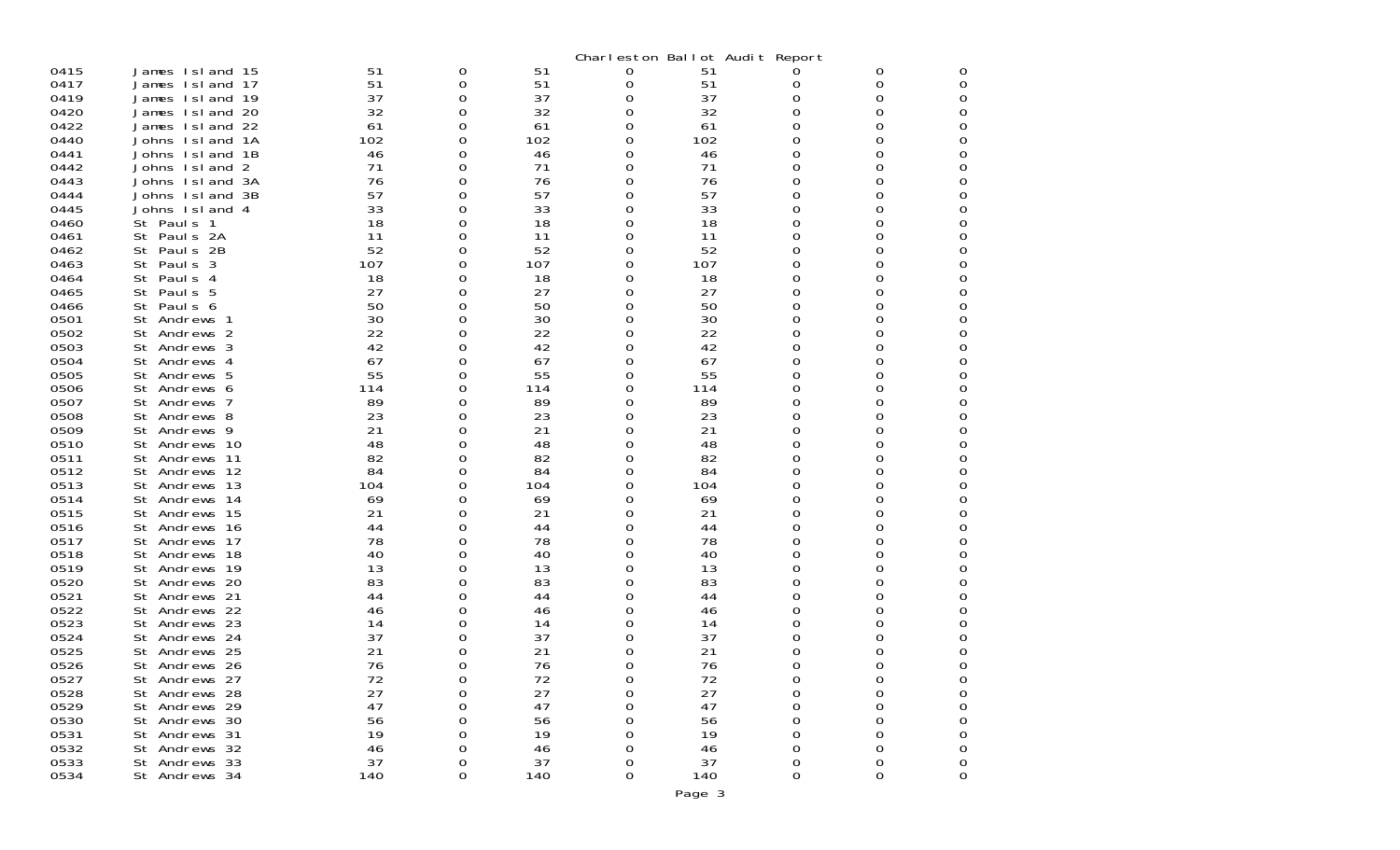Charleston Ballot Audit Report

| | | | | | | | | | |
|---|---|---|---|---|---|---|---|---|---|
| 0415 | James Island 15 | 51 | 0 | 51 | 0 | 51 | 0 | 0 | 0 |
| 0417 | James Island 17 | 51 | 0 | 51 | 0 | 51 | 0 | 0 | 0 |
| 0419 | James Island 19 | 37 | 0 | 37 | 0 | 37 | 0 | 0 | 0 |
| 0420 | James Island 20 | 32 | 0 | 32 | 0 | 32 | 0 | 0 | 0 |
| 0422 | James Island 22 | 61 | 0 | 61 | 0 | 61 | 0 | 0 | 0 |
| 0440 | Johns Island 1A | 102 | 0 | 102 | 0 | 102 | 0 | 0 | 0 |
| 0441 | Johns Island 1B | 46 | 0 | 46 | 0 | 46 | 0 | 0 | 0 |
| 0442 | Johns Island 2 | 71 | 0 | 71 | 0 | 71 | 0 | 0 | 0 |
| 0443 | Johns Island 3A | 76 | 0 | 76 | 0 | 76 | 0 | 0 | 0 |
| 0444 | Johns Island 3B | 57 | 0 | 57 | 0 | 57 | 0 | 0 | 0 |
| 0445 | Johns Island 4 | 33 | 0 | 33 | 0 | 33 | 0 | 0 | 0 |
| 0460 | St Pauls 1 | 18 | 0 | 18 | 0 | 18 | 0 | 0 | 0 |
| 0461 | St Pauls 2A | 11 | 0 | 11 | 0 | 11 | 0 | 0 | 0 |
| 0462 | St Pauls 2B | 52 | 0 | 52 | 0 | 52 | 0 | 0 | 0 |
| 0463 | St Pauls 3 | 107 | 0 | 107 | 0 | 107 | 0 | 0 | 0 |
| 0464 | St Pauls 4 | 18 | 0 | 18 | 0 | 18 | 0 | 0 | 0 |
| 0465 | St Pauls 5 | 27 | 0 | 27 | 0 | 27 | 0 | 0 | 0 |
| 0466 | St Pauls 6 | 50 | 0 | 50 | 0 | 50 | 0 | 0 | 0 |
| 0501 | St Andrews 1 | 30 | 0 | 30 | 0 | 30 | 0 | 0 | 0 |
| 0502 | St Andrews 2 | 22 | 0 | 22 | 0 | 22 | 0 | 0 | 0 |
| 0503 | St Andrews 3 | 42 | 0 | 42 | 0 | 42 | 0 | 0 | 0 |
| 0504 | St Andrews 4 | 67 | 0 | 67 | 0 | 67 | 0 | 0 | 0 |
| 0505 | St Andrews 5 | 55 | 0 | 55 | 0 | 55 | 0 | 0 | 0 |
| 0506 | St Andrews 6 | 114 | 0 | 114 | 0 | 114 | 0 | 0 | 0 |
| 0507 | St Andrews 7 | 89 | 0 | 89 | 0 | 89 | 0 | 0 | 0 |
| 0508 | St Andrews 8 | 23 | 0 | 23 | 0 | 23 | 0 | 0 | 0 |
| 0509 | St Andrews 9 | 21 | 0 | 21 | 0 | 21 | 0 | 0 | 0 |
| 0510 | St Andrews 10 | 48 | 0 | 48 | 0 | 48 | 0 | 0 | 0 |
| 0511 | St Andrews 11 | 82 | 0 | 82 | 0 | 82 | 0 | 0 | 0 |
| 0512 | St Andrews 12 | 84 | 0 | 84 | 0 | 84 | 0 | 0 | 0 |
| 0513 | St Andrews 13 | 104 | 0 | 104 | 0 | 104 | 0 | 0 | 0 |
| 0514 | St Andrews 14 | 69 | 0 | 69 | 0 | 69 | 0 | 0 | 0 |
| 0515 | St Andrews 15 | 21 | 0 | 21 | 0 | 21 | 0 | 0 | 0 |
| 0516 | St Andrews 16 | 44 | 0 | 44 | 0 | 44 | 0 | 0 | 0 |
| 0517 | St Andrews 17 | 78 | 0 | 78 | 0 | 78 | 0 | 0 | 0 |
| 0518 | St Andrews 18 | 40 | 0 | 40 | 0 | 40 | 0 | 0 | 0 |
| 0519 | St Andrews 19 | 13 | 0 | 13 | 0 | 13 | 0 | 0 | 0 |
| 0520 | St Andrews 20 | 83 | 0 | 83 | 0 | 83 | 0 | 0 | 0 |
| 0521 | St Andrews 21 | 44 | 0 | 44 | 0 | 44 | 0 | 0 | 0 |
| 0522 | St Andrews 22 | 46 | 0 | 46 | 0 | 46 | 0 | 0 | 0 |
| 0523 | St Andrews 23 | 14 | 0 | 14 | 0 | 14 | 0 | 0 | 0 |
| 0524 | St Andrews 24 | 37 | 0 | 37 | 0 | 37 | 0 | 0 | 0 |
| 0525 | St Andrews 25 | 21 | 0 | 21 | 0 | 21 | 0 | 0 | 0 |
| 0526 | St Andrews 26 | 76 | 0 | 76 | 0 | 76 | 0 | 0 | 0 |
| 0527 | St Andrews 27 | 72 | 0 | 72 | 0 | 72 | 0 | 0 | 0 |
| 0528 | St Andrews 28 | 27 | 0 | 27 | 0 | 27 | 0 | 0 | 0 |
| 0529 | St Andrews 29 | 47 | 0 | 47 | 0 | 47 | 0 | 0 | 0 |
| 0530 | St Andrews 30 | 56 | 0 | 56 | 0 | 56 | 0 | 0 | 0 |
| 0531 | St Andrews 31 | 19 | 0 | 19 | 0 | 19 | 0 | 0 | 0 |
| 0532 | St Andrews 32 | 46 | 0 | 46 | 0 | 46 | 0 | 0 | 0 |
| 0533 | St Andrews 33 | 37 | 0 | 37 | 0 | 37 | 0 | 0 | 0 |
| 0534 | St Andrews 34 | 140 | 0 | 140 | 0 | 140 | 0 | 0 | 0 |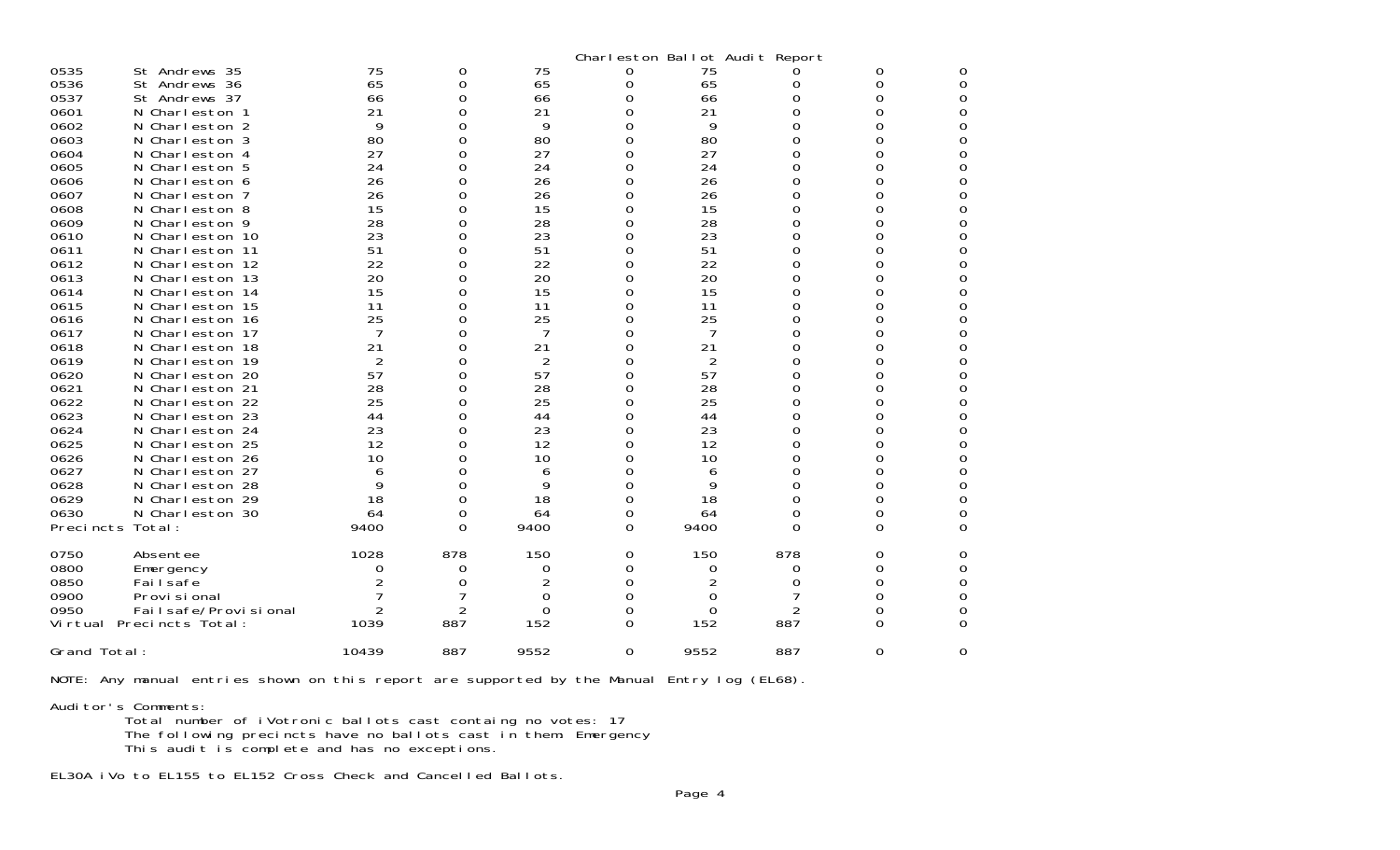# Charleston Ballot Audit Report

| | | | | | | | | | |
|---|---|---|---|---|---|---|---|---|---|
| 0535 | St Andrews 35 | 75 | 0 | 75 | 0 | 75 | 0 | 0 | 0 |
| 0536 | St Andrews 36 | 65 | 0 | 65 | 0 | 65 | 0 | 0 | 0 |
| 0537 | St Andrews 37 | 66 | 0 | 66 | 0 | 66 | 0 | 0 | 0 |
| 0601 | N Charleston 1 | 21 | 0 | 21 | 0 | 21 | 0 | 0 | 0 |
| 0602 | N Charleston 2 | 9 | 0 | 9 | 0 | 9 | 0 | 0 | 0 |
| 0603 | N Charleston 3 | 80 | 0 | 80 | 0 | 80 | 0 | 0 | 0 |
| 0604 | N Charleston 4 | 27 | 0 | 27 | 0 | 27 | 0 | 0 | 0 |
| 0605 | N Charleston 5 | 24 | 0 | 24 | 0 | 24 | 0 | 0 | 0 |
| 0606 | N Charleston 6 | 26 | 0 | 26 | 0 | 26 | 0 | 0 | 0 |
| 0607 | N Charleston 7 | 26 | 0 | 26 | 0 | 26 | 0 | 0 | 0 |
| 0608 | N Charleston 8 | 15 | 0 | 15 | 0 | 15 | 0 | 0 | 0 |
| 0609 | N Charleston 9 | 28 | 0 | 28 | 0 | 28 | 0 | 0 | 0 |
| 0610 | N Charleston 10 | 23 | 0 | 23 | 0 | 23 | 0 | 0 | 0 |
| 0611 | N Charleston 11 | 51 | 0 | 51 | 0 | 51 | 0 | 0 | 0 |
| 0612 | N Charleston 12 | 22 | 0 | 22 | 0 | 22 | 0 | 0 | 0 |
| 0613 | N Charleston 13 | 20 | 0 | 20 | 0 | 20 | 0 | 0 | 0 |
| 0614 | N Charleston 14 | 15 | 0 | 15 | 0 | 15 | 0 | 0 | 0 |
| 0615 | N Charleston 15 | 11 | 0 | 11 | 0 | 11 | 0 | 0 | 0 |
| 0616 | N Charleston 16 | 25 | 0 | 25 | 0 | 25 | 0 | 0 | 0 |
| 0617 | N Charleston 17 | 7 | 0 | 7 | 0 | 7 | 0 | 0 | 0 |
| 0618 | N Charleston 18 | 21 | 0 | 21 | 0 | 21 | 0 | 0 | 0 |
| 0619 | N Charleston 19 | 2 | 0 | 2 | 0 | 2 | 0 | 0 | 0 |
| 0620 | N Charleston 20 | 57 | 0 | 57 | 0 | 57 | 0 | 0 | 0 |
| 0621 | N Charleston 21 | 28 | 0 | 28 | 0 | 28 | 0 | 0 | 0 |
| 0622 | N Charleston 22 | 25 | 0 | 25 | 0 | 25 | 0 | 0 | 0 |
| 0623 | N Charleston 23 | 44 | 0 | 44 | 0 | 44 | 0 | 0 | 0 |
| 0624 | N Charleston 24 | 23 | 0 | 23 | 0 | 23 | 0 | 0 | 0 |
| 0625 | N Charleston 25 | 12 | 0 | 12 | 0 | 12 | 0 | 0 | 0 |
| 0626 | N Charleston 26 | 10 | 0 | 10 | 0 | 10 | 0 | 0 | 0 |
| 0627 | N Charleston 27 | 6 | 0 | 6 | 0 | 6 | 0 | 0 | 0 |
| 0628 | N Charleston 28 | 9 | 0 | 9 | 0 | 9 | 0 | 0 | 0 |
| 0629 | N Charleston 29 | 18 | 0 | 18 | 0 | 18 | 0 | 0 | 0 |
| 0630 | N Charleston 30 | 64 | 0 | 64 | 0 | 64 | 0 | 0 | 0 |
| Precincts Total: | | 9400 | 0 | 9400 | 0 | 9400 | 0 | 0 | 0 |
| 0750 | Absentee | 1028 | 878 | 150 | 0 | 150 | 878 | 0 | 0 |
| 0800 | Emergency | 0 | 0 | 0 | 0 | 0 | 0 | 0 | 0 |
| 0850 | Failsafe | 2 | 0 | 2 | 0 | 2 | 0 | 0 | 0 |
| 0900 | Provisional | 7 | 7 | 0 | 0 | 0 | 7 | 0 | 0 |
| 0950 | Failsafe/Provisional | 2 | 2 | 0 | 0 | 0 | 2 | 0 | 0 |
| Virtual Precincts Total: | | 1039 | 887 | 152 | 0 | 152 | 887 | 0 | 0 |
| Grand Total: | | 10439 | 887 | 9552 | 0 | 9552 | 887 | 0 | 0 |

NOTE: Any manual entries shown on this report are supported by the Manual Entry log (EL68).

Auditor's Comments:
Total number of iVotronic ballots cast containg no votes: 17
The following precincts have no ballots cast in them: Emergency
This audit is complete and has no exceptions.

EL30A iVo to EL155 to EL152 Cross Check and Cancelled Ballots.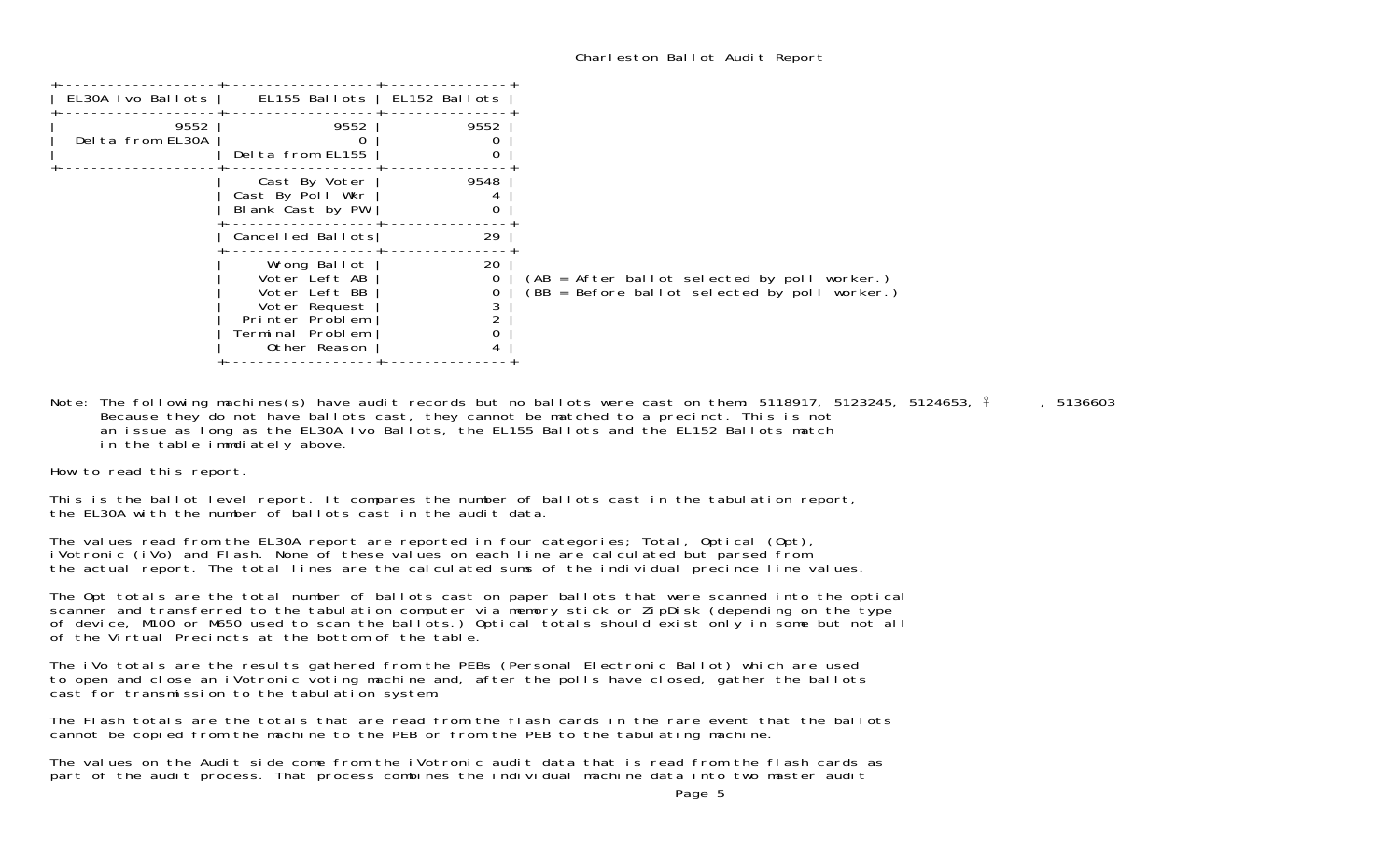Charleston Ballot Audit Report

| EL30A Ivo Ballots | EL155 Ballots | EL152 Ballots |
|---|---|---|
| 9552 | 9552 | 9552 |
| Delta from EL30A | 0 | 0 |
| | Delta from EL155 | 0 |
| | Cast By Voter | 9548 |
| | Cast By Poll Wkr | 4 |
| | Blank Cast by PW | 0 |
| | Cancelled Ballots | 29 |
| | Wrong Ballot | 20 |
| | Voter Left AB | 0 |
| | Voter Left BB | 0 |
| | Voter Request | 3 |
| | Printer Problem | 2 |
| | Terminal Problem | 0 |
| | Other Reason | 4 |

(AB = After ballot selected by poll worker.)
(BB = Before ballot selected by poll worker.)

Note: The following machines(s) have audit records but no ballots were cast on them 5118917, 5123245, 5124653, ♀ , 5136603
Because they do not have ballots cast, they cannot be matched to a precinct. This is not an issue as long as the EL30A Ivo Ballots, the EL155 Ballots and the EL152 Ballots match in the table immdiately above.

How to read this report.

This is the ballot level report. It compares the number of ballots cast in the tabulation report, the EL30A with the number of ballots cast in the audit data.

The values read from the EL30A report are reported in four categories; Total, Optical (Opt), iVotronic (iVo) and Flash. None of these values on each line are calculated but parsed from the actual report. The total lines are the calculated sums of the individual precince line values.

The Opt totals are the total number of ballots cast on paper ballots that were scanned into the optical scanner and transferred to the tabulation computer via memory stick or ZipDisk (depending on the type of device, M100 or M650 used to scan the ballots.) Optical totals should exist only in some but not all of the Virtual Precincts at the bottom of the table.

The iVo totals are the results gathered from the PEBs (Personal Electronic Ballot) which are used to open and close an iVotronic voting machine and, after the polls have closed, gather the ballots cast for transmission to the tabulation system.

The Flash totals are the totals that are read from the flash cards in the rare event that the ballots cannot be copied from the machine to the PEB or from the PEB to the tabulating machine.

The values on the Audit side come from the iVotronic audit data that is read from the flash cards as part of the audit process. That process combines the individual machine data into two master audit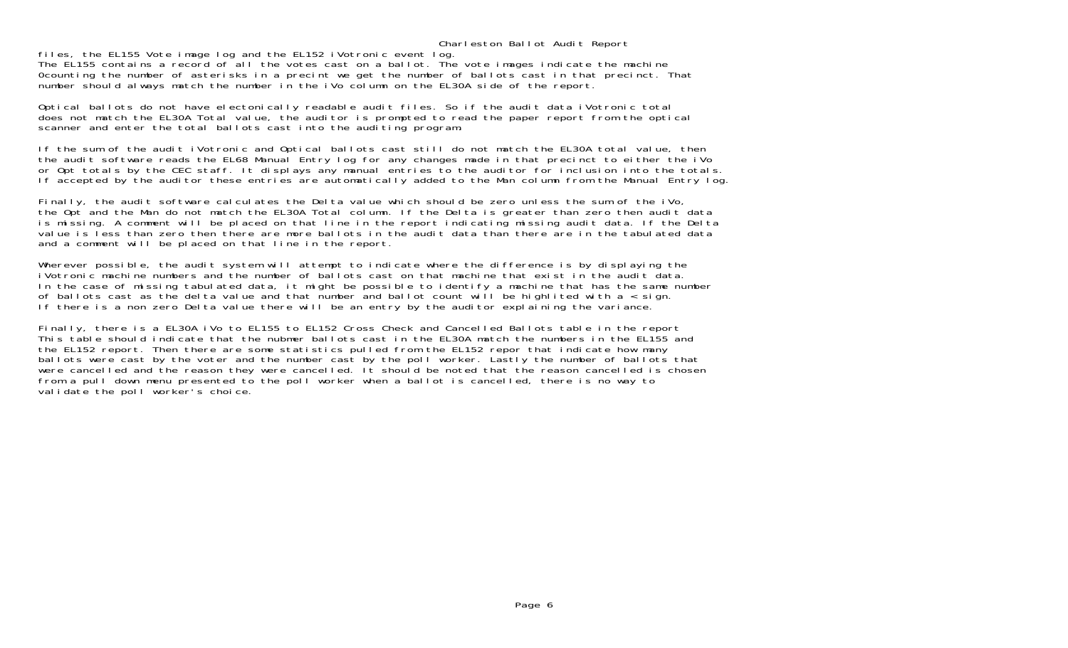files, the EL155 Vote image log and the EL152 iVotronic event log.
The EL155 contains a record of all the votes cast on a ballot. The vote images indicate the machine
0counting the number of asterisks in a precint we get the number of ballots cast in that precinct. That
number should always match the number in the iVo column on the EL30A side of the report.

Optical ballots do not have electonically readable audit files. So if the audit data iVotronic total
does not match the EL30A Total value, the auditor is prompted to read the paper report from the optical
scanner and enter the total ballots cast into the auditing program.

If the sum of the audit iVotronic and Optical ballots cast still do not match the EL30A total value, then
the audit software reads the EL68 Manual Entry log for any changes made in that precinct to either the iVo
or Opt totals by the CEC staff. It displays any manual entries to the auditor for inclusion into the totals.
If accepted by the auditor these entries are automatically added to the Man column from the Manual Entry log.

Finally, the audit software calculates the Delta value which should be zero unless the sum of the iVo,
the Opt and the Man do not match the EL30A Total column. If the Delta is greater than zero then audit data
is missing. A comment will be placed on that line in the report indicating missing audit data. If the Delta
value is less than zero then there are more ballots in the audit data than there are in the tabulated data
and a comment will be placed on that line in the report.

Wherever possible, the audit system will attempt to indicate where the difference is by displaying the
iVotronic machine numbers and the number of ballots cast on that machine that exist in the audit data.
In the case of missing tabulated data, it might be possible to identify a machine that has the same number
of ballots cast as the delta value and that number and ballot count will be highlited with a < sign.
If there is a non zero Delta value there will be an entry by the auditor explaining the variance.

Finally, there is a EL30A iVo to EL155 to EL152 Cross Check and Cancelled Ballots table in the report
This table should indicate that the nubmer ballots cast in the EL30A match the numbers in the EL155 and
the EL152 report. Then there are some statistics pulled from the EL152 repor that indicate how many
ballots were cast by the voter and the number cast by the poll worker. Lastly the number of ballots that
were cancelled and the reason they were cancelled. It should be noted that the reason cancelled is chosen
from a pull down menu presented to the poll worker when a ballot is cancelled, there is no way to
validate the poll worker's choice.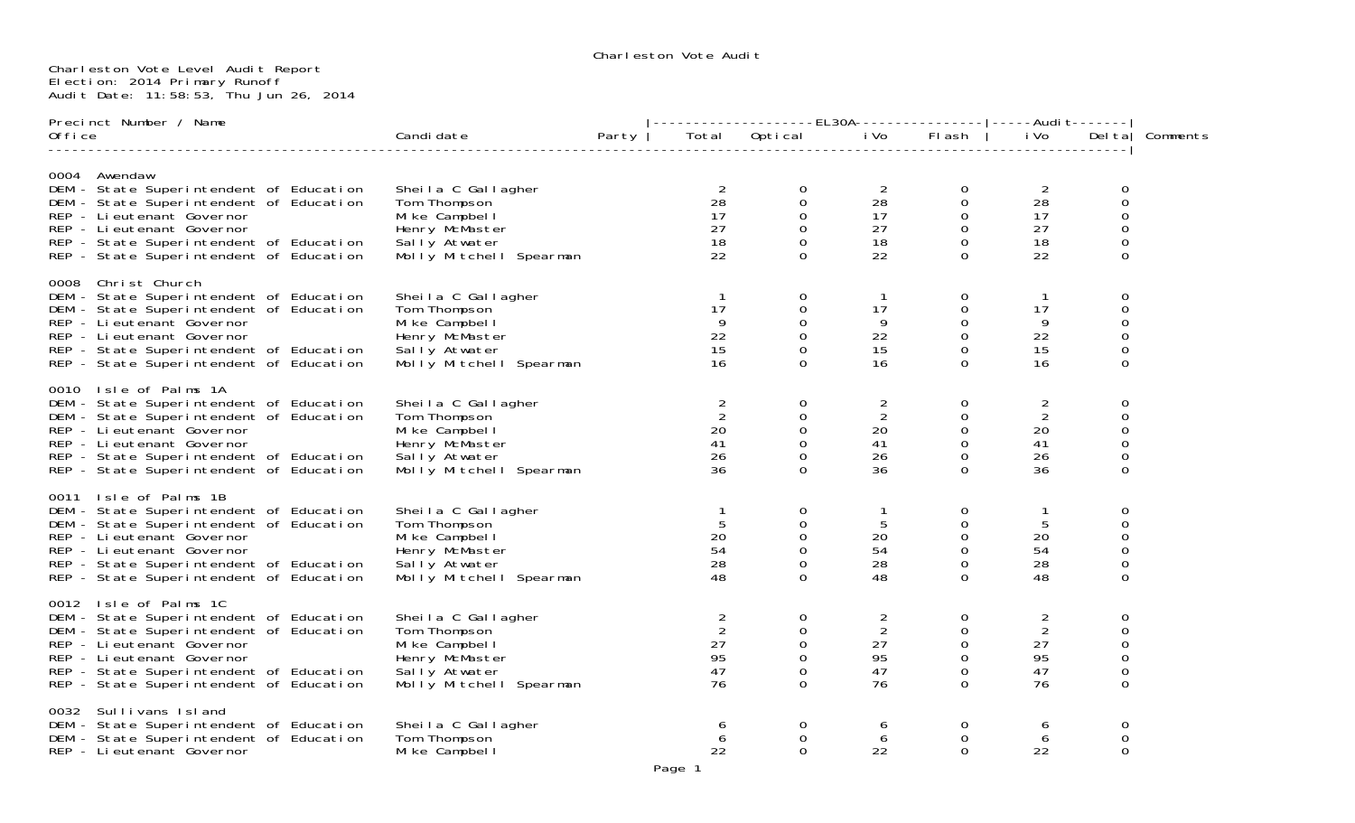Charleston Vote Audit

Charleston Vote Level Audit Report
Election: 2014 Primary Runoff
Audit Date: 11:58:53, Thu Jun 26, 2014

| Precinct Number / Name Office | Candidate | Party | EL30A Total | EL30A Optical | EL30A iVo | EL30A Flash | Audit iVo | Audit Delta | Comments |
|---|---|---|---|---|---|---|---|---|---|
| **0004 Awendaw** | | | | | | | | | |
| DEM - State Superintendent of Education | Sheila C Gallagher | | 2 | 0 | 2 | 0 | 2 | 0 | |
| DEM - State Superintendent of Education | Tom Thompson | | 28 | 0 | 28 | 0 | 28 | 0 | |
| REP - Lieutenant Governor | Mike Campbell | | 17 | 0 | 17 | 0 | 17 | 0 | |
| REP - Lieutenant Governor | Henry McMaster | | 27 | 0 | 27 | 0 | 27 | 0 | |
| REP - State Superintendent of Education | Sally Atwater | | 18 | 0 | 18 | 0 | 18 | 0 | |
| REP - State Superintendent of Education | Molly Mitchell Spearman | | 22 | 0 | 22 | 0 | 22 | 0 | |
| **0008 Christ Church** | | | | | | | | | |
| DEM - State Superintendent of Education | Sheila C Gallagher | | 1 | 0 | 1 | 0 | 1 | 0 | |
| DEM - State Superintendent of Education | Tom Thompson | | 17 | 0 | 17 | 0 | 17 | 0 | |
| REP - Lieutenant Governor | Mike Campbell | | 9 | 0 | 9 | 0 | 9 | 0 | |
| REP - Lieutenant Governor | Henry McMaster | | 22 | 0 | 22 | 0 | 22 | 0 | |
| REP - State Superintendent of Education | Sally Atwater | | 15 | 0 | 15 | 0 | 15 | 0 | |
| REP - State Superintendent of Education | Molly Mitchell Spearman | | 16 | 0 | 16 | 0 | 16 | 0 | |
| **0010 Isle of Palms 1A** | | | | | | | | | |
| DEM - State Superintendent of Education | Sheila C Gallagher | | 2 | 0 | 2 | 0 | 2 | 0 | |
| DEM - State Superintendent of Education | Tom Thompson | | 2 | 0 | 2 | 0 | 2 | 0 | |
| REP - Lieutenant Governor | Mike Campbell | | 20 | 0 | 20 | 0 | 20 | 0 | |
| REP - Lieutenant Governor | Henry McMaster | | 41 | 0 | 41 | 0 | 41 | 0 | |
| REP - State Superintendent of Education | Sally Atwater | | 26 | 0 | 26 | 0 | 26 | 0 | |
| REP - State Superintendent of Education | Molly Mitchell Spearman | | 36 | 0 | 36 | 0 | 36 | 0 | |
| **0011 Isle of Palms 1B** | | | | | | | | | |
| DEM - State Superintendent of Education | Sheila C Gallagher | | 1 | 0 | 1 | 0 | 1 | 0 | |
| DEM - State Superintendent of Education | Tom Thompson | | 5 | 0 | 5 | 0 | 5 | 0 | |
| REP - Lieutenant Governor | Mike Campbell | | 20 | 0 | 20 | 0 | 20 | 0 | |
| REP - Lieutenant Governor | Henry McMaster | | 54 | 0 | 54 | 0 | 54 | 0 | |
| REP - State Superintendent of Education | Sally Atwater | | 28 | 0 | 28 | 0 | 28 | 0 | |
| REP - State Superintendent of Education | Molly Mitchell Spearman | | 48 | 0 | 48 | 0 | 48 | 0 | |
| **0012 Isle of Palms 1C** | | | | | | | | | |
| DEM - State Superintendent of Education | Sheila C Gallagher | | 2 | 0 | 2 | 0 | 2 | 0 | |
| DEM - State Superintendent of Education | Tom Thompson | | 2 | 0 | 2 | 0 | 2 | 0 | |
| REP - Lieutenant Governor | Mike Campbell | | 27 | 0 | 27 | 0 | 27 | 0 | |
| REP - Lieutenant Governor | Henry McMaster | | 95 | 0 | 95 | 0 | 95 | 0 | |
| REP - State Superintendent of Education | Sally Atwater | | 47 | 0 | 47 | 0 | 47 | 0 | |
| REP - State Superintendent of Education | Molly Mitchell Spearman | | 76 | 0 | 76 | 0 | 76 | 0 | |
| **0032 Sullivans Island** | | | | | | | | | |
| DEM - State Superintendent of Education | Sheila C Gallagher | | 6 | 0 | 6 | 0 | 6 | 0 | |
| DEM - State Superintendent of Education | Tom Thompson | | 6 | 0 | 6 | 0 | 6 | 0 | |
| REP - Lieutenant Governor | Mike Campbell | | 22 | 0 | 22 | 0 | 22 | 0 | |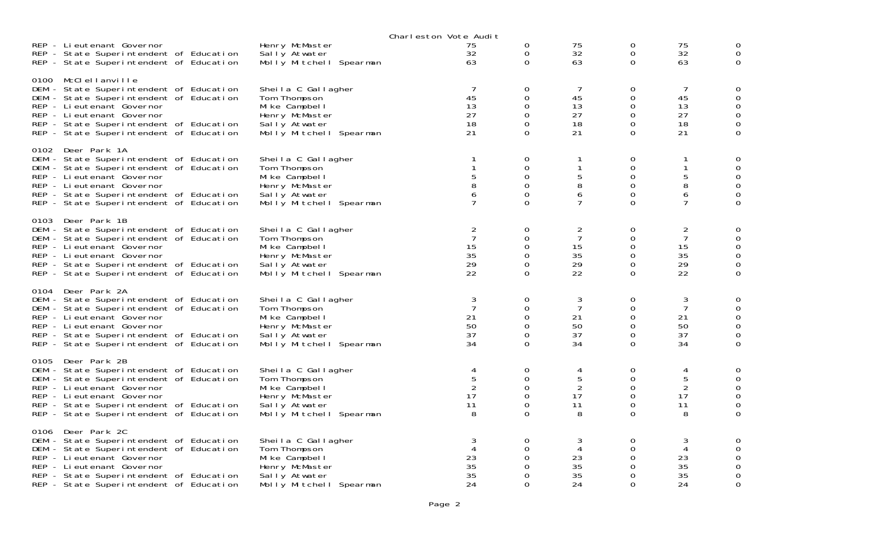Charleston Vote Audit

| | | | | | | | |
|---|---|---|---|---|---|---|---|
| REP - Lieutenant Governor | Henry McMaster | 75 | 0 | 75 | 0 | 75 | 0 |
| REP - State Superintendent of Education | Sally Atwater | 32 | 0 | 32 | 0 | 32 | 0 |
| REP - State Superintendent of Education | Molly Mitchell Spearman | 63 | 0 | 63 | 0 | 63 | 0 |

0100 McClellanville

| | | | | | | | |
|---|---|---|---|---|---|---|---|
| DEM - State Superintendent of Education | Sheila C Gallagher | 7 | 0 | 7 | 0 | 7 | 0 |
| DEM - State Superintendent of Education | Tom Thompson | 45 | 0 | 45 | 0 | 45 | 0 |
| REP - Lieutenant Governor | Mike Campbell | 13 | 0 | 13 | 0 | 13 | 0 |
| REP - Lieutenant Governor | Henry McMaster | 27 | 0 | 27 | 0 | 27 | 0 |
| REP - State Superintendent of Education | Sally Atwater | 18 | 0 | 18 | 0 | 18 | 0 |
| REP - State Superintendent of Education | Molly Mitchell Spearman | 21 | 0 | 21 | 0 | 21 | 0 |

0102 Deer Park 1A

| | | | | | | | |
|---|---|---|---|---|---|---|---|
| DEM - State Superintendent of Education | Sheila C Gallagher | 1 | 0 | 1 | 0 | 1 | 0 |
| DEM - State Superintendent of Education | Tom Thompson | 1 | 0 | 1 | 0 | 1 | 0 |
| REP - Lieutenant Governor | Mike Campbell | 5 | 0 | 5 | 0 | 5 | 0 |
| REP - Lieutenant Governor | Henry McMaster | 8 | 0 | 8 | 0 | 8 | 0 |
| REP - State Superintendent of Education | Sally Atwater | 6 | 0 | 6 | 0 | 6 | 0 |
| REP - State Superintendent of Education | Molly Mitchell Spearman | 7 | 0 | 7 | 0 | 7 | 0 |

0103 Deer Park 1B

| | | | | | | | |
|---|---|---|---|---|---|---|---|
| DEM - State Superintendent of Education | Sheila C Gallagher | 2 | 0 | 2 | 0 | 2 | 0 |
| DEM - State Superintendent of Education | Tom Thompson | 7 | 0 | 7 | 0 | 7 | 0 |
| REP - Lieutenant Governor | Mike Campbell | 15 | 0 | 15 | 0 | 15 | 0 |
| REP - Lieutenant Governor | Henry McMaster | 35 | 0 | 35 | 0 | 35 | 0 |
| REP - State Superintendent of Education | Sally Atwater | 29 | 0 | 29 | 0 | 29 | 0 |
| REP - State Superintendent of Education | Molly Mitchell Spearman | 22 | 0 | 22 | 0 | 22 | 0 |

0104 Deer Park 2A

| | | | | | | | |
|---|---|---|---|---|---|---|---|
| DEM - State Superintendent of Education | Sheila C Gallagher | 3 | 0 | 3 | 0 | 3 | 0 |
| DEM - State Superintendent of Education | Tom Thompson | 7 | 0 | 7 | 0 | 7 | 0 |
| REP - Lieutenant Governor | Mike Campbell | 21 | 0 | 21 | 0 | 21 | 0 |
| REP - Lieutenant Governor | Henry McMaster | 50 | 0 | 50 | 0 | 50 | 0 |
| REP - State Superintendent of Education | Sally Atwater | 37 | 0 | 37 | 0 | 37 | 0 |
| REP - State Superintendent of Education | Molly Mitchell Spearman | 34 | 0 | 34 | 0 | 34 | 0 |

0105 Deer Park 2B

| | | | | | | | |
|---|---|---|---|---|---|---|---|
| DEM - State Superintendent of Education | Sheila C Gallagher | 4 | 0 | 4 | 0 | 4 | 0 |
| DEM - State Superintendent of Education | Tom Thompson | 5 | 0 | 5 | 0 | 5 | 0 |
| REP - Lieutenant Governor | Mike Campbell | 2 | 0 | 2 | 0 | 2 | 0 |
| REP - Lieutenant Governor | Henry McMaster | 17 | 0 | 17 | 0 | 17 | 0 |
| REP - State Superintendent of Education | Sally Atwater | 11 | 0 | 11 | 0 | 11 | 0 |
| REP - State Superintendent of Education | Molly Mitchell Spearman | 8 | 0 | 8 | 0 | 8 | 0 |

0106 Deer Park 2C

| | | | | | | | |
|---|---|---|---|---|---|---|---|
| DEM - State Superintendent of Education | Sheila C Gallagher | 3 | 0 | 3 | 0 | 3 | 0 |
| DEM - State Superintendent of Education | Tom Thompson | 4 | 0 | 4 | 0 | 4 | 0 |
| REP - Lieutenant Governor | Mike Campbell | 23 | 0 | 23 | 0 | 23 | 0 |
| REP - Lieutenant Governor | Henry McMaster | 35 | 0 | 35 | 0 | 35 | 0 |
| REP - State Superintendent of Education | Sally Atwater | 35 | 0 | 35 | 0 | 35 | 0 |
| REP - State Superintendent of Education | Molly Mitchell Spearman | 24 | 0 | 24 | 0 | 24 | 0 |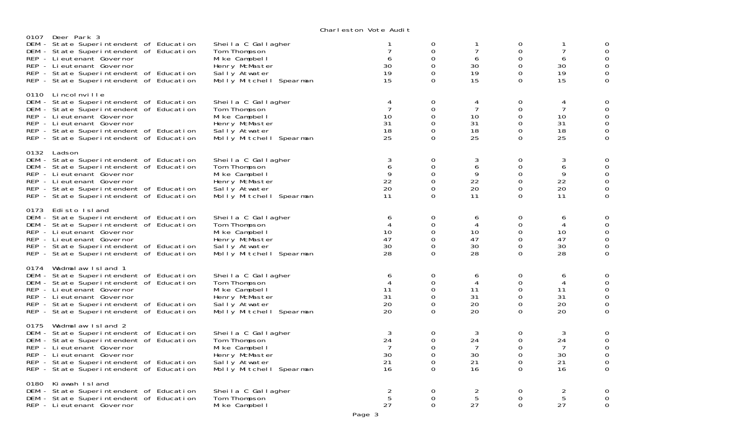Charleston Vote Audit

| Precinct / Contest | Candidate | | | | | | |
|---|---|---|---|---|---|---|---|
| **0107 Deer Park 3** | | | | | | | |
| DEM - State Superintendent of Education | Sheila C Gallagher | 1 | 0 | 1 | 0 | 1 | 0 |
| DEM - State Superintendent of Education | Tom Thompson | 7 | 0 | 7 | 0 | 7 | 0 |
| REP - Lieutenant Governor | Mike Campbell | 6 | 0 | 6 | 0 | 6 | 0 |
| REP - Lieutenant Governor | Henry McMaster | 30 | 0 | 30 | 0 | 30 | 0 |
| REP - State Superintendent of Education | Sally Atwater | 19 | 0 | 19 | 0 | 19 | 0 |
| REP - State Superintendent of Education | Molly Mitchell Spearman | 15 | 0 | 15 | 0 | 15 | 0 |
| **0110 Lincolnville** | | | | | | | |
| DEM - State Superintendent of Education | Sheila C Gallagher | 4 | 0 | 4 | 0 | 4 | 0 |
| DEM - State Superintendent of Education | Tom Thompson | 7 | 0 | 7 | 0 | 7 | 0 |
| REP - Lieutenant Governor | Mike Campbell | 10 | 0 | 10 | 0 | 10 | 0 |
| REP - Lieutenant Governor | Henry McMaster | 31 | 0 | 31 | 0 | 31 | 0 |
| REP - State Superintendent of Education | Sally Atwater | 18 | 0 | 18 | 0 | 18 | 0 |
| REP - State Superintendent of Education | Molly Mitchell Spearman | 25 | 0 | 25 | 0 | 25 | 0 |
| **0132 Ladson** | | | | | | | |
| DEM - State Superintendent of Education | Sheila C Gallagher | 3 | 0 | 3 | 0 | 3 | 0 |
| DEM - State Superintendent of Education | Tom Thompson | 6 | 0 | 6 | 0 | 6 | 0 |
| REP - Lieutenant Governor | Mike Campbell | 9 | 0 | 9 | 0 | 9 | 0 |
| REP - Lieutenant Governor | Henry McMaster | 22 | 0 | 22 | 0 | 22 | 0 |
| REP - State Superintendent of Education | Sally Atwater | 20 | 0 | 20 | 0 | 20 | 0 |
| REP - State Superintendent of Education | Molly Mitchell Spearman | 11 | 0 | 11 | 0 | 11 | 0 |
| **0173 Edisto Island** | | | | | | | |
| DEM - State Superintendent of Education | Sheila C Gallagher | 6 | 0 | 6 | 0 | 6 | 0 |
| DEM - State Superintendent of Education | Tom Thompson | 4 | 0 | 4 | 0 | 4 | 0 |
| REP - Lieutenant Governor | Mike Campbell | 10 | 0 | 10 | 0 | 10 | 0 |
| REP - Lieutenant Governor | Henry McMaster | 47 | 0 | 47 | 0 | 47 | 0 |
| REP - State Superintendent of Education | Sally Atwater | 30 | 0 | 30 | 0 | 30 | 0 |
| REP - State Superintendent of Education | Molly Mitchell Spearman | 28 | 0 | 28 | 0 | 28 | 0 |
| **0174 Wadmalaw Island 1** | | | | | | | |
| DEM - State Superintendent of Education | Sheila C Gallagher | 6 | 0 | 6 | 0 | 6 | 0 |
| DEM - State Superintendent of Education | Tom Thompson | 4 | 0 | 4 | 0 | 4 | 0 |
| REP - Lieutenant Governor | Mike Campbell | 11 | 0 | 11 | 0 | 11 | 0 |
| REP - Lieutenant Governor | Henry McMaster | 31 | 0 | 31 | 0 | 31 | 0 |
| REP - State Superintendent of Education | Sally Atwater | 20 | 0 | 20 | 0 | 20 | 0 |
| REP - State Superintendent of Education | Molly Mitchell Spearman | 20 | 0 | 20 | 0 | 20 | 0 |
| **0175 Wadmalaw Island 2** | | | | | | | |
| DEM - State Superintendent of Education | Sheila C Gallagher | 3 | 0 | 3 | 0 | 3 | 0 |
| DEM - State Superintendent of Education | Tom Thompson | 24 | 0 | 24 | 0 | 24 | 0 |
| REP - Lieutenant Governor | Mike Campbell | 7 | 0 | 7 | 0 | 7 | 0 |
| REP - Lieutenant Governor | Henry McMaster | 30 | 0 | 30 | 0 | 30 | 0 |
| REP - State Superintendent of Education | Sally Atwater | 21 | 0 | 21 | 0 | 21 | 0 |
| REP - State Superintendent of Education | Molly Mitchell Spearman | 16 | 0 | 16 | 0 | 16 | 0 |
| **0180 Kiawah Island** | | | | | | | |
| DEM - State Superintendent of Education | Sheila C Gallagher | 2 | 0 | 2 | 0 | 2 | 0 |
| DEM - State Superintendent of Education | Tom Thompson | 5 | 0 | 5 | 0 | 5 | 0 |
| REP - Lieutenant Governor | Mike Campbell | 27 | 0 | 27 | 0 | 27 | 0 |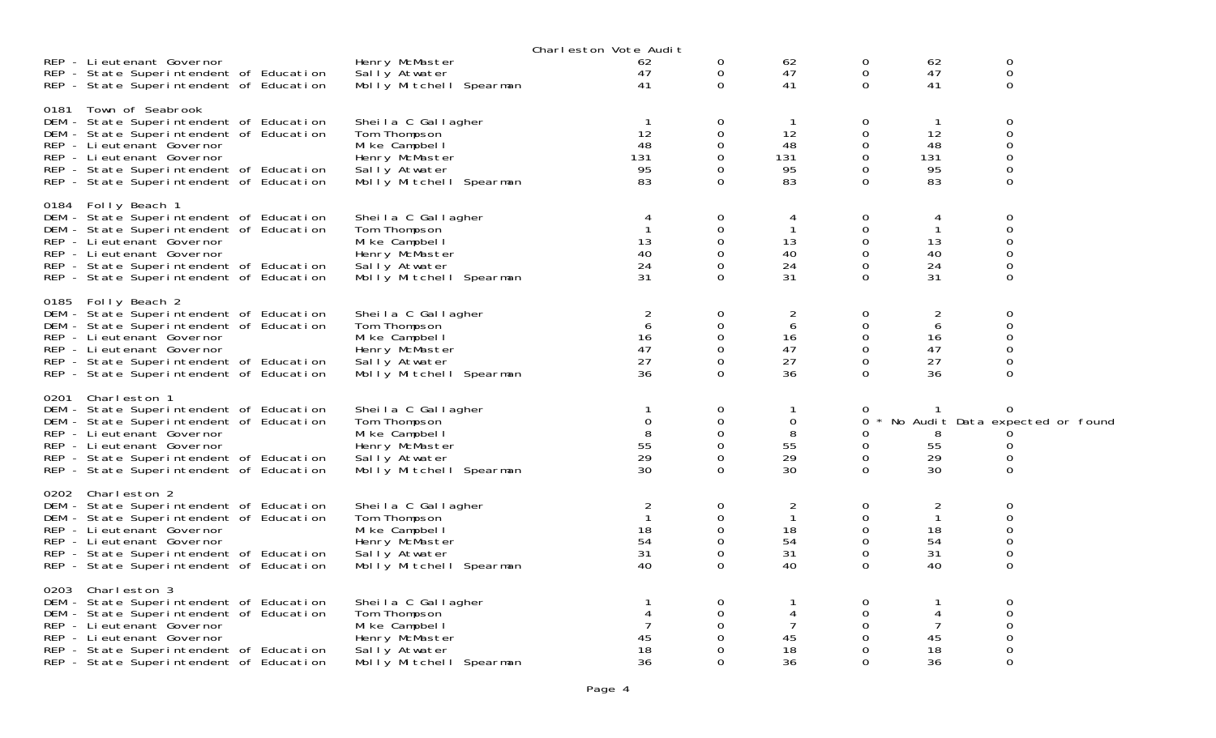Charleston Vote Audit

| | | | | | | | | |
|---|---|---|---|---|---|---|---|---|
| REP - Lieutenant Governor | Henry McMaster | 62 | 0 | 62 | 0 | 62 | 0 | |
| REP - State Superintendent of Education | Sally Atwater | 47 | 0 | 47 | 0 | 47 | 0 | |
| REP - State Superintendent of Education | Molly Mitchell Spearman | 41 | 0 | 41 | 0 | 41 | 0 | |
| **0181 Town of Seabrook** | | | | | | | | |
| DEM - State Superintendent of Education | Sheila C Gallagher | 1 | 0 | 1 | 0 | 1 | 0 | |
| DEM - State Superintendent of Education | Tom Thompson | 12 | 0 | 12 | 0 | 12 | 0 | |
| REP - Lieutenant Governor | Mike Campbell | 48 | 0 | 48 | 0 | 48 | 0 | |
| REP - Lieutenant Governor | Henry McMaster | 131 | 0 | 131 | 0 | 131 | 0 | |
| REP - State Superintendent of Education | Sally Atwater | 95 | 0 | 95 | 0 | 95 | 0 | |
| REP - State Superintendent of Education | Molly Mitchell Spearman | 83 | 0 | 83 | 0 | 83 | 0 | |
| **0184 Folly Beach 1** | | | | | | | | |
| DEM - State Superintendent of Education | Sheila C Gallagher | 4 | 0 | 4 | 0 | 4 | 0 | |
| DEM - State Superintendent of Education | Tom Thompson | 1 | 0 | 1 | 0 | 1 | 0 | |
| REP - Lieutenant Governor | Mike Campbell | 13 | 0 | 13 | 0 | 13 | 0 | |
| REP - Lieutenant Governor | Henry McMaster | 40 | 0 | 40 | 0 | 40 | 0 | |
| REP - State Superintendent of Education | Sally Atwater | 24 | 0 | 24 | 0 | 24 | 0 | |
| REP - State Superintendent of Education | Molly Mitchell Spearman | 31 | 0 | 31 | 0 | 31 | 0 | |
| **0185 Folly Beach 2** | | | | | | | | |
| DEM - State Superintendent of Education | Sheila C Gallagher | 2 | 0 | 2 | 0 | 2 | 0 | |
| DEM - State Superintendent of Education | Tom Thompson | 6 | 0 | 6 | 0 | 6 | 0 | |
| REP - Lieutenant Governor | Mike Campbell | 16 | 0 | 16 | 0 | 16 | 0 | |
| REP - Lieutenant Governor | Henry McMaster | 47 | 0 | 47 | 0 | 47 | 0 | |
| REP - State Superintendent of Education | Sally Atwater | 27 | 0 | 27 | 0 | 27 | 0 | |
| REP - State Superintendent of Education | Molly Mitchell Spearman | 36 | 0 | 36 | 0 | 36 | 0 | |
| **0201 Charleston 1** | | | | | | | | |
| DEM - State Superintendent of Education | Sheila C Gallagher | 1 | 0 | 1 | 0 | 1 | 0 | |
| DEM - State Superintendent of Education | Tom Thompson | 0 | 0 | 0 | 0 | | | * No Audit Data expected or found |
| REP - Lieutenant Governor | Mike Campbell | 8 | 0 | 8 | 0 | 8 | 0 | |
| REP - Lieutenant Governor | Henry McMaster | 55 | 0 | 55 | 0 | 55 | 0 | |
| REP - State Superintendent of Education | Sally Atwater | 29 | 0 | 29 | 0 | 29 | 0 | |
| REP - State Superintendent of Education | Molly Mitchell Spearman | 30 | 0 | 30 | 0 | 30 | 0 | |
| **0202 Charleston 2** | | | | | | | | |
| DEM - State Superintendent of Education | Sheila C Gallagher | 2 | 0 | 2 | 0 | 2 | 0 | |
| DEM - State Superintendent of Education | Tom Thompson | 1 | 0 | 1 | 0 | 1 | 0 | |
| REP - Lieutenant Governor | Mike Campbell | 18 | 0 | 18 | 0 | 18 | 0 | |
| REP - Lieutenant Governor | Henry McMaster | 54 | 0 | 54 | 0 | 54 | 0 | |
| REP - State Superintendent of Education | Sally Atwater | 31 | 0 | 31 | 0 | 31 | 0 | |
| REP - State Superintendent of Education | Molly Mitchell Spearman | 40 | 0 | 40 | 0 | 40 | 0 | |
| **0203 Charleston 3** | | | | | | | | |
| DEM - State Superintendent of Education | Sheila C Gallagher | 1 | 0 | 1 | 0 | 1 | 0 | |
| DEM - State Superintendent of Education | Tom Thompson | 4 | 0 | 4 | 0 | 4 | 0 | |
| REP - Lieutenant Governor | Mike Campbell | 7 | 0 | 7 | 0 | 7 | 0 | |
| REP - Lieutenant Governor | Henry McMaster | 45 | 0 | 45 | 0 | 45 | 0 | |
| REP - State Superintendent of Education | Sally Atwater | 18 | 0 | 18 | 0 | 18 | 0 | |
| REP - State Superintendent of Education | Molly Mitchell Spearman | 36 | 0 | 36 | 0 | 36 | 0 | |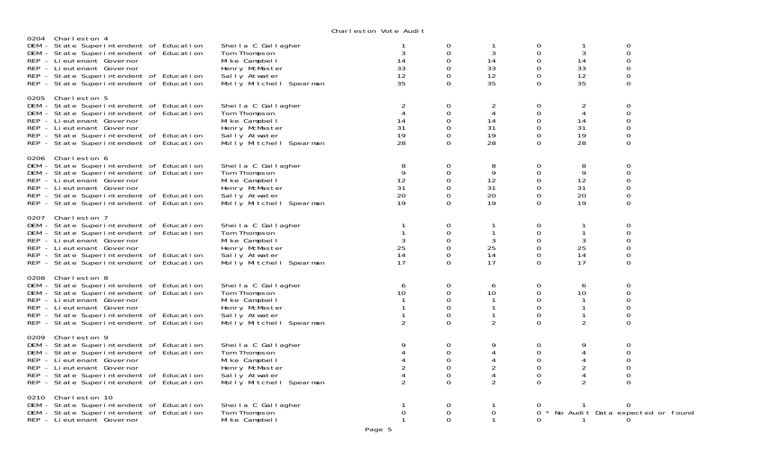# Charleston Vote Audit

## 0204 Charleston 4

| Contest | Candidate | | | | | | |
|---|---|---|---|---|---|---|---|
| DEM - State Superintendent of Education | Sheila C Gallagher | 1 | 0 | 1 | 0 | 1 | 0 |
| DEM - State Superintendent of Education | Tom Thompson | 3 | 0 | 3 | 0 | 3 | 0 |
| REP - Lieutenant Governor | Mike Campbell | 14 | 0 | 14 | 0 | 14 | 0 |
| REP - Lieutenant Governor | Henry McMaster | 33 | 0 | 33 | 0 | 33 | 0 |
| REP - State Superintendent of Education | Sally Atwater | 12 | 0 | 12 | 0 | 12 | 0 |
| REP - State Superintendent of Education | Molly Mitchell Spearman | 35 | 0 | 35 | 0 | 35 | 0 |

## 0205 Charleston 5

| Contest | Candidate | | | | | | |
|---|---|---|---|---|---|---|---|
| DEM - State Superintendent of Education | Sheila C Gallagher | 2 | 0 | 2 | 0 | 2 | 0 |
| DEM - State Superintendent of Education | Tom Thompson | 4 | 0 | 4 | 0 | 4 | 0 |
| REP - Lieutenant Governor | Mike Campbell | 14 | 0 | 14 | 0 | 14 | 0 |
| REP - Lieutenant Governor | Henry McMaster | 31 | 0 | 31 | 0 | 31 | 0 |
| REP - State Superintendent of Education | Sally Atwater | 19 | 0 | 19 | 0 | 19 | 0 |
| REP - State Superintendent of Education | Molly Mitchell Spearman | 28 | 0 | 28 | 0 | 28 | 0 |

## 0206 Charleston 6

| Contest | Candidate | | | | | | |
|---|---|---|---|---|---|---|---|
| DEM - State Superintendent of Education | Sheila C Gallagher | 8 | 0 | 8 | 0 | 8 | 0 |
| DEM - State Superintendent of Education | Tom Thompson | 9 | 0 | 9 | 0 | 9 | 0 |
| REP - Lieutenant Governor | Mike Campbell | 12 | 0 | 12 | 0 | 12 | 0 |
| REP - Lieutenant Governor | Henry McMaster | 31 | 0 | 31 | 0 | 31 | 0 |
| REP - State Superintendent of Education | Sally Atwater | 20 | 0 | 20 | 0 | 20 | 0 |
| REP - State Superintendent of Education | Molly Mitchell Spearman | 19 | 0 | 19 | 0 | 19 | 0 |

## 0207 Charleston 7

| Contest | Candidate | | | | | | |
|---|---|---|---|---|---|---|---|
| DEM - State Superintendent of Education | Sheila C Gallagher | 1 | 0 | 1 | 0 | 1 | 0 |
| DEM - State Superintendent of Education | Tom Thompson | 1 | 0 | 1 | 0 | 1 | 0 |
| REP - Lieutenant Governor | Mike Campbell | 3 | 0 | 3 | 0 | 3 | 0 |
| REP - Lieutenant Governor | Henry McMaster | 25 | 0 | 25 | 0 | 25 | 0 |
| REP - State Superintendent of Education | Sally Atwater | 14 | 0 | 14 | 0 | 14 | 0 |
| REP - State Superintendent of Education | Molly Mitchell Spearman | 17 | 0 | 17 | 0 | 17 | 0 |

## 0208 Charleston 8

| Contest | Candidate | | | | | | |
|---|---|---|---|---|---|---|---|
| DEM - State Superintendent of Education | Sheila C Gallagher | 6 | 0 | 6 | 0 | 6 | 0 |
| DEM - State Superintendent of Education | Tom Thompson | 10 | 0 | 10 | 0 | 10 | 0 |
| REP - Lieutenant Governor | Mike Campbell | 1 | 0 | 1 | 0 | 1 | 0 |
| REP - Lieutenant Governor | Henry McMaster | 1 | 0 | 1 | 0 | 1 | 0 |
| REP - State Superintendent of Education | Sally Atwater | 1 | 0 | 1 | 0 | 1 | 0 |
| REP - State Superintendent of Education | Molly Mitchell Spearman | 2 | 0 | 2 | 0 | 2 | 0 |

## 0209 Charleston 9

| Contest | Candidate | | | | | | |
|---|---|---|---|---|---|---|---|
| DEM - State Superintendent of Education | Sheila C Gallagher | 9 | 0 | 9 | 0 | 9 | 0 |
| DEM - State Superintendent of Education | Tom Thompson | 4 | 0 | 4 | 0 | 4 | 0 |
| REP - Lieutenant Governor | Mike Campbell | 4 | 0 | 4 | 0 | 4 | 0 |
| REP - Lieutenant Governor | Henry McMaster | 2 | 0 | 2 | 0 | 2 | 0 |
| REP - State Superintendent of Education | Sally Atwater | 4 | 0 | 4 | 0 | 4 | 0 |
| REP - State Superintendent of Education | Molly Mitchell Spearman | 2 | 0 | 2 | 0 | 2 | 0 |

## 0210 Charleston 10

| Contest | Candidate | | | | | | |
|---|---|---|---|---|---|---|---|
| DEM - State Superintendent of Education | Sheila C Gallagher | 1 | 0 | 1 | 0 | 1 | 0 |
| DEM - State Superintendent of Education | Tom Thompson | 0 | 0 | 0 | 0 * No Audit Data expected or found | | |
| REP - Lieutenant Governor | Mike Campbell | 1 | 0 | 1 | 0 | 1 | 0 |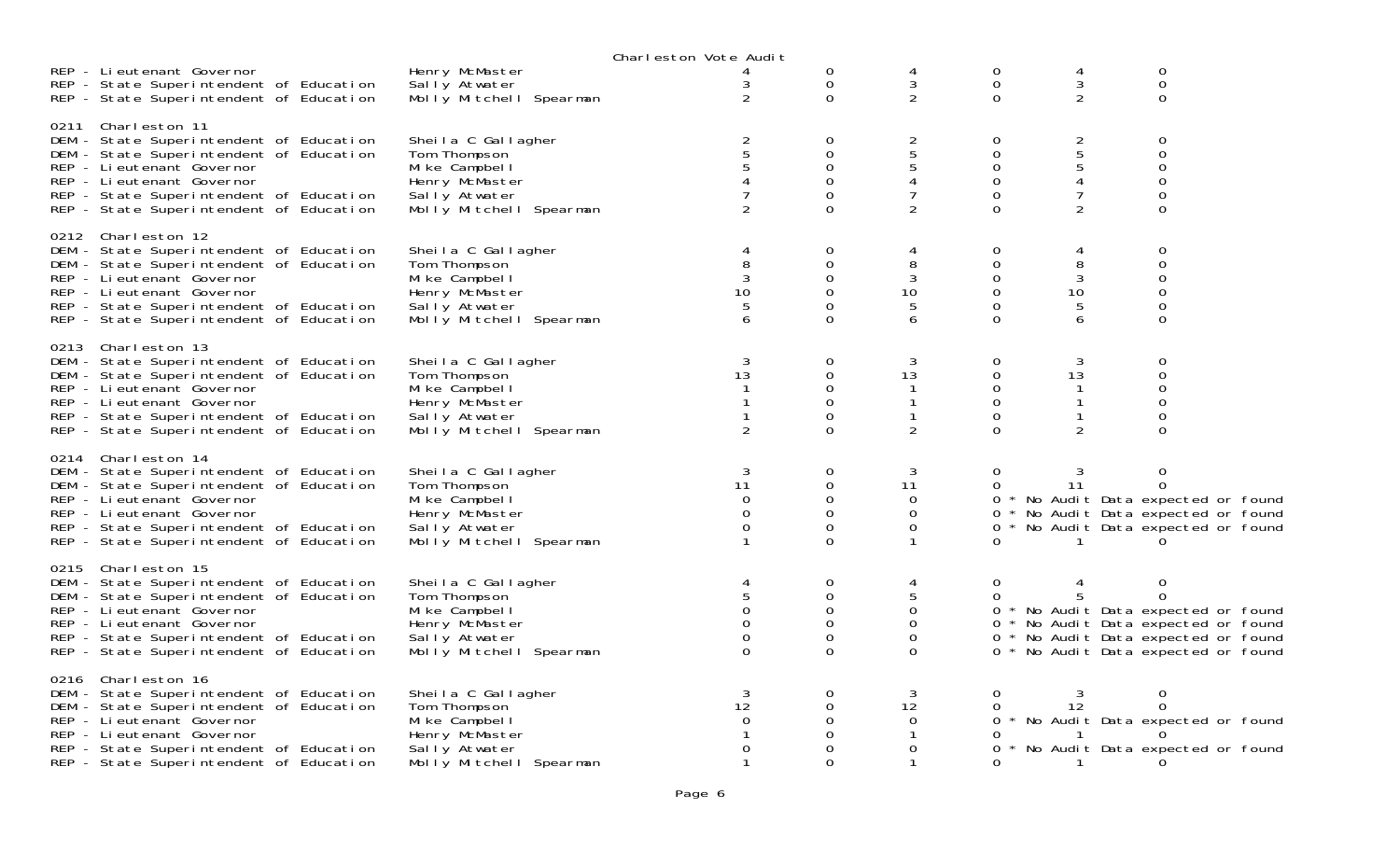Charleston Vote Audit

| | | | | | | | |
|---|---|---|---|---|---|---|---|
| REP - Lieutenant Governor | Henry McMaster | 4 | 0 | 4 | 0 | 4 | 0 |
| REP - State Superintendent of Education | Sally Atwater | 3 | 0 | 3 | 0 | 3 | 0 |
| REP - State Superintendent of Education | Molly Mitchell Spearman | 2 | 0 | 2 | 0 | 2 | 0 |

0211 Charleston 11

| | | | | | | | |
|---|---|---|---|---|---|---|---|
| DEM - State Superintendent of Education | Sheila C Gallagher | 2 | 0 | 2 | 0 | 2 | 0 |
| DEM - State Superintendent of Education | Tom Thompson | 5 | 0 | 5 | 0 | 5 | 0 |
| REP - Lieutenant Governor | Mike Campbell | 5 | 0 | 5 | 0 | 5 | 0 |
| REP - Lieutenant Governor | Henry McMaster | 4 | 0 | 4 | 0 | 4 | 0 |
| REP - State Superintendent of Education | Sally Atwater | 7 | 0 | 7 | 0 | 7 | 0 |
| REP - State Superintendent of Education | Molly Mitchell Spearman | 2 | 0 | 2 | 0 | 2 | 0 |

0212 Charleston 12

| | | | | | | | |
|---|---|---|---|---|---|---|---|
| DEM - State Superintendent of Education | Sheila C Gallagher | 4 | 0 | 4 | 0 | 4 | 0 |
| DEM - State Superintendent of Education | Tom Thompson | 8 | 0 | 8 | 0 | 8 | 0 |
| REP - Lieutenant Governor | Mike Campbell | 3 | 0 | 3 | 0 | 3 | 0 |
| REP - Lieutenant Governor | Henry McMaster | 10 | 0 | 10 | 0 | 10 | 0 |
| REP - State Superintendent of Education | Sally Atwater | 5 | 0 | 5 | 0 | 5 | 0 |
| REP - State Superintendent of Education | Molly Mitchell Spearman | 6 | 0 | 6 | 0 | 6 | 0 |

0213 Charleston 13

| | | | | | | | |
|---|---|---|---|---|---|---|---|
| DEM - State Superintendent of Education | Sheila C Gallagher | 3 | 0 | 3 | 0 | 3 | 0 |
| DEM - State Superintendent of Education | Tom Thompson | 13 | 0 | 13 | 0 | 13 | 0 |
| REP - Lieutenant Governor | Mike Campbell | 1 | 0 | 1 | 0 | 1 | 0 |
| REP - Lieutenant Governor | Henry McMaster | 1 | 0 | 1 | 0 | 1 | 0 |
| REP - State Superintendent of Education | Sally Atwater | 1 | 0 | 1 | 0 | 1 | 0 |
| REP - State Superintendent of Education | Molly Mitchell Spearman | 2 | 0 | 2 | 0 | 2 | 0 |

0214 Charleston 14

| | | | | | | | |
|---|---|---|---|---|---|---|---|
| DEM - State Superintendent of Education | Sheila C Gallagher | 3 | 0 | 3 | 0 | 3 | 0 |
| DEM - State Superintendent of Education | Tom Thompson | 11 | 0 | 11 | 0 | 11 | 0 |
| REP - Lieutenant Governor | Mike Campbell | 0 | 0 | 0 | 0 * No Audit Data expected or found | | |
| REP - Lieutenant Governor | Henry McMaster | 0 | 0 | 0 | 0 * No Audit Data expected or found | | |
| REP - State Superintendent of Education | Sally Atwater | 0 | 0 | 0 | 0 * No Audit Data expected or found | | |
| REP - State Superintendent of Education | Molly Mitchell Spearman | 1 | 0 | 1 | 0 | 1 | 0 |

0215 Charleston 15

| | | | | | | | |
|---|---|---|---|---|---|---|---|
| DEM - State Superintendent of Education | Sheila C Gallagher | 4 | 0 | 4 | 0 | 4 | 0 |
| DEM - State Superintendent of Education | Tom Thompson | 5 | 0 | 5 | 0 | 5 | 0 |
| REP - Lieutenant Governor | Mike Campbell | 0 | 0 | 0 | 0 * No Audit Data expected or found | | |
| REP - Lieutenant Governor | Henry McMaster | 0 | 0 | 0 | 0 * No Audit Data expected or found | | |
| REP - State Superintendent of Education | Sally Atwater | 0 | 0 | 0 | 0 * No Audit Data expected or found | | |
| REP - State Superintendent of Education | Molly Mitchell Spearman | 0 | 0 | 0 | 0 * No Audit Data expected or found | | |

0216 Charleston 16

| | | | | | | | |
|---|---|---|---|---|---|---|---|
| DEM - State Superintendent of Education | Sheila C Gallagher | 3 | 0 | 3 | 0 | 3 | 0 |
| DEM - State Superintendent of Education | Tom Thompson | 12 | 0 | 12 | 0 | 12 | 0 |
| REP - Lieutenant Governor | Mike Campbell | 0 | 0 | 0 | 0 * No Audit Data expected or found | | |
| REP - Lieutenant Governor | Henry McMaster | 1 | 0 | 1 | 0 | 1 | 0 |
| REP - State Superintendent of Education | Sally Atwater | 0 | 0 | 0 | 0 * No Audit Data expected or found | | |
| REP - State Superintendent of Education | Molly Mitchell Spearman | 1 | 0 | 1 | 0 | 1 | 0 |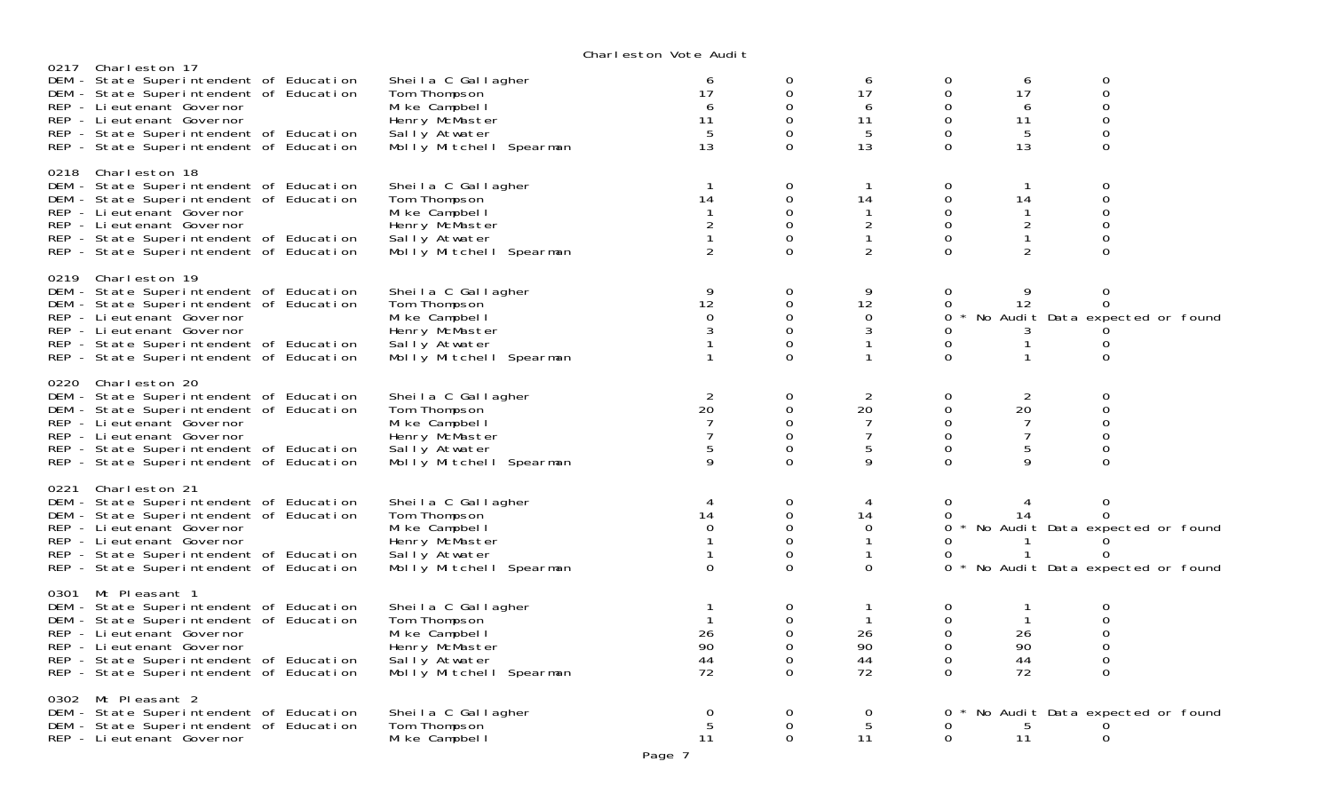# Charleston Vote Audit

### 0217 Charleston 17

| Contest | Candidate | | | | | | |
|---|---|---|---|---|---|---|---|
| DEM - State Superintendent of Education | Sheila C Gallagher | 6 | 0 | 6 | 0 | 6 | 0 |
| DEM - State Superintendent of Education | Tom Thompson | 17 | 0 | 17 | 0 | 17 | 0 |
| REP - Lieutenant Governor | Mike Campbell | 6 | 0 | 6 | 0 | 6 | 0 |
| REP - Lieutenant Governor | Henry McMaster | 11 | 0 | 11 | 0 | 11 | 0 |
| REP - State Superintendent of Education | Sally Atwater | 5 | 0 | 5 | 0 | 5 | 0 |
| REP - State Superintendent of Education | Molly Mitchell Spearman | 13 | 0 | 13 | 0 | 13 | 0 |

### 0218 Charleston 18

| Contest | Candidate | | | | | | |
|---|---|---|---|---|---|---|---|
| DEM - State Superintendent of Education | Sheila C Gallagher | 1 | 0 | 1 | 0 | 1 | 0 |
| DEM - State Superintendent of Education | Tom Thompson | 14 | 0 | 14 | 0 | 14 | 0 |
| REP - Lieutenant Governor | Mike Campbell | 1 | 0 | 1 | 0 | 1 | 0 |
| REP - Lieutenant Governor | Henry McMaster | 2 | 0 | 2 | 0 | 2 | 0 |
| REP - State Superintendent of Education | Sally Atwater | 1 | 0 | 1 | 0 | 1 | 0 |
| REP - State Superintendent of Education | Molly Mitchell Spearman | 2 | 0 | 2 | 0 | 2 | 0 |

### 0219 Charleston 19

| Contest | Candidate | | | | | | |
|---|---|---|---|---|---|---|---|
| DEM - State Superintendent of Education | Sheila C Gallagher | 9 | 0 | 9 | 0 | 9 | 0 |
| DEM - State Superintendent of Education | Tom Thompson | 12 | 0 | 12 | 0 | 12 | 0 |
| REP - Lieutenant Governor | Mike Campbell | 0 | 0 | 0 | 0 * No Audit Data expected or found | | |
| REP - Lieutenant Governor | Henry McMaster | 3 | 0 | 3 | 0 | 3 | 0 |
| REP - State Superintendent of Education | Sally Atwater | 1 | 0 | 1 | 0 | 1 | 0 |
| REP - State Superintendent of Education | Molly Mitchell Spearman | 1 | 0 | 1 | 0 | 1 | 0 |

### 0220 Charleston 20

| Contest | Candidate | | | | | | |
|---|---|---|---|---|---|---|---|
| DEM - State Superintendent of Education | Sheila C Gallagher | 2 | 0 | 2 | 0 | 2 | 0 |
| DEM - State Superintendent of Education | Tom Thompson | 20 | 0 | 20 | 0 | 20 | 0 |
| REP - Lieutenant Governor | Mike Campbell | 7 | 0 | 7 | 0 | 7 | 0 |
| REP - Lieutenant Governor | Henry McMaster | 7 | 0 | 7 | 0 | 7 | 0 |
| REP - State Superintendent of Education | Sally Atwater | 5 | 0 | 5 | 0 | 5 | 0 |
| REP - State Superintendent of Education | Molly Mitchell Spearman | 9 | 0 | 9 | 0 | 9 | 0 |

### 0221 Charleston 21

| Contest | Candidate | | | | | | |
|---|---|---|---|---|---|---|---|
| DEM - State Superintendent of Education | Sheila C Gallagher | 4 | 0 | 4 | 0 | 4 | 0 |
| DEM - State Superintendent of Education | Tom Thompson | 14 | 0 | 14 | 0 | 14 | 0 |
| REP - Lieutenant Governor | Mike Campbell | 0 | 0 | 0 | 0 * No Audit Data expected or found | | |
| REP - Lieutenant Governor | Henry McMaster | 1 | 0 | 1 | 0 | 1 | 0 |
| REP - State Superintendent of Education | Sally Atwater | 1 | 0 | 1 | 0 | 1 | 0 |
| REP - State Superintendent of Education | Molly Mitchell Spearman | 0 | 0 | 0 | 0 * No Audit Data expected or found | | |

### 0301 Mt Pleasant 1

| Contest | Candidate | | | | | | |
|---|---|---|---|---|---|---|---|
| DEM - State Superintendent of Education | Sheila C Gallagher | 1 | 0 | 1 | 0 | 1 | 0 |
| DEM - State Superintendent of Education | Tom Thompson | 1 | 0 | 1 | 0 | 1 | 0 |
| REP - Lieutenant Governor | Mike Campbell | 26 | 0 | 26 | 0 | 26 | 0 |
| REP - Lieutenant Governor | Henry McMaster | 90 | 0 | 90 | 0 | 90 | 0 |
| REP - State Superintendent of Education | Sally Atwater | 44 | 0 | 44 | 0 | 44 | 0 |
| REP - State Superintendent of Education | Molly Mitchell Spearman | 72 | 0 | 72 | 0 | 72 | 0 |

### 0302 Mt Pleasant 2

| Contest | Candidate | | | | | | |
|---|---|---|---|---|---|---|---|
| DEM - State Superintendent of Education | Sheila C Gallagher | 0 | 0 | 0 | 0 * No Audit Data expected or found | | |
| DEM - State Superintendent of Education | Tom Thompson | 5 | 0 | 5 | 0 | 5 | 0 |
| REP - Lieutenant Governor | Mike Campbell | 11 | 0 | 11 | 0 | 11 | 0 |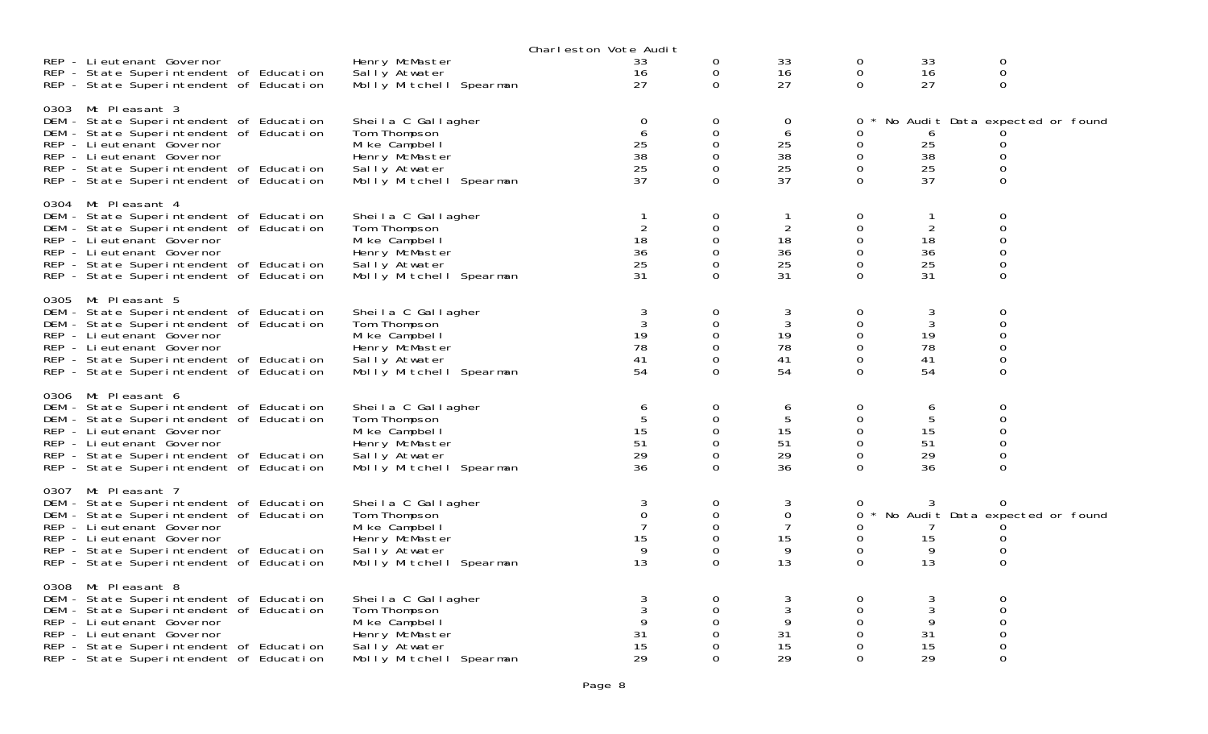Charleston Vote Audit

| | | | | | | | |
|---|---|---|---|---|---|---|---|
| REP - Lieutenant Governor | Henry McMaster | 33 | 0 | 33 | 0 | 33 | 0 |
| REP - State Superintendent of Education | Sally Atwater | 16 | 0 | 16 | 0 | 16 | 0 |
| REP - State Superintendent of Education | Molly Mitchell Spearman | 27 | 0 | 27 | 0 | 27 | 0 |

**0303 Mt Pleasant 3**

| | | | | | | | |
|---|---|---|---|---|---|---|---|
| DEM - State Superintendent of Education | Sheila C Gallagher | 0 | 0 | 0 | 0 * No Audit Data expected or found | | |
| DEM - State Superintendent of Education | Tom Thompson | 6 | 0 | 6 | 0 | 6 | 0 |
| REP - Lieutenant Governor | Mike Campbell | 25 | 0 | 25 | 0 | 25 | 0 |
| REP - Lieutenant Governor | Henry McMaster | 38 | 0 | 38 | 0 | 38 | 0 |
| REP - State Superintendent of Education | Sally Atwater | 25 | 0 | 25 | 0 | 25 | 0 |
| REP - State Superintendent of Education | Molly Mitchell Spearman | 37 | 0 | 37 | 0 | 37 | 0 |

**0304 Mt Pleasant 4**

| | | | | | | | |
|---|---|---|---|---|---|---|---|
| DEM - State Superintendent of Education | Sheila C Gallagher | 1 | 0 | 1 | 0 | 1 | 0 |
| DEM - State Superintendent of Education | Tom Thompson | 2 | 0 | 2 | 0 | 2 | 0 |
| REP - Lieutenant Governor | Mike Campbell | 18 | 0 | 18 | 0 | 18 | 0 |
| REP - Lieutenant Governor | Henry McMaster | 36 | 0 | 36 | 0 | 36 | 0 |
| REP - State Superintendent of Education | Sally Atwater | 25 | 0 | 25 | 0 | 25 | 0 |
| REP - State Superintendent of Education | Molly Mitchell Spearman | 31 | 0 | 31 | 0 | 31 | 0 |

**0305 Mt Pleasant 5**

| | | | | | | | |
|---|---|---|---|---|---|---|---|
| DEM - State Superintendent of Education | Sheila C Gallagher | 3 | 0 | 3 | 0 | 3 | 0 |
| DEM - State Superintendent of Education | Tom Thompson | 3 | 0 | 3 | 0 | 3 | 0 |
| REP - Lieutenant Governor | Mike Campbell | 19 | 0 | 19 | 0 | 19 | 0 |
| REP - Lieutenant Governor | Henry McMaster | 78 | 0 | 78 | 0 | 78 | 0 |
| REP - State Superintendent of Education | Sally Atwater | 41 | 0 | 41 | 0 | 41 | 0 |
| REP - State Superintendent of Education | Molly Mitchell Spearman | 54 | 0 | 54 | 0 | 54 | 0 |

**0306 Mt Pleasant 6**

| | | | | | | | |
|---|---|---|---|---|---|---|---|
| DEM - State Superintendent of Education | Sheila C Gallagher | 6 | 0 | 6 | 0 | 6 | 0 |
| DEM - State Superintendent of Education | Tom Thompson | 5 | 0 | 5 | 0 | 5 | 0 |
| REP - Lieutenant Governor | Mike Campbell | 15 | 0 | 15 | 0 | 15 | 0 |
| REP - Lieutenant Governor | Henry McMaster | 51 | 0 | 51 | 0 | 51 | 0 |
| REP - State Superintendent of Education | Sally Atwater | 29 | 0 | 29 | 0 | 29 | 0 |
| REP - State Superintendent of Education | Molly Mitchell Spearman | 36 | 0 | 36 | 0 | 36 | 0 |

**0307 Mt Pleasant 7**

| | | | | | | | |
|---|---|---|---|---|---|---|---|
| DEM - State Superintendent of Education | Sheila C Gallagher | 3 | 0 | 3 | 0 | 3 | 0 |
| DEM - State Superintendent of Education | Tom Thompson | 0 | 0 | 0 | 0 * No Audit Data expected or found | | |
| REP - Lieutenant Governor | Mike Campbell | 7 | 0 | 7 | 0 | 7 | 0 |
| REP - Lieutenant Governor | Henry McMaster | 15 | 0 | 15 | 0 | 15 | 0 |
| REP - State Superintendent of Education | Sally Atwater | 9 | 0 | 9 | 0 | 9 | 0 |
| REP - State Superintendent of Education | Molly Mitchell Spearman | 13 | 0 | 13 | 0 | 13 | 0 |

**0308 Mt Pleasant 8**

| | | | | | | | |
|---|---|---|---|---|---|---|---|
| DEM - State Superintendent of Education | Sheila C Gallagher | 3 | 0 | 3 | 0 | 3 | 0 |
| DEM - State Superintendent of Education | Tom Thompson | 3 | 0 | 3 | 0 | 3 | 0 |
| REP - Lieutenant Governor | Mike Campbell | 9 | 0 | 9 | 0 | 9 | 0 |
| REP - Lieutenant Governor | Henry McMaster | 31 | 0 | 31 | 0 | 31 | 0 |
| REP - State Superintendent of Education | Sally Atwater | 15 | 0 | 15 | 0 | 15 | 0 |
| REP - State Superintendent of Education | Molly Mitchell Spearman | 29 | 0 | 29 | 0 | 29 | 0 |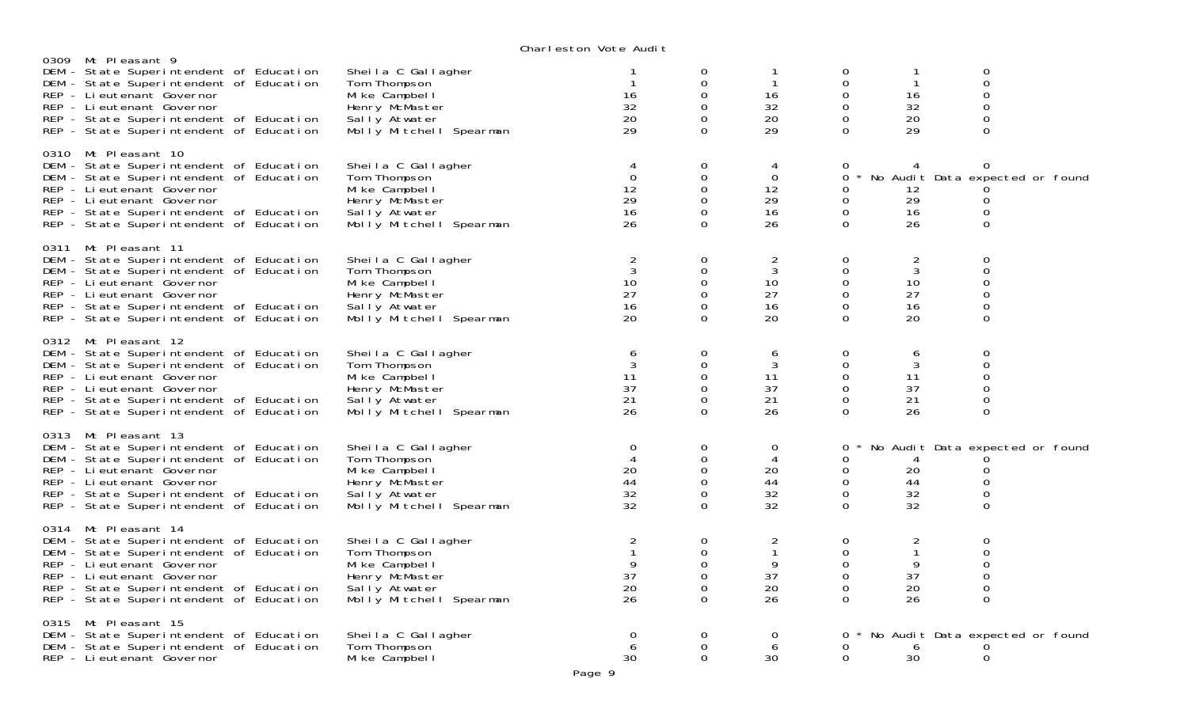Charleston Vote Audit

| Precinct / Contest | Candidate | | | | | | |
|---|---|---|---|---|---|---|---|
| **0309 Mt Pleasant 9** | | | | | | | |
| DEM - State Superintendent of Education | Sheila C Gallagher | 1 | 0 | 1 | 0 | 1 | 0 |
| DEM - State Superintendent of Education | Tom Thompson | 1 | 0 | 1 | 0 | 1 | 0 |
| REP - Lieutenant Governor | Mike Campbell | 16 | 0 | 16 | 0 | 16 | 0 |
| REP - Lieutenant Governor | Henry McMaster | 32 | 0 | 32 | 0 | 32 | 0 |
| REP - State Superintendent of Education | Sally Atwater | 20 | 0 | 20 | 0 | 20 | 0 |
| REP - State Superintendent of Education | Molly Mitchell Spearman | 29 | 0 | 29 | 0 | 29 | 0 |
| **0310 Mt Pleasant 10** | | | | | | | |
| DEM - State Superintendent of Education | Sheila C Gallagher | 4 | 0 | 4 | 0 | 4 | 0 |
| DEM - State Superintendent of Education | Tom Thompson | 0 | 0 | 0 | 0 * | No Audit Data expected or found | |
| REP - Lieutenant Governor | Mike Campbell | 12 | 0 | 12 | 0 | 12 | 0 |
| REP - Lieutenant Governor | Henry McMaster | 29 | 0 | 29 | 0 | 29 | 0 |
| REP - State Superintendent of Education | Sally Atwater | 16 | 0 | 16 | 0 | 16 | 0 |
| REP - State Superintendent of Education | Molly Mitchell Spearman | 26 | 0 | 26 | 0 | 26 | 0 |
| **0311 Mt Pleasant 11** | | | | | | | |
| DEM - State Superintendent of Education | Sheila C Gallagher | 2 | 0 | 2 | 0 | 2 | 0 |
| DEM - State Superintendent of Education | Tom Thompson | 3 | 0 | 3 | 0 | 3 | 0 |
| REP - Lieutenant Governor | Mike Campbell | 10 | 0 | 10 | 0 | 10 | 0 |
| REP - Lieutenant Governor | Henry McMaster | 27 | 0 | 27 | 0 | 27 | 0 |
| REP - State Superintendent of Education | Sally Atwater | 16 | 0 | 16 | 0 | 16 | 0 |
| REP - State Superintendent of Education | Molly Mitchell Spearman | 20 | 0 | 20 | 0 | 20 | 0 |
| **0312 Mt Pleasant 12** | | | | | | | |
| DEM - State Superintendent of Education | Sheila C Gallagher | 6 | 0 | 6 | 0 | 6 | 0 |
| DEM - State Superintendent of Education | Tom Thompson | 3 | 0 | 3 | 0 | 3 | 0 |
| REP - Lieutenant Governor | Mike Campbell | 11 | 0 | 11 | 0 | 11 | 0 |
| REP - Lieutenant Governor | Henry McMaster | 37 | 0 | 37 | 0 | 37 | 0 |
| REP - State Superintendent of Education | Sally Atwater | 21 | 0 | 21 | 0 | 21 | 0 |
| REP - State Superintendent of Education | Molly Mitchell Spearman | 26 | 0 | 26 | 0 | 26 | 0 |
| **0313 Mt Pleasant 13** | | | | | | | |
| DEM - State Superintendent of Education | Sheila C Gallagher | 0 | 0 | 0 | 0 * | No Audit Data expected or found | |
| DEM - State Superintendent of Education | Tom Thompson | 4 | 0 | 4 | 0 | 4 | 0 |
| REP - Lieutenant Governor | Mike Campbell | 20 | 0 | 20 | 0 | 20 | 0 |
| REP - Lieutenant Governor | Henry McMaster | 44 | 0 | 44 | 0 | 44 | 0 |
| REP - State Superintendent of Education | Sally Atwater | 32 | 0 | 32 | 0 | 32 | 0 |
| REP - State Superintendent of Education | Molly Mitchell Spearman | 32 | 0 | 32 | 0 | 32 | 0 |
| **0314 Mt Pleasant 14** | | | | | | | |
| DEM - State Superintendent of Education | Sheila C Gallagher | 2 | 0 | 2 | 0 | 2 | 0 |
| DEM - State Superintendent of Education | Tom Thompson | 1 | 0 | 1 | 0 | 1 | 0 |
| REP - Lieutenant Governor | Mike Campbell | 9 | 0 | 9 | 0 | 9 | 0 |
| REP - Lieutenant Governor | Henry McMaster | 37 | 0 | 37 | 0 | 37 | 0 |
| REP - State Superintendent of Education | Sally Atwater | 20 | 0 | 20 | 0 | 20 | 0 |
| REP - State Superintendent of Education | Molly Mitchell Spearman | 26 | 0 | 26 | 0 | 26 | 0 |
| **0315 Mt Pleasant 15** | | | | | | | |
| DEM - State Superintendent of Education | Sheila C Gallagher | 0 | 0 | 0 | 0 * | No Audit Data expected or found | |
| DEM - State Superintendent of Education | Tom Thompson | 6 | 0 | 6 | 0 | 6 | 0 |
| REP - Lieutenant Governor | Mike Campbell | 30 | 0 | 30 | 0 | 30 | 0 |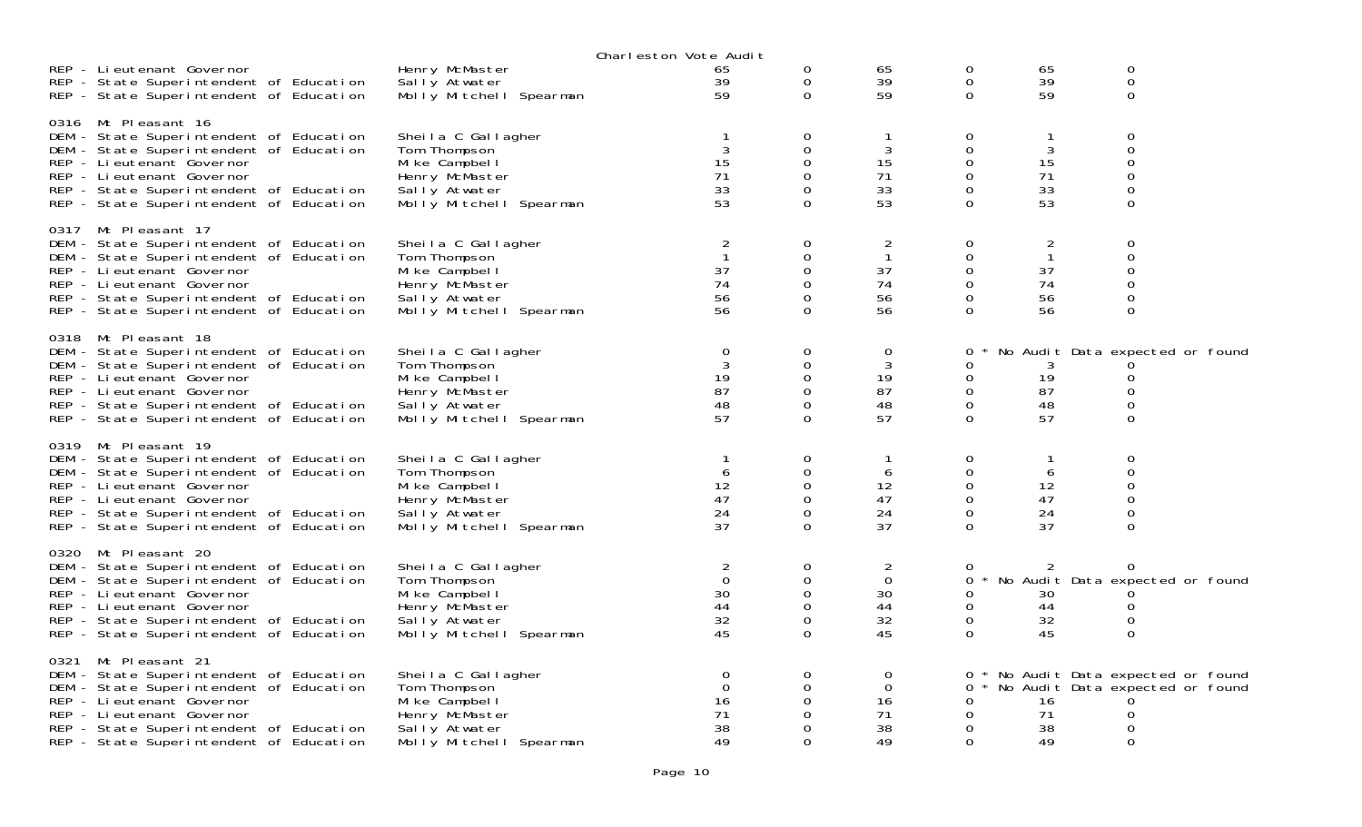Charleston Vote Audit

| | | | | | | | |
|---|---|---|---|---|---|---|---|
| REP - Lieutenant Governor | Henry McMaster | 65 | 0 | 65 | 0 | 65 | 0 |
| REP - State Superintendent of Education | Sally Atwater | 39 | 0 | 39 | 0 | 39 | 0 |
| REP - State Superintendent of Education | Molly Mitchell Spearman | 59 | 0 | 59 | 0 | 59 | 0 |

0316 Mt Pleasant 16

| | | | | | | | |
|---|---|---|---|---|---|---|---|
| DEM - State Superintendent of Education | Sheila C Gallagher | 1 | 0 | 1 | 0 | 1 | 0 |
| DEM - State Superintendent of Education | Tom Thompson | 3 | 0 | 3 | 0 | 3 | 0 |
| REP - Lieutenant Governor | Mike Campbell | 15 | 0 | 15 | 0 | 15 | 0 |
| REP - Lieutenant Governor | Henry McMaster | 71 | 0 | 71 | 0 | 71 | 0 |
| REP - State Superintendent of Education | Sally Atwater | 33 | 0 | 33 | 0 | 33 | 0 |
| REP - State Superintendent of Education | Molly Mitchell Spearman | 53 | 0 | 53 | 0 | 53 | 0 |

0317 Mt Pleasant 17

| | | | | | | | |
|---|---|---|---|---|---|---|---|
| DEM - State Superintendent of Education | Sheila C Gallagher | 2 | 0 | 2 | 0 | 2 | 0 |
| DEM - State Superintendent of Education | Tom Thompson | 1 | 0 | 1 | 0 | 1 | 0 |
| REP - Lieutenant Governor | Mike Campbell | 37 | 0 | 37 | 0 | 37 | 0 |
| REP - Lieutenant Governor | Henry McMaster | 74 | 0 | 74 | 0 | 74 | 0 |
| REP - State Superintendent of Education | Sally Atwater | 56 | 0 | 56 | 0 | 56 | 0 |
| REP - State Superintendent of Education | Molly Mitchell Spearman | 56 | 0 | 56 | 0 | 56 | 0 |

0318 Mt Pleasant 18

| | | | | | | | |
|---|---|---|---|---|---|---|---|
| DEM - State Superintendent of Education | Sheila C Gallagher | 0 | 0 | 0 | 0 * No Audit Data expected or found | | |
| DEM - State Superintendent of Education | Tom Thompson | 3 | 0 | 3 | 0 | 3 | 0 |
| REP - Lieutenant Governor | Mike Campbell | 19 | 0 | 19 | 0 | 19 | 0 |
| REP - Lieutenant Governor | Henry McMaster | 87 | 0 | 87 | 0 | 87 | 0 |
| REP - State Superintendent of Education | Sally Atwater | 48 | 0 | 48 | 0 | 48 | 0 |
| REP - State Superintendent of Education | Molly Mitchell Spearman | 57 | 0 | 57 | 0 | 57 | 0 |

0319 Mt Pleasant 19

| | | | | | | | |
|---|---|---|---|---|---|---|---|
| DEM - State Superintendent of Education | Sheila C Gallagher | 1 | 0 | 1 | 0 | 1 | 0 |
| DEM - State Superintendent of Education | Tom Thompson | 6 | 0 | 6 | 0 | 6 | 0 |
| REP - Lieutenant Governor | Mike Campbell | 12 | 0 | 12 | 0 | 12 | 0 |
| REP - Lieutenant Governor | Henry McMaster | 47 | 0 | 47 | 0 | 47 | 0 |
| REP - State Superintendent of Education | Sally Atwater | 24 | 0 | 24 | 0 | 24 | 0 |
| REP - State Superintendent of Education | Molly Mitchell Spearman | 37 | 0 | 37 | 0 | 37 | 0 |

0320 Mt Pleasant 20

| | | | | | | | |
|---|---|---|---|---|---|---|---|
| DEM - State Superintendent of Education | Sheila C Gallagher | 2 | 0 | 2 | 0 | 2 | 0 |
| DEM - State Superintendent of Education | Tom Thompson | 0 | 0 | 0 | 0 * No Audit Data expected or found | | |
| REP - Lieutenant Governor | Mike Campbell | 30 | 0 | 30 | 0 | 30 | 0 |
| REP - Lieutenant Governor | Henry McMaster | 44 | 0 | 44 | 0 | 44 | 0 |
| REP - State Superintendent of Education | Sally Atwater | 32 | 0 | 32 | 0 | 32 | 0 |
| REP - State Superintendent of Education | Molly Mitchell Spearman | 45 | 0 | 45 | 0 | 45 | 0 |

0321 Mt Pleasant 21

| | | | | | | | |
|---|---|---|---|---|---|---|---|
| DEM - State Superintendent of Education | Sheila C Gallagher | 0 | 0 | 0 | 0 * No Audit Data expected or found | | |
| DEM - State Superintendent of Education | Tom Thompson | 0 | 0 | 0 | 0 * No Audit Data expected or found | | |
| REP - Lieutenant Governor | Mike Campbell | 16 | 0 | 16 | 0 | 16 | 0 |
| REP - Lieutenant Governor | Henry McMaster | 71 | 0 | 71 | 0 | 71 | 0 |
| REP - State Superintendent of Education | Sally Atwater | 38 | 0 | 38 | 0 | 38 | 0 |
| REP - State Superintendent of Education | Molly Mitchell Spearman | 49 | 0 | 49 | 0 | 49 | 0 |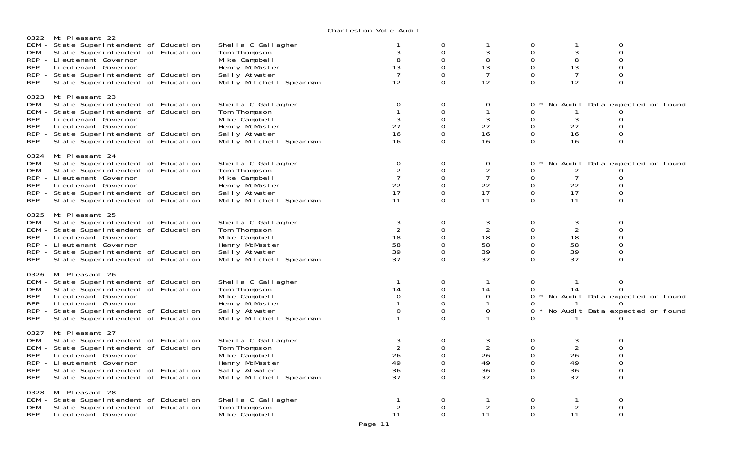Charleston Vote Audit

0322 Mt Pleasant 22

| Contest | Candidate | | | | | | |
|---|---|---|---|---|---|---|---|
| DEM - State Superintendent of Education | Sheila C Gallagher | 1 | 0 | 1 | 0 | 1 | 0 |
| DEM - State Superintendent of Education | Tom Thompson | 3 | 0 | 3 | 0 | 3 | 0 |
| REP - Lieutenant Governor | Mike Campbell | 8 | 0 | 8 | 0 | 8 | 0 |
| REP - Lieutenant Governor | Henry McMaster | 13 | 0 | 13 | 0 | 13 | 0 |
| REP - State Superintendent of Education | Sally Atwater | 7 | 0 | 7 | 0 | 7 | 0 |
| REP - State Superintendent of Education | Molly Mitchell Spearman | 12 | 0 | 12 | 0 | 12 | 0 |

0323 Mt Pleasant 23

| Contest | Candidate | | | | | | |
|---|---|---|---|---|---|---|---|
| DEM - State Superintendent of Education | Sheila C Gallagher | 0 | 0 | 0 | 0 * No Audit Data expected or found | | |
| DEM - State Superintendent of Education | Tom Thompson | 1 | 0 | 1 | 0 | 1 | 0 |
| REP - Lieutenant Governor | Mike Campbell | 3 | 0 | 3 | 0 | 3 | 0 |
| REP - Lieutenant Governor | Henry McMaster | 27 | 0 | 27 | 0 | 27 | 0 |
| REP - State Superintendent of Education | Sally Atwater | 16 | 0 | 16 | 0 | 16 | 0 |
| REP - State Superintendent of Education | Molly Mitchell Spearman | 16 | 0 | 16 | 0 | 16 | 0 |

0324 Mt Pleasant 24

| Contest | Candidate | | | | | | |
|---|---|---|---|---|---|---|---|
| DEM - State Superintendent of Education | Sheila C Gallagher | 0 | 0 | 0 | 0 * No Audit Data expected or found | | |
| DEM - State Superintendent of Education | Tom Thompson | 2 | 0 | 2 | 0 | 2 | 0 |
| REP - Lieutenant Governor | Mike Campbell | 7 | 0 | 7 | 0 | 7 | 0 |
| REP - Lieutenant Governor | Henry McMaster | 22 | 0 | 22 | 0 | 22 | 0 |
| REP - State Superintendent of Education | Sally Atwater | 17 | 0 | 17 | 0 | 17 | 0 |
| REP - State Superintendent of Education | Molly Mitchell Spearman | 11 | 0 | 11 | 0 | 11 | 0 |

0325 Mt Pleasant 25

| Contest | Candidate | | | | | | |
|---|---|---|---|---|---|---|---|
| DEM - State Superintendent of Education | Sheila C Gallagher | 3 | 0 | 3 | 0 | 3 | 0 |
| DEM - State Superintendent of Education | Tom Thompson | 2 | 0 | 2 | 0 | 2 | 0 |
| REP - Lieutenant Governor | Mike Campbell | 18 | 0 | 18 | 0 | 18 | 0 |
| REP - Lieutenant Governor | Henry McMaster | 58 | 0 | 58 | 0 | 58 | 0 |
| REP - State Superintendent of Education | Sally Atwater | 39 | 0 | 39 | 0 | 39 | 0 |
| REP - State Superintendent of Education | Molly Mitchell Spearman | 37 | 0 | 37 | 0 | 37 | 0 |

0326 Mt Pleasant 26

| Contest | Candidate | | | | | | |
|---|---|---|---|---|---|---|---|
| DEM - State Superintendent of Education | Sheila C Gallagher | 1 | 0 | 1 | 0 | 1 | 0 |
| DEM - State Superintendent of Education | Tom Thompson | 14 | 0 | 14 | 0 | 14 | 0 |
| REP - Lieutenant Governor | Mike Campbell | 0 | 0 | 0 | 0 * No Audit Data expected or found | | |
| REP - Lieutenant Governor | Henry McMaster | 1 | 0 | 1 | 0 | 1 | 0 |
| REP - State Superintendent of Education | Sally Atwater | 0 | 0 | 0 | 0 * No Audit Data expected or found | | |
| REP - State Superintendent of Education | Molly Mitchell Spearman | 1 | 0 | 1 | 0 | 1 | 0 |

0327 Mt Pleasant 27

| Contest | Candidate | | | | | | |
|---|---|---|---|---|---|---|---|
| DEM - State Superintendent of Education | Sheila C Gallagher | 3 | 0 | 3 | 0 | 3 | 0 |
| DEM - State Superintendent of Education | Tom Thompson | 2 | 0 | 2 | 0 | 2 | 0 |
| REP - Lieutenant Governor | Mike Campbell | 26 | 0 | 26 | 0 | 26 | 0 |
| REP - Lieutenant Governor | Henry McMaster | 49 | 0 | 49 | 0 | 49 | 0 |
| REP - State Superintendent of Education | Sally Atwater | 36 | 0 | 36 | 0 | 36 | 0 |
| REP - State Superintendent of Education | Molly Mitchell Spearman | 37 | 0 | 37 | 0 | 37 | 0 |

0328 Mt Pleasant 28

| Contest | Candidate | | | | | | |
|---|---|---|---|---|---|---|---|
| DEM - State Superintendent of Education | Sheila C Gallagher | 1 | 0 | 1 | 0 | 1 | 0 |
| DEM - State Superintendent of Education | Tom Thompson | 2 | 0 | 2 | 0 | 2 | 0 |
| REP - Lieutenant Governor | Mike Campbell | 11 | 0 | 11 | 0 | 11 | 0 |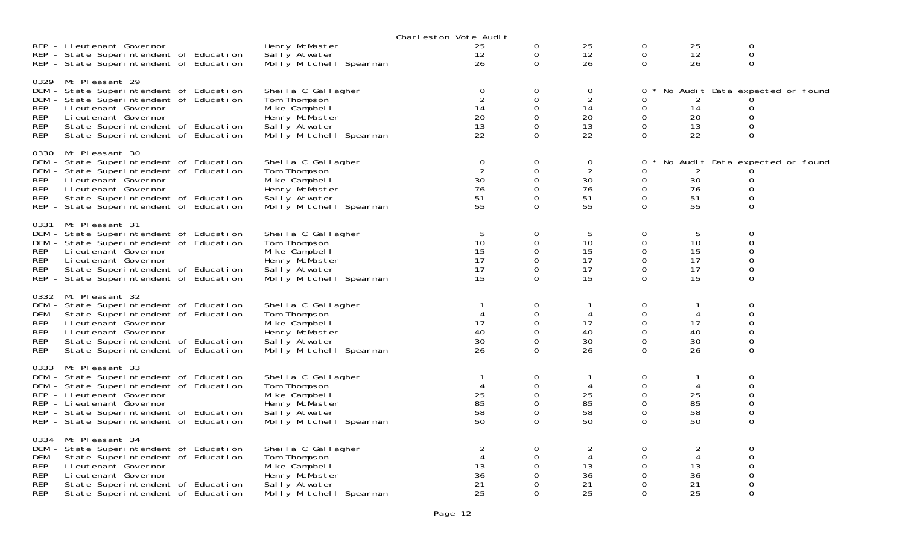Charleston Vote Audit

| | | | | | | | |
|---|---|---|---|---|---|---|---|
| REP - Lieutenant Governor | Henry McMaster | 25 | 0 | 25 | 0 | 25 | 0 |
| REP - State Superintendent of Education | Sally Atwater | 12 | 0 | 12 | 0 | 12 | 0 |
| REP - State Superintendent of Education | Molly Mitchell Spearman | 26 | 0 | 26 | 0 | 26 | 0 |
| **0329 Mt Pleasant 29** | | | | | | | |
| DEM - State Superintendent of Education | Sheila C Gallagher | 0 | 0 | 0 | 0 * | No Audit Data expected or found | |
| DEM - State Superintendent of Education | Tom Thompson | 2 | 0 | 2 | 0 | 2 | 0 |
| REP - Lieutenant Governor | Mike Campbell | 14 | 0 | 14 | 0 | 14 | 0 |
| REP - Lieutenant Governor | Henry McMaster | 20 | 0 | 20 | 0 | 20 | 0 |
| REP - State Superintendent of Education | Sally Atwater | 13 | 0 | 13 | 0 | 13 | 0 |
| REP - State Superintendent of Education | Molly Mitchell Spearman | 22 | 0 | 22 | 0 | 22 | 0 |
| **0330 Mt Pleasant 30** | | | | | | | |
| DEM - State Superintendent of Education | Sheila C Gallagher | 0 | 0 | 0 | 0 * | No Audit Data expected or found | |
| DEM - State Superintendent of Education | Tom Thompson | 2 | 0 | 2 | 0 | 2 | 0 |
| REP - Lieutenant Governor | Mike Campbell | 30 | 0 | 30 | 0 | 30 | 0 |
| REP - Lieutenant Governor | Henry McMaster | 76 | 0 | 76 | 0 | 76 | 0 |
| REP - State Superintendent of Education | Sally Atwater | 51 | 0 | 51 | 0 | 51 | 0 |
| REP - State Superintendent of Education | Molly Mitchell Spearman | 55 | 0 | 55 | 0 | 55 | 0 |
| **0331 Mt Pleasant 31** | | | | | | | |
| DEM - State Superintendent of Education | Sheila C Gallagher | 5 | 0 | 5 | 0 | 5 | 0 |
| DEM - State Superintendent of Education | Tom Thompson | 10 | 0 | 10 | 0 | 10 | 0 |
| REP - Lieutenant Governor | Mike Campbell | 15 | 0 | 15 | 0 | 15 | 0 |
| REP - Lieutenant Governor | Henry McMaster | 17 | 0 | 17 | 0 | 17 | 0 |
| REP - State Superintendent of Education | Sally Atwater | 17 | 0 | 17 | 0 | 17 | 0 |
| REP - State Superintendent of Education | Molly Mitchell Spearman | 15 | 0 | 15 | 0 | 15 | 0 |
| **0332 Mt Pleasant 32** | | | | | | | |
| DEM - State Superintendent of Education | Sheila C Gallagher | 1 | 0 | 1 | 0 | 1 | 0 |
| DEM - State Superintendent of Education | Tom Thompson | 4 | 0 | 4 | 0 | 4 | 0 |
| REP - Lieutenant Governor | Mike Campbell | 17 | 0 | 17 | 0 | 17 | 0 |
| REP - Lieutenant Governor | Henry McMaster | 40 | 0 | 40 | 0 | 40 | 0 |
| REP - State Superintendent of Education | Sally Atwater | 30 | 0 | 30 | 0 | 30 | 0 |
| REP - State Superintendent of Education | Molly Mitchell Spearman | 26 | 0 | 26 | 0 | 26 | 0 |
| **0333 Mt Pleasant 33** | | | | | | | |
| DEM - State Superintendent of Education | Sheila C Gallagher | 1 | 0 | 1 | 0 | 1 | 0 |
| DEM - State Superintendent of Education | Tom Thompson | 4 | 0 | 4 | 0 | 4 | 0 |
| REP - Lieutenant Governor | Mike Campbell | 25 | 0 | 25 | 0 | 25 | 0 |
| REP - Lieutenant Governor | Henry McMaster | 85 | 0 | 85 | 0 | 85 | 0 |
| REP - State Superintendent of Education | Sally Atwater | 58 | 0 | 58 | 0 | 58 | 0 |
| REP - State Superintendent of Education | Molly Mitchell Spearman | 50 | 0 | 50 | 0 | 50 | 0 |
| **0334 Mt Pleasant 34** | | | | | | | |
| DEM - State Superintendent of Education | Sheila C Gallagher | 2 | 0 | 2 | 0 | 2 | 0 |
| DEM - State Superintendent of Education | Tom Thompson | 4 | 0 | 4 | 0 | 4 | 0 |
| REP - Lieutenant Governor | Mike Campbell | 13 | 0 | 13 | 0 | 13 | 0 |
| REP - Lieutenant Governor | Henry McMaster | 36 | 0 | 36 | 0 | 36 | 0 |
| REP - State Superintendent of Education | Sally Atwater | 21 | 0 | 21 | 0 | 21 | 0 |
| REP - State Superintendent of Education | Molly Mitchell Spearman | 25 | 0 | 25 | 0 | 25 | 0 |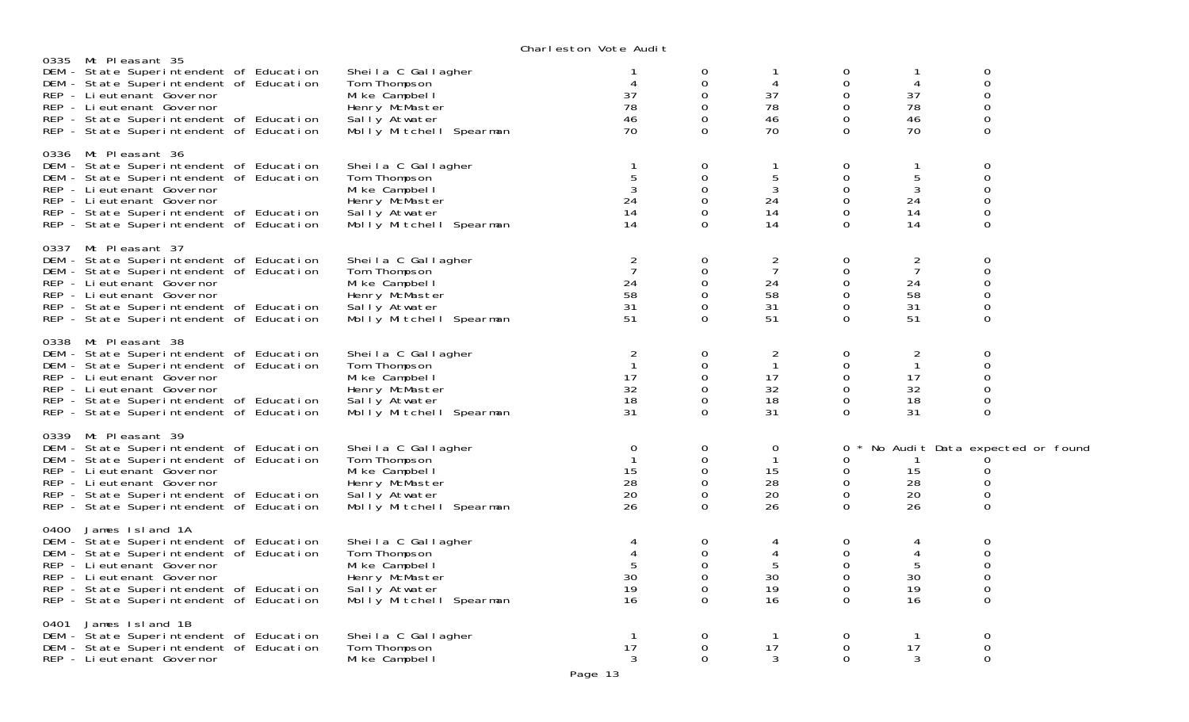# Charleston Vote Audit

## 0335 Mt Pleasant 35

| Contest | Candidate | | | | | | |
|---|---|---|---|---|---|---|---|
| DEM - State Superintendent of Education | Sheila C Gallagher | 1 | 0 | 1 | 0 | 1 | 0 |
| DEM - State Superintendent of Education | Tom Thompson | 4 | 0 | 4 | 0 | 4 | 0 |
| REP - Lieutenant Governor | Mike Campbell | 37 | 0 | 37 | 0 | 37 | 0 |
| REP - Lieutenant Governor | Henry McMaster | 78 | 0 | 78 | 0 | 78 | 0 |
| REP - State Superintendent of Education | Sally Atwater | 46 | 0 | 46 | 0 | 46 | 0 |
| REP - State Superintendent of Education | Molly Mitchell Spearman | 70 | 0 | 70 | 0 | 70 | 0 |

## 0336 Mt Pleasant 36

| Contest | Candidate | | | | | | |
|---|---|---|---|---|---|---|---|
| DEM - State Superintendent of Education | Sheila C Gallagher | 1 | 0 | 1 | 0 | 1 | 0 |
| DEM - State Superintendent of Education | Tom Thompson | 5 | 0 | 5 | 0 | 5 | 0 |
| REP - Lieutenant Governor | Mike Campbell | 3 | 0 | 3 | 0 | 3 | 0 |
| REP - Lieutenant Governor | Henry McMaster | 24 | 0 | 24 | 0 | 24 | 0 |
| REP - State Superintendent of Education | Sally Atwater | 14 | 0 | 14 | 0 | 14 | 0 |
| REP - State Superintendent of Education | Molly Mitchell Spearman | 14 | 0 | 14 | 0 | 14 | 0 |

## 0337 Mt Pleasant 37

| Contest | Candidate | | | | | | |
|---|---|---|---|---|---|---|---|
| DEM - State Superintendent of Education | Sheila C Gallagher | 2 | 0 | 2 | 0 | 2 | 0 |
| DEM - State Superintendent of Education | Tom Thompson | 7 | 0 | 7 | 0 | 7 | 0 |
| REP - Lieutenant Governor | Mike Campbell | 24 | 0 | 24 | 0 | 24 | 0 |
| REP - Lieutenant Governor | Henry McMaster | 58 | 0 | 58 | 0 | 58 | 0 |
| REP - State Superintendent of Education | Sally Atwater | 31 | 0 | 31 | 0 | 31 | 0 |
| REP - State Superintendent of Education | Molly Mitchell Spearman | 51 | 0 | 51 | 0 | 51 | 0 |

## 0338 Mt Pleasant 38

| Contest | Candidate | | | | | | |
|---|---|---|---|---|---|---|---|
| DEM - State Superintendent of Education | Sheila C Gallagher | 2 | 0 | 2 | 0 | 2 | 0 |
| DEM - State Superintendent of Education | Tom Thompson | 1 | 0 | 1 | 0 | 1 | 0 |
| REP - Lieutenant Governor | Mike Campbell | 17 | 0 | 17 | 0 | 17 | 0 |
| REP - Lieutenant Governor | Henry McMaster | 32 | 0 | 32 | 0 | 32 | 0 |
| REP - State Superintendent of Education | Sally Atwater | 18 | 0 | 18 | 0 | 18 | 0 |
| REP - State Superintendent of Education | Molly Mitchell Spearman | 31 | 0 | 31 | 0 | 31 | 0 |

## 0339 Mt Pleasant 39

| Contest | Candidate | | | | | | |
|---|---|---|---|---|---|---|---|
| DEM - State Superintendent of Education | Sheila C Gallagher | 0 | 0 | 0 | 0 * No Audit Data expected or found | | |
| DEM - State Superintendent of Education | Tom Thompson | 1 | 0 | 1 | 0 | 1 | 0 |
| REP - Lieutenant Governor | Mike Campbell | 15 | 0 | 15 | 0 | 15 | 0 |
| REP - Lieutenant Governor | Henry McMaster | 28 | 0 | 28 | 0 | 28 | 0 |
| REP - State Superintendent of Education | Sally Atwater | 20 | 0 | 20 | 0 | 20 | 0 |
| REP - State Superintendent of Education | Molly Mitchell Spearman | 26 | 0 | 26 | 0 | 26 | 0 |

## 0400 James Island 1A

| Contest | Candidate | | | | | | |
|---|---|---|---|---|---|---|---|
| DEM - State Superintendent of Education | Sheila C Gallagher | 4 | 0 | 4 | 0 | 4 | 0 |
| DEM - State Superintendent of Education | Tom Thompson | 4 | 0 | 4 | 0 | 4 | 0 |
| REP - Lieutenant Governor | Mike Campbell | 5 | 0 | 5 | 0 | 5 | 0 |
| REP - Lieutenant Governor | Henry McMaster | 30 | 0 | 30 | 0 | 30 | 0 |
| REP - State Superintendent of Education | Sally Atwater | 19 | 0 | 19 | 0 | 19 | 0 |
| REP - State Superintendent of Education | Molly Mitchell Spearman | 16 | 0 | 16 | 0 | 16 | 0 |

## 0401 James Island 1B

| Contest | Candidate | | | | | | |
|---|---|---|---|---|---|---|---|
| DEM - State Superintendent of Education | Sheila C Gallagher | 1 | 0 | 1 | 0 | 1 | 0 |
| DEM - State Superintendent of Education | Tom Thompson | 17 | 0 | 17 | 0 | 17 | 0 |
| REP - Lieutenant Governor | Mike Campbell | 3 | 0 | 3 | 0 | 3 | 0 |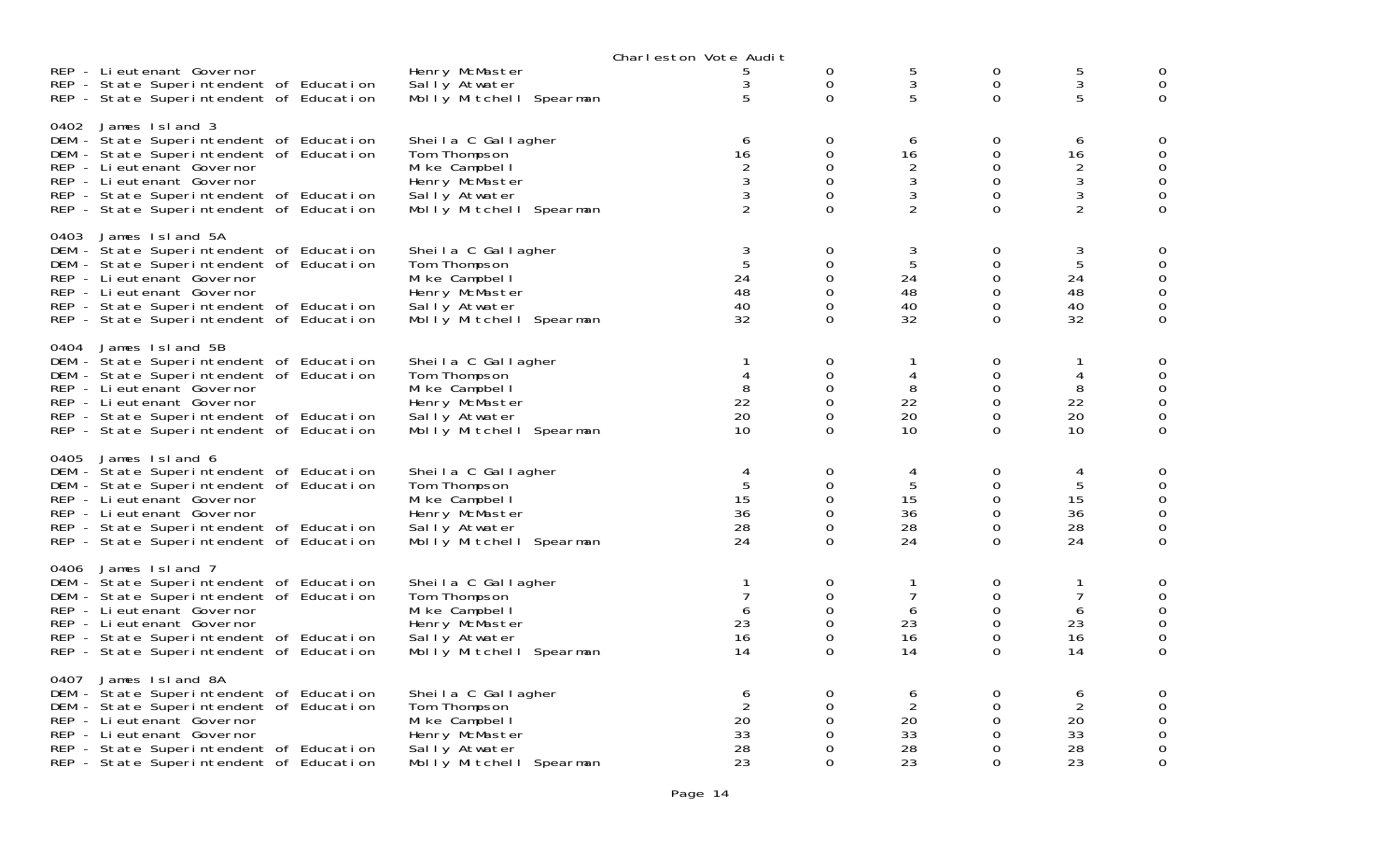Charleston Vote Audit

| | | | | | | | |
|---|---|---|---|---|---|---|---|
| REP - Lieutenant Governor | Henry McMaster | 5 | 0 | 5 | 0 | 5 | 0 |
| REP - State Superintendent of Education | Sally Atwater | 3 | 0 | 3 | 0 | 3 | 0 |
| REP - State Superintendent of Education | Molly Mitchell Spearman | 5 | 0 | 5 | 0 | 5 | 0 |
| **0402 James Island 3** | | | | | | | |
| DEM - State Superintendent of Education | Sheila C Gallagher | 6 | 0 | 6 | 0 | 6 | 0 |
| DEM - State Superintendent of Education | Tom Thompson | 16 | 0 | 16 | 0 | 16 | 0 |
| REP - Lieutenant Governor | Mike Campbell | 2 | 0 | 2 | 0 | 2 | 0 |
| REP - Lieutenant Governor | Henry McMaster | 3 | 0 | 3 | 0 | 3 | 0 |
| REP - State Superintendent of Education | Sally Atwater | 3 | 0 | 3 | 0 | 3 | 0 |
| REP - State Superintendent of Education | Molly Mitchell Spearman | 2 | 0 | 2 | 0 | 2 | 0 |
| **0403 James Island 5A** | | | | | | | |
| DEM - State Superintendent of Education | Sheila C Gallagher | 3 | 0 | 3 | 0 | 3 | 0 |
| DEM - State Superintendent of Education | Tom Thompson | 5 | 0 | 5 | 0 | 5 | 0 |
| REP - Lieutenant Governor | Mike Campbell | 24 | 0 | 24 | 0 | 24 | 0 |
| REP - Lieutenant Governor | Henry McMaster | 48 | 0 | 48 | 0 | 48 | 0 |
| REP - State Superintendent of Education | Sally Atwater | 40 | 0 | 40 | 0 | 40 | 0 |
| REP - State Superintendent of Education | Molly Mitchell Spearman | 32 | 0 | 32 | 0 | 32 | 0 |
| **0404 James Island 5B** | | | | | | | |
| DEM - State Superintendent of Education | Sheila C Gallagher | 1 | 0 | 1 | 0 | 1 | 0 |
| DEM - State Superintendent of Education | Tom Thompson | 4 | 0 | 4 | 0 | 4 | 0 |
| REP - Lieutenant Governor | Mike Campbell | 8 | 0 | 8 | 0 | 8 | 0 |
| REP - Lieutenant Governor | Henry McMaster | 22 | 0 | 22 | 0 | 22 | 0 |
| REP - State Superintendent of Education | Sally Atwater | 20 | 0 | 20 | 0 | 20 | 0 |
| REP - State Superintendent of Education | Molly Mitchell Spearman | 10 | 0 | 10 | 0 | 10 | 0 |
| **0405 James Island 6** | | | | | | | |
| DEM - State Superintendent of Education | Sheila C Gallagher | 4 | 0 | 4 | 0 | 4 | 0 |
| DEM - State Superintendent of Education | Tom Thompson | 5 | 0 | 5 | 0 | 5 | 0 |
| REP - Lieutenant Governor | Mike Campbell | 15 | 0 | 15 | 0 | 15 | 0 |
| REP - Lieutenant Governor | Henry McMaster | 36 | 0 | 36 | 0 | 36 | 0 |
| REP - State Superintendent of Education | Sally Atwater | 28 | 0 | 28 | 0 | 28 | 0 |
| REP - State Superintendent of Education | Molly Mitchell Spearman | 24 | 0 | 24 | 0 | 24 | 0 |
| **0406 James Island 7** | | | | | | | |
| DEM - State Superintendent of Education | Sheila C Gallagher | 1 | 0 | 1 | 0 | 1 | 0 |
| DEM - State Superintendent of Education | Tom Thompson | 7 | 0 | 7 | 0 | 7 | 0 |
| REP - Lieutenant Governor | Mike Campbell | 6 | 0 | 6 | 0 | 6 | 0 |
| REP - Lieutenant Governor | Henry McMaster | 23 | 0 | 23 | 0 | 23 | 0 |
| REP - State Superintendent of Education | Sally Atwater | 16 | 0 | 16 | 0 | 16 | 0 |
| REP - State Superintendent of Education | Molly Mitchell Spearman | 14 | 0 | 14 | 0 | 14 | 0 |
| **0407 James Island 8A** | | | | | | | |
| DEM - State Superintendent of Education | Sheila C Gallagher | 6 | 0 | 6 | 0 | 6 | 0 |
| DEM - State Superintendent of Education | Tom Thompson | 2 | 0 | 2 | 0 | 2 | 0 |
| REP - Lieutenant Governor | Mike Campbell | 20 | 0 | 20 | 0 | 20 | 0 |
| REP - Lieutenant Governor | Henry McMaster | 33 | 0 | 33 | 0 | 33 | 0 |
| REP - State Superintendent of Education | Sally Atwater | 28 | 0 | 28 | 0 | 28 | 0 |
| REP - State Superintendent of Education | Molly Mitchell Spearman | 23 | 0 | 23 | 0 | 23 | 0 |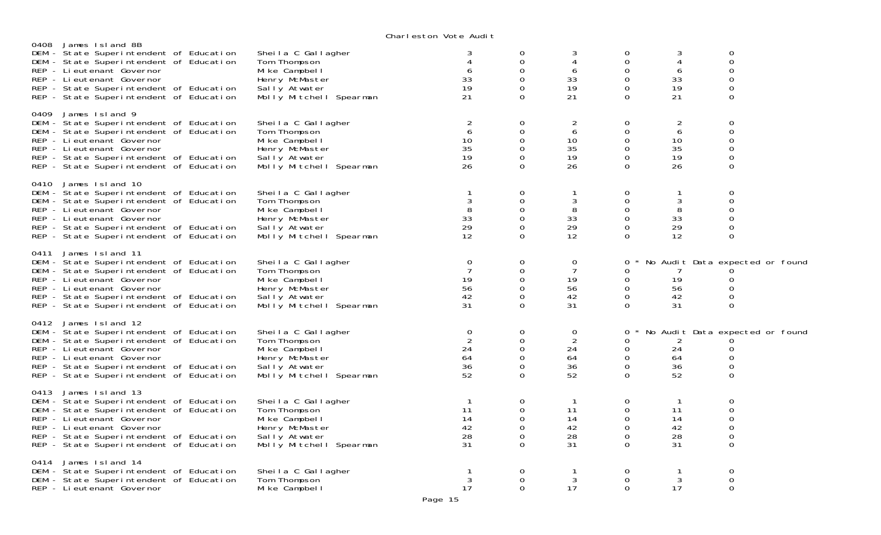Charleston Vote Audit

| Precinct / Contest | Candidate | | | | | | |
|---|---|---|---|---|---|---|---|
| **0408 James Island 8B** | | | | | | | |
| DEM - State Superintendent of Education | Sheila C Gallagher | 3 | 0 | 3 | 0 | 3 | 0 |
| DEM - State Superintendent of Education | Tom Thompson | 4 | 0 | 4 | 0 | 4 | 0 |
| REP - Lieutenant Governor | Mike Campbell | 6 | 0 | 6 | 0 | 6 | 0 |
| REP - Lieutenant Governor | Henry McMaster | 33 | 0 | 33 | 0 | 33 | 0 |
| REP - State Superintendent of Education | Sally Atwater | 19 | 0 | 19 | 0 | 19 | 0 |
| REP - State Superintendent of Education | Molly Mitchell Spearman | 21 | 0 | 21 | 0 | 21 | 0 |
| **0409 James Island 9** | | | | | | | |
| DEM - State Superintendent of Education | Sheila C Gallagher | 2 | 0 | 2 | 0 | 2 | 0 |
| DEM - State Superintendent of Education | Tom Thompson | 6 | 0 | 6 | 0 | 6 | 0 |
| REP - Lieutenant Governor | Mike Campbell | 10 | 0 | 10 | 0 | 10 | 0 |
| REP - Lieutenant Governor | Henry McMaster | 35 | 0 | 35 | 0 | 35 | 0 |
| REP - State Superintendent of Education | Sally Atwater | 19 | 0 | 19 | 0 | 19 | 0 |
| REP - State Superintendent of Education | Molly Mitchell Spearman | 26 | 0 | 26 | 0 | 26 | 0 |
| **0410 James Island 10** | | | | | | | |
| DEM - State Superintendent of Education | Sheila C Gallagher | 1 | 0 | 1 | 0 | 1 | 0 |
| DEM - State Superintendent of Education | Tom Thompson | 3 | 0 | 3 | 0 | 3 | 0 |
| REP - Lieutenant Governor | Mike Campbell | 8 | 0 | 8 | 0 | 8 | 0 |
| REP - Lieutenant Governor | Henry McMaster | 33 | 0 | 33 | 0 | 33 | 0 |
| REP - State Superintendent of Education | Sally Atwater | 29 | 0 | 29 | 0 | 29 | 0 |
| REP - State Superintendent of Education | Molly Mitchell Spearman | 12 | 0 | 12 | 0 | 12 | 0 |
| **0411 James Island 11** | | | | | | | |
| DEM - State Superintendent of Education | Sheila C Gallagher | 0 | 0 | 0 | 0 * | No Audit Data expected or found | |
| DEM - State Superintendent of Education | Tom Thompson | 7 | 0 | 7 | 0 | 7 | 0 |
| REP - Lieutenant Governor | Mike Campbell | 19 | 0 | 19 | 0 | 19 | 0 |
| REP - Lieutenant Governor | Henry McMaster | 56 | 0 | 56 | 0 | 56 | 0 |
| REP - State Superintendent of Education | Sally Atwater | 42 | 0 | 42 | 0 | 42 | 0 |
| REP - State Superintendent of Education | Molly Mitchell Spearman | 31 | 0 | 31 | 0 | 31 | 0 |
| **0412 James Island 12** | | | | | | | |
| DEM - State Superintendent of Education | Sheila C Gallagher | 0 | 0 | 0 | 0 * | No Audit Data expected or found | |
| DEM - State Superintendent of Education | Tom Thompson | 2 | 0 | 2 | 0 | 2 | 0 |
| REP - Lieutenant Governor | Mike Campbell | 24 | 0 | 24 | 0 | 24 | 0 |
| REP - Lieutenant Governor | Henry McMaster | 64 | 0 | 64 | 0 | 64 | 0 |
| REP - State Superintendent of Education | Sally Atwater | 36 | 0 | 36 | 0 | 36 | 0 |
| REP - State Superintendent of Education | Molly Mitchell Spearman | 52 | 0 | 52 | 0 | 52 | 0 |
| **0413 James Island 13** | | | | | | | |
| DEM - State Superintendent of Education | Sheila C Gallagher | 1 | 0 | 1 | 0 | 1 | 0 |
| DEM - State Superintendent of Education | Tom Thompson | 11 | 0 | 11 | 0 | 11 | 0 |
| REP - Lieutenant Governor | Mike Campbell | 14 | 0 | 14 | 0 | 14 | 0 |
| REP - Lieutenant Governor | Henry McMaster | 42 | 0 | 42 | 0 | 42 | 0 |
| REP - State Superintendent of Education | Sally Atwater | 28 | 0 | 28 | 0 | 28 | 0 |
| REP - State Superintendent of Education | Molly Mitchell Spearman | 31 | 0 | 31 | 0 | 31 | 0 |
| **0414 James Island 14** | | | | | | | |
| DEM - State Superintendent of Education | Sheila C Gallagher | 1 | 0 | 1 | 0 | 1 | 0 |
| DEM - State Superintendent of Education | Tom Thompson | 3 | 0 | 3 | 0 | 3 | 0 |
| REP - Lieutenant Governor | Mike Campbell | 17 | 0 | 17 | 0 | 17 | 0 |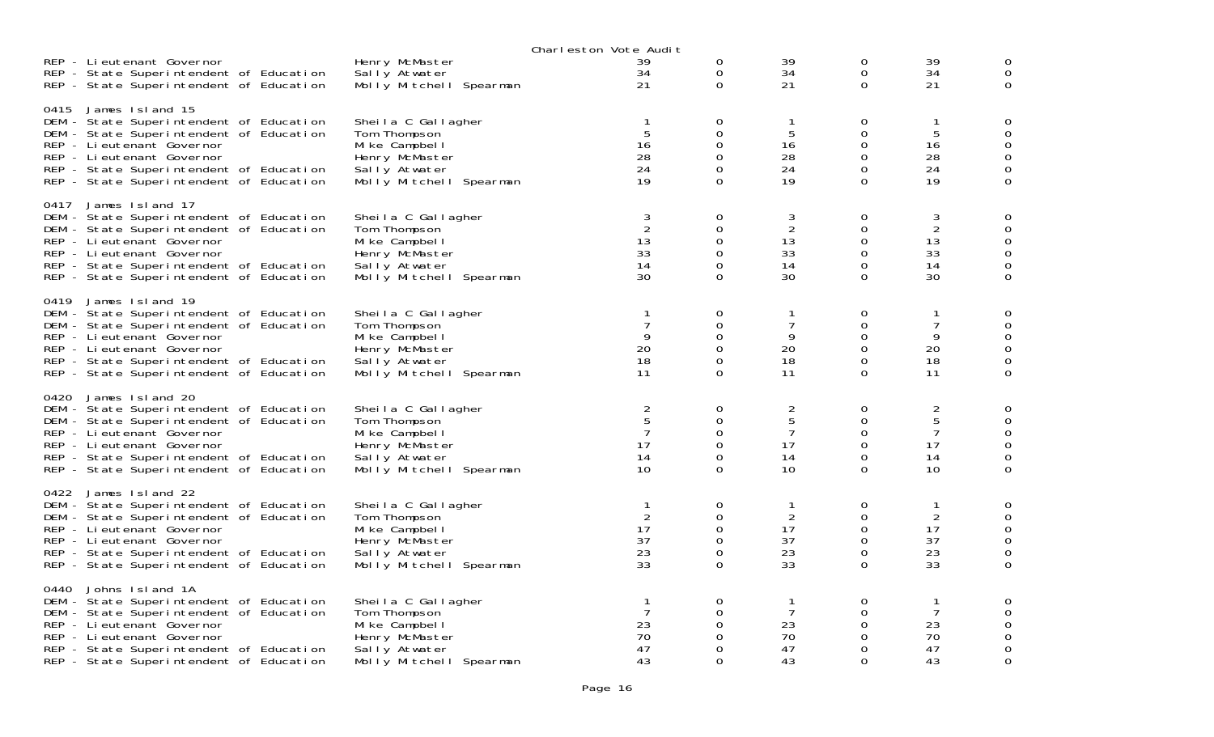Charleston Vote Audit

| | | | | | | | |
|---|---|---|---|---|---|---|---|
| REP - Lieutenant Governor | Henry McMaster | 39 | 0 | 39 | 0 | 39 | 0 |
| REP - State Superintendent of Education | Sally Atwater | 34 | 0 | 34 | 0 | 34 | 0 |
| REP - State Superintendent of Education | Molly Mitchell Spearman | 21 | 0 | 21 | 0 | 21 | 0 |
| **0415 James Island 15** | | | | | | | |
| DEM - State Superintendent of Education | Sheila C Gallagher | 1 | 0 | 1 | 0 | 1 | 0 |
| DEM - State Superintendent of Education | Tom Thompson | 5 | 0 | 5 | 0 | 5 | 0 |
| REP - Lieutenant Governor | Mike Campbell | 16 | 0 | 16 | 0 | 16 | 0 |
| REP - Lieutenant Governor | Henry McMaster | 28 | 0 | 28 | 0 | 28 | 0 |
| REP - State Superintendent of Education | Sally Atwater | 24 | 0 | 24 | 0 | 24 | 0 |
| REP - State Superintendent of Education | Molly Mitchell Spearman | 19 | 0 | 19 | 0 | 19 | 0 |
| **0417 James Island 17** | | | | | | | |
| DEM - State Superintendent of Education | Sheila C Gallagher | 3 | 0 | 3 | 0 | 3 | 0 |
| DEM - State Superintendent of Education | Tom Thompson | 2 | 0 | 2 | 0 | 2 | 0 |
| REP - Lieutenant Governor | Mike Campbell | 13 | 0 | 13 | 0 | 13 | 0 |
| REP - Lieutenant Governor | Henry McMaster | 33 | 0 | 33 | 0 | 33 | 0 |
| REP - State Superintendent of Education | Sally Atwater | 14 | 0 | 14 | 0 | 14 | 0 |
| REP - State Superintendent of Education | Molly Mitchell Spearman | 30 | 0 | 30 | 0 | 30 | 0 |
| **0419 James Island 19** | | | | | | | |
| DEM - State Superintendent of Education | Sheila C Gallagher | 1 | 0 | 1 | 0 | 1 | 0 |
| DEM - State Superintendent of Education | Tom Thompson | 7 | 0 | 7 | 0 | 7 | 0 |
| REP - Lieutenant Governor | Mike Campbell | 9 | 0 | 9 | 0 | 9 | 0 |
| REP - Lieutenant Governor | Henry McMaster | 20 | 0 | 20 | 0 | 20 | 0 |
| REP - State Superintendent of Education | Sally Atwater | 18 | 0 | 18 | 0 | 18 | 0 |
| REP - State Superintendent of Education | Molly Mitchell Spearman | 11 | 0 | 11 | 0 | 11 | 0 |
| **0420 James Island 20** | | | | | | | |
| DEM - State Superintendent of Education | Sheila C Gallagher | 2 | 0 | 2 | 0 | 2 | 0 |
| DEM - State Superintendent of Education | Tom Thompson | 5 | 0 | 5 | 0 | 5 | 0 |
| REP - Lieutenant Governor | Mike Campbell | 7 | 0 | 7 | 0 | 7 | 0 |
| REP - Lieutenant Governor | Henry McMaster | 17 | 0 | 17 | 0 | 17 | 0 |
| REP - State Superintendent of Education | Sally Atwater | 14 | 0 | 14 | 0 | 14 | 0 |
| REP - State Superintendent of Education | Molly Mitchell Spearman | 10 | 0 | 10 | 0 | 10 | 0 |
| **0422 James Island 22** | | | | | | | |
| DEM - State Superintendent of Education | Sheila C Gallagher | 1 | 0 | 1 | 0 | 1 | 0 |
| DEM - State Superintendent of Education | Tom Thompson | 2 | 0 | 2 | 0 | 2 | 0 |
| REP - Lieutenant Governor | Mike Campbell | 17 | 0 | 17 | 0 | 17 | 0 |
| REP - Lieutenant Governor | Henry McMaster | 37 | 0 | 37 | 0 | 37 | 0 |
| REP - State Superintendent of Education | Sally Atwater | 23 | 0 | 23 | 0 | 23 | 0 |
| REP - State Superintendent of Education | Molly Mitchell Spearman | 33 | 0 | 33 | 0 | 33 | 0 |
| **0440 Johns Island 1A** | | | | | | | |
| DEM - State Superintendent of Education | Sheila C Gallagher | 1 | 0 | 1 | 0 | 1 | 0 |
| DEM - State Superintendent of Education | Tom Thompson | 7 | 0 | 7 | 0 | 7 | 0 |
| REP - Lieutenant Governor | Mike Campbell | 23 | 0 | 23 | 0 | 23 | 0 |
| REP - Lieutenant Governor | Henry McMaster | 70 | 0 | 70 | 0 | 70 | 0 |
| REP - State Superintendent of Education | Sally Atwater | 47 | 0 | 47 | 0 | 47 | 0 |
| REP - State Superintendent of Education | Molly Mitchell Spearman | 43 | 0 | 43 | 0 | 43 | 0 |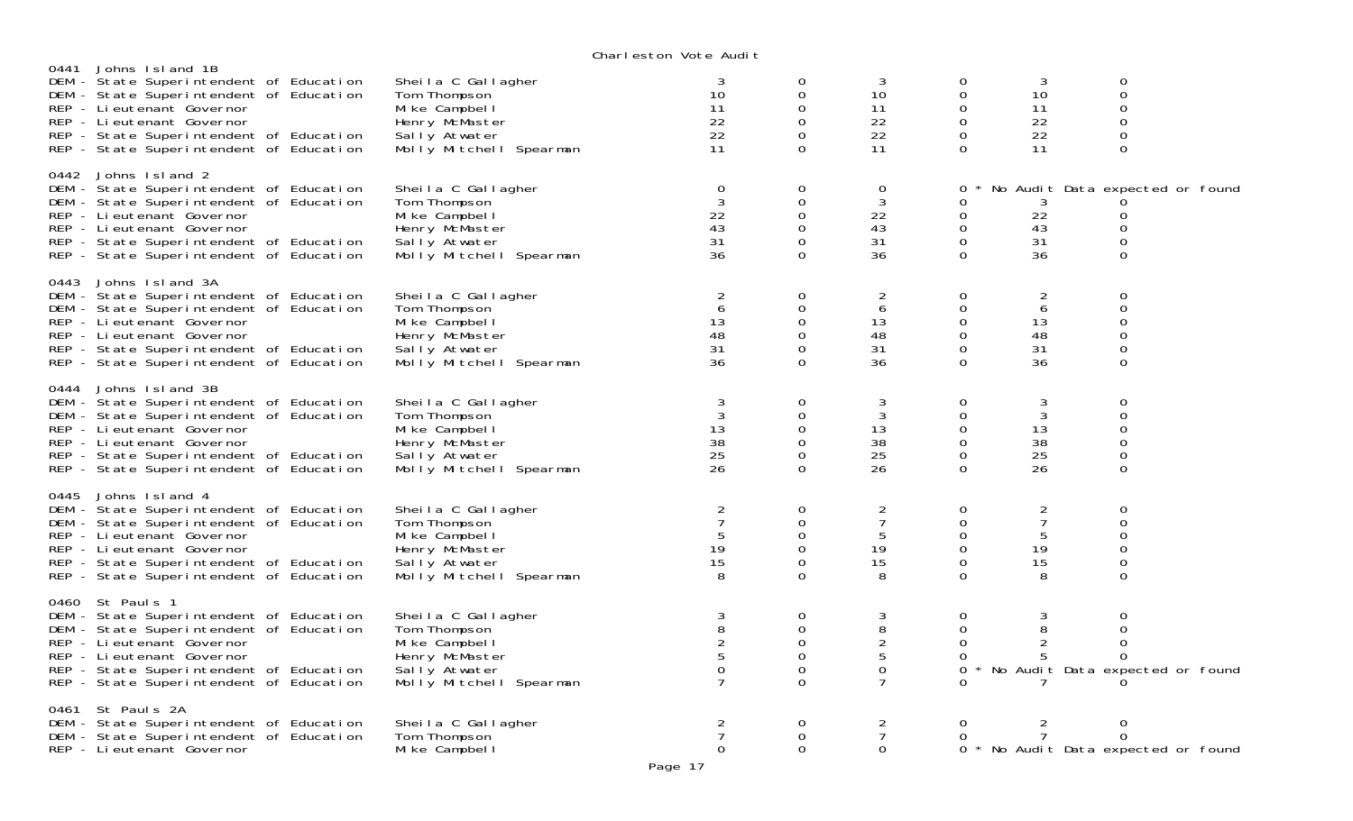Charleston Vote Audit

**0441 Johns Island 1B**

| Contest | Candidate | | | | | | |
|---|---|---|---|---|---|---|---|
| DEM - State Superintendent of Education | Sheila C Gallagher | 3 | 0 | 3 | 0 | 3 | 0 |
| DEM - State Superintendent of Education | Tom Thompson | 10 | 0 | 10 | 0 | 10 | 0 |
| REP - Lieutenant Governor | Mike Campbell | 11 | 0 | 11 | 0 | 11 | 0 |
| REP - Lieutenant Governor | Henry McMaster | 22 | 0 | 22 | 0 | 22 | 0 |
| REP - State Superintendent of Education | Sally Atwater | 22 | 0 | 22 | 0 | 22 | 0 |
| REP - State Superintendent of Education | Molly Mitchell Spearman | 11 | 0 | 11 | 0 | 11 | 0 |

**0442 Johns Island 2**

| Contest | Candidate | | | | | | |
|---|---|---|---|---|---|---|---|
| DEM - State Superintendent of Education | Sheila C Gallagher | 0 | 0 | 0 | 0 * No Audit Data expected or found | | |
| DEM - State Superintendent of Education | Tom Thompson | 3 | 0 | 3 | 0 | 3 | 0 |
| REP - Lieutenant Governor | Mike Campbell | 22 | 0 | 22 | 0 | 22 | 0 |
| REP - Lieutenant Governor | Henry McMaster | 43 | 0 | 43 | 0 | 43 | 0 |
| REP - State Superintendent of Education | Sally Atwater | 31 | 0 | 31 | 0 | 31 | 0 |
| REP - State Superintendent of Education | Molly Mitchell Spearman | 36 | 0 | 36 | 0 | 36 | 0 |

**0443 Johns Island 3A**

| Contest | Candidate | | | | | | |
|---|---|---|---|---|---|---|---|
| DEM - State Superintendent of Education | Sheila C Gallagher | 2 | 0 | 2 | 0 | 2 | 0 |
| DEM - State Superintendent of Education | Tom Thompson | 6 | 0 | 6 | 0 | 6 | 0 |
| REP - Lieutenant Governor | Mike Campbell | 13 | 0 | 13 | 0 | 13 | 0 |
| REP - Lieutenant Governor | Henry McMaster | 48 | 0 | 48 | 0 | 48 | 0 |
| REP - State Superintendent of Education | Sally Atwater | 31 | 0 | 31 | 0 | 31 | 0 |
| REP - State Superintendent of Education | Molly Mitchell Spearman | 36 | 0 | 36 | 0 | 36 | 0 |

**0444 Johns Island 3B**

| Contest | Candidate | | | | | | |
|---|---|---|---|---|---|---|---|
| DEM - State Superintendent of Education | Sheila C Gallagher | 3 | 0 | 3 | 0 | 3 | 0 |
| DEM - State Superintendent of Education | Tom Thompson | 3 | 0 | 3 | 0 | 3 | 0 |
| REP - Lieutenant Governor | Mike Campbell | 13 | 0 | 13 | 0 | 13 | 0 |
| REP - Lieutenant Governor | Henry McMaster | 38 | 0 | 38 | 0 | 38 | 0 |
| REP - State Superintendent of Education | Sally Atwater | 25 | 0 | 25 | 0 | 25 | 0 |
| REP - State Superintendent of Education | Molly Mitchell Spearman | 26 | 0 | 26 | 0 | 26 | 0 |

**0445 Johns Island 4**

| Contest | Candidate | | | | | | |
|---|---|---|---|---|---|---|---|
| DEM - State Superintendent of Education | Sheila C Gallagher | 2 | 0 | 2 | 0 | 2 | 0 |
| DEM - State Superintendent of Education | Tom Thompson | 7 | 0 | 7 | 0 | 7 | 0 |
| REP - Lieutenant Governor | Mike Campbell | 5 | 0 | 5 | 0 | 5 | 0 |
| REP - Lieutenant Governor | Henry McMaster | 19 | 0 | 19 | 0 | 19 | 0 |
| REP - State Superintendent of Education | Sally Atwater | 15 | 0 | 15 | 0 | 15 | 0 |
| REP - State Superintendent of Education | Molly Mitchell Spearman | 8 | 0 | 8 | 0 | 8 | 0 |

**0460 St Pauls 1**

| Contest | Candidate | | | | | | |
|---|---|---|---|---|---|---|---|
| DEM - State Superintendent of Education | Sheila C Gallagher | 3 | 0 | 3 | 0 | 3 | 0 |
| DEM - State Superintendent of Education | Tom Thompson | 8 | 0 | 8 | 0 | 8 | 0 |
| REP - Lieutenant Governor | Mike Campbell | 2 | 0 | 2 | 0 | 2 | 0 |
| REP - Lieutenant Governor | Henry McMaster | 5 | 0 | 5 | 0 | 5 | 0 |
| REP - State Superintendent of Education | Sally Atwater | 0 | 0 | 0 | 0 * No Audit Data expected or found | | |
| REP - State Superintendent of Education | Molly Mitchell Spearman | 7 | 0 | 7 | 0 | 7 | 0 |

**0461 St Pauls 2A**

| Contest | Candidate | | | | | | |
|---|---|---|---|---|---|---|---|
| DEM - State Superintendent of Education | Sheila C Gallagher | 2 | 0 | 2 | 0 | 2 | 0 |
| DEM - State Superintendent of Education | Tom Thompson | 7 | 0 | 7 | 0 | 7 | 0 |
| REP - Lieutenant Governor | Mike Campbell | 0 | 0 | 0 | 0 * No Audit Data expected or found | | |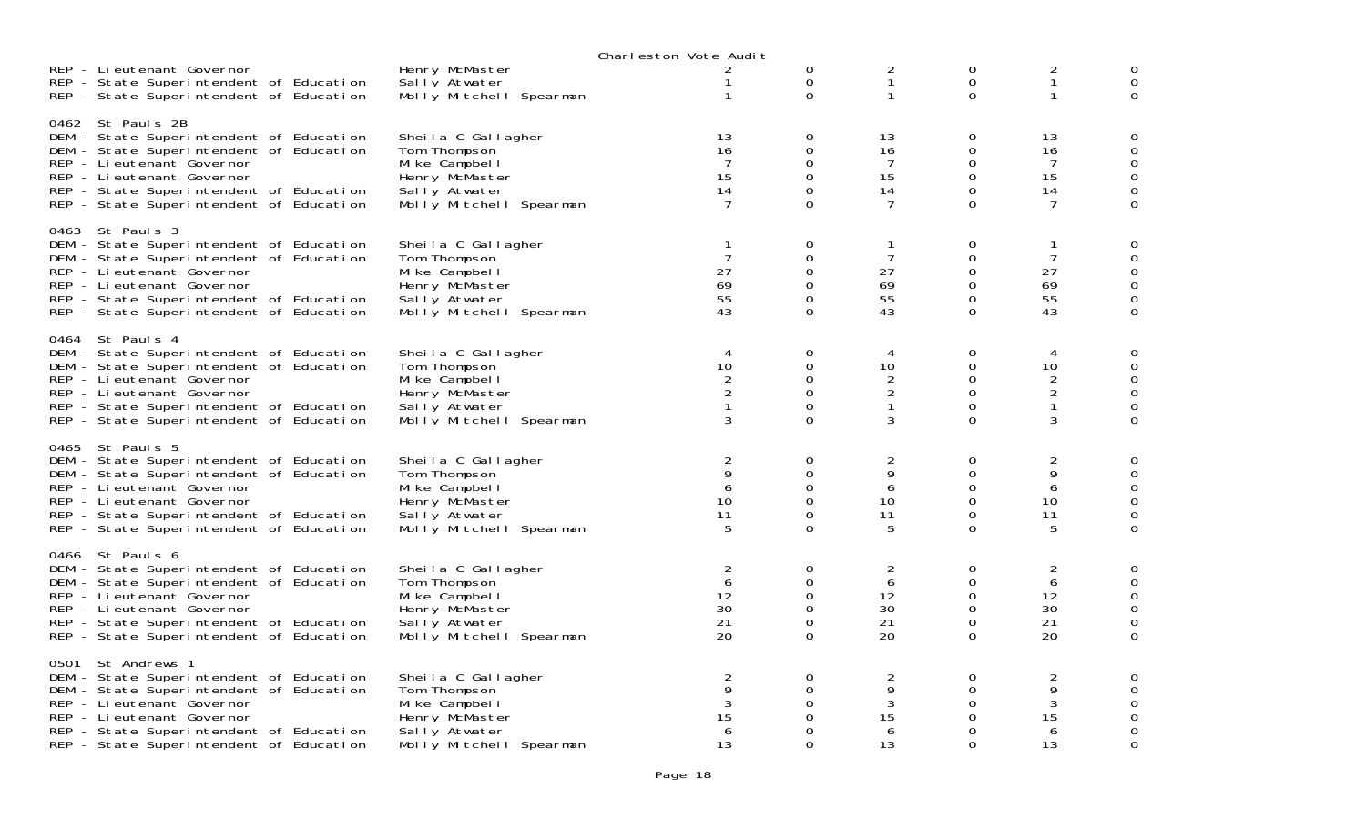Charleston Vote Audit

| | | | | | | | |
|---|---|---|---|---|---|---|---|
| REP - Lieutenant Governor | Henry McMaster | 2 | 0 | 2 | 0 | 2 | 0 |
| REP - State Superintendent of Education | Sally Atwater | 1 | 0 | 1 | 0 | 1 | 0 |
| REP - State Superintendent of Education | Molly Mitchell Spearman | 1 | 0 | 1 | 0 | 1 | 0 |
| **0462 St Pauls 2B** | | | | | | | |
| DEM - State Superintendent of Education | Sheila C Gallagher | 13 | 0 | 13 | 0 | 13 | 0 |
| DEM - State Superintendent of Education | Tom Thompson | 16 | 0 | 16 | 0 | 16 | 0 |
| REP - Lieutenant Governor | Mike Campbell | 7 | 0 | 7 | 0 | 7 | 0 |
| REP - Lieutenant Governor | Henry McMaster | 15 | 0 | 15 | 0 | 15 | 0 |
| REP - State Superintendent of Education | Sally Atwater | 14 | 0 | 14 | 0 | 14 | 0 |
| REP - State Superintendent of Education | Molly Mitchell Spearman | 7 | 0 | 7 | 0 | 7 | 0 |
| **0463 St Pauls 3** | | | | | | | |
| DEM - State Superintendent of Education | Sheila C Gallagher | 1 | 0 | 1 | 0 | 1 | 0 |
| DEM - State Superintendent of Education | Tom Thompson | 7 | 0 | 7 | 0 | 7 | 0 |
| REP - Lieutenant Governor | Mike Campbell | 27 | 0 | 27 | 0 | 27 | 0 |
| REP - Lieutenant Governor | Henry McMaster | 69 | 0 | 69 | 0 | 69 | 0 |
| REP - State Superintendent of Education | Sally Atwater | 55 | 0 | 55 | 0 | 55 | 0 |
| REP - State Superintendent of Education | Molly Mitchell Spearman | 43 | 0 | 43 | 0 | 43 | 0 |
| **0464 St Pauls 4** | | | | | | | |
| DEM - State Superintendent of Education | Sheila C Gallagher | 4 | 0 | 4 | 0 | 4 | 0 |
| DEM - State Superintendent of Education | Tom Thompson | 10 | 0 | 10 | 0 | 10 | 0 |
| REP - Lieutenant Governor | Mike Campbell | 2 | 0 | 2 | 0 | 2 | 0 |
| REP - Lieutenant Governor | Henry McMaster | 2 | 0 | 2 | 0 | 2 | 0 |
| REP - State Superintendent of Education | Sally Atwater | 1 | 0 | 1 | 0 | 1 | 0 |
| REP - State Superintendent of Education | Molly Mitchell Spearman | 3 | 0 | 3 | 0 | 3 | 0 |
| **0465 St Pauls 5** | | | | | | | |
| DEM - State Superintendent of Education | Sheila C Gallagher | 2 | 0 | 2 | 0 | 2 | 0 |
| DEM - State Superintendent of Education | Tom Thompson | 9 | 0 | 9 | 0 | 9 | 0 |
| REP - Lieutenant Governor | Mike Campbell | 6 | 0 | 6 | 0 | 6 | 0 |
| REP - Lieutenant Governor | Henry McMaster | 10 | 0 | 10 | 0 | 10 | 0 |
| REP - State Superintendent of Education | Sally Atwater | 11 | 0 | 11 | 0 | 11 | 0 |
| REP - State Superintendent of Education | Molly Mitchell Spearman | 5 | 0 | 5 | 0 | 5 | 0 |
| **0466 St Pauls 6** | | | | | | | |
| DEM - State Superintendent of Education | Sheila C Gallagher | 2 | 0 | 2 | 0 | 2 | 0 |
| DEM - State Superintendent of Education | Tom Thompson | 6 | 0 | 6 | 0 | 6 | 0 |
| REP - Lieutenant Governor | Mike Campbell | 12 | 0 | 12 | 0 | 12 | 0 |
| REP - Lieutenant Governor | Henry McMaster | 30 | 0 | 30 | 0 | 30 | 0 |
| REP - State Superintendent of Education | Sally Atwater | 21 | 0 | 21 | 0 | 21 | 0 |
| REP - State Superintendent of Education | Molly Mitchell Spearman | 20 | 0 | 20 | 0 | 20 | 0 |
| **0501 St Andrews 1** | | | | | | | |
| DEM - State Superintendent of Education | Sheila C Gallagher | 2 | 0 | 2 | 0 | 2 | 0 |
| DEM - State Superintendent of Education | Tom Thompson | 9 | 0 | 9 | 0 | 9 | 0 |
| REP - Lieutenant Governor | Mike Campbell | 3 | 0 | 3 | 0 | 3 | 0 |
| REP - Lieutenant Governor | Henry McMaster | 15 | 0 | 15 | 0 | 15 | 0 |
| REP - State Superintendent of Education | Sally Atwater | 6 | 0 | 6 | 0 | 6 | 0 |
| REP - State Superintendent of Education | Molly Mitchell Spearman | 13 | 0 | 13 | 0 | 13 | 0 |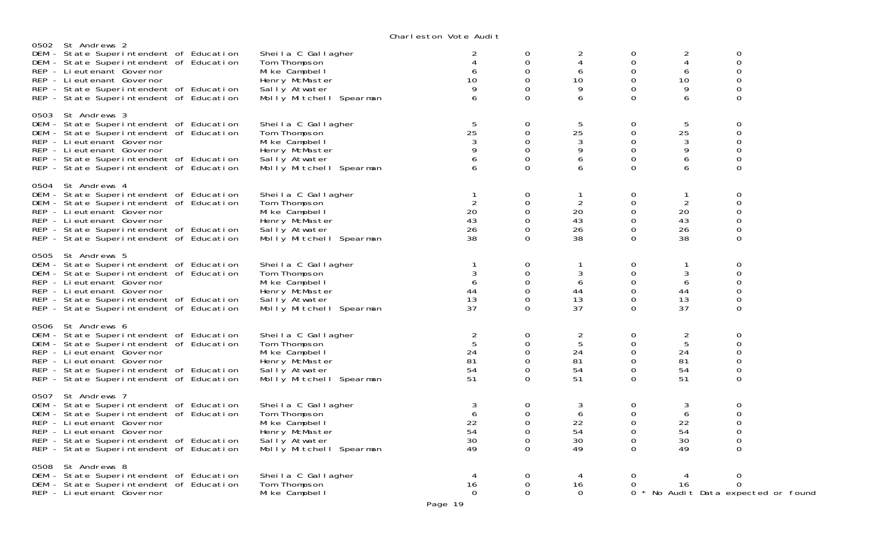Charleston Vote Audit

**0502 St Andrews 2**

| Contest | Candidate | | | | | | |
|---|---|---|---|---|---|---|---|
| DEM - State Superintendent of Education | Sheila C Gallagher | 2 | 0 | 2 | 0 | 2 | 0 |
| DEM - State Superintendent of Education | Tom Thompson | 4 | 0 | 4 | 0 | 4 | 0 |
| REP - Lieutenant Governor | Mike Campbell | 6 | 0 | 6 | 0 | 6 | 0 |
| REP - Lieutenant Governor | Henry McMaster | 10 | 0 | 10 | 0 | 10 | 0 |
| REP - State Superintendent of Education | Sally Atwater | 9 | 0 | 9 | 0 | 9 | 0 |
| REP - State Superintendent of Education | Molly Mitchell Spearman | 6 | 0 | 6 | 0 | 6 | 0 |

**0503 St Andrews 3**

| Contest | Candidate | | | | | | |
|---|---|---|---|---|---|---|---|
| DEM - State Superintendent of Education | Sheila C Gallagher | 5 | 0 | 5 | 0 | 5 | 0 |
| DEM - State Superintendent of Education | Tom Thompson | 25 | 0 | 25 | 0 | 25 | 0 |
| REP - Lieutenant Governor | Mike Campbell | 3 | 0 | 3 | 0 | 3 | 0 |
| REP - Lieutenant Governor | Henry McMaster | 9 | 0 | 9 | 0 | 9 | 0 |
| REP - State Superintendent of Education | Sally Atwater | 6 | 0 | 6 | 0 | 6 | 0 |
| REP - State Superintendent of Education | Molly Mitchell Spearman | 6 | 0 | 6 | 0 | 6 | 0 |

**0504 St Andrews 4**

| Contest | Candidate | | | | | | |
|---|---|---|---|---|---|---|---|
| DEM - State Superintendent of Education | Sheila C Gallagher | 1 | 0 | 1 | 0 | 1 | 0 |
| DEM - State Superintendent of Education | Tom Thompson | 2 | 0 | 2 | 0 | 2 | 0 |
| REP - Lieutenant Governor | Mike Campbell | 20 | 0 | 20 | 0 | 20 | 0 |
| REP - Lieutenant Governor | Henry McMaster | 43 | 0 | 43 | 0 | 43 | 0 |
| REP - State Superintendent of Education | Sally Atwater | 26 | 0 | 26 | 0 | 26 | 0 |
| REP - State Superintendent of Education | Molly Mitchell Spearman | 38 | 0 | 38 | 0 | 38 | 0 |

**0505 St Andrews 5**

| Contest | Candidate | | | | | | |
|---|---|---|---|---|---|---|---|
| DEM - State Superintendent of Education | Sheila C Gallagher | 1 | 0 | 1 | 0 | 1 | 0 |
| DEM - State Superintendent of Education | Tom Thompson | 3 | 0 | 3 | 0 | 3 | 0 |
| REP - Lieutenant Governor | Mike Campbell | 6 | 0 | 6 | 0 | 6 | 0 |
| REP - Lieutenant Governor | Henry McMaster | 44 | 0 | 44 | 0 | 44 | 0 |
| REP - State Superintendent of Education | Sally Atwater | 13 | 0 | 13 | 0 | 13 | 0 |
| REP - State Superintendent of Education | Molly Mitchell Spearman | 37 | 0 | 37 | 0 | 37 | 0 |

**0506 St Andrews 6**

| Contest | Candidate | | | | | | |
|---|---|---|---|---|---|---|---|
| DEM - State Superintendent of Education | Sheila C Gallagher | 2 | 0 | 2 | 0 | 2 | 0 |
| DEM - State Superintendent of Education | Tom Thompson | 5 | 0 | 5 | 0 | 5 | 0 |
| REP - Lieutenant Governor | Mike Campbell | 24 | 0 | 24 | 0 | 24 | 0 |
| REP - Lieutenant Governor | Henry McMaster | 81 | 0 | 81 | 0 | 81 | 0 |
| REP - State Superintendent of Education | Sally Atwater | 54 | 0 | 54 | 0 | 54 | 0 |
| REP - State Superintendent of Education | Molly Mitchell Spearman | 51 | 0 | 51 | 0 | 51 | 0 |

**0507 St Andrews 7**

| Contest | Candidate | | | | | | |
|---|---|---|---|---|---|---|---|
| DEM - State Superintendent of Education | Sheila C Gallagher | 3 | 0 | 3 | 0 | 3 | 0 |
| DEM - State Superintendent of Education | Tom Thompson | 6 | 0 | 6 | 0 | 6 | 0 |
| REP - Lieutenant Governor | Mike Campbell | 22 | 0 | 22 | 0 | 22 | 0 |
| REP - Lieutenant Governor | Henry McMaster | 54 | 0 | 54 | 0 | 54 | 0 |
| REP - State Superintendent of Education | Sally Atwater | 30 | 0 | 30 | 0 | 30 | 0 |
| REP - State Superintendent of Education | Molly Mitchell Spearman | 49 | 0 | 49 | 0 | 49 | 0 |

**0508 St Andrews 8**

| Contest | Candidate | | | | | | |
|---|---|---|---|---|---|---|---|
| DEM - State Superintendent of Education | Sheila C Gallagher | 4 | 0 | 4 | 0 | 4 | 0 |
| DEM - State Superintendent of Education | Tom Thompson | 16 | 0 | 16 | 0 | 16 | 0 |
| REP - Lieutenant Governor | Mike Campbell | 0 | 0 | 0 | 0 * No Audit Data expected or found | | |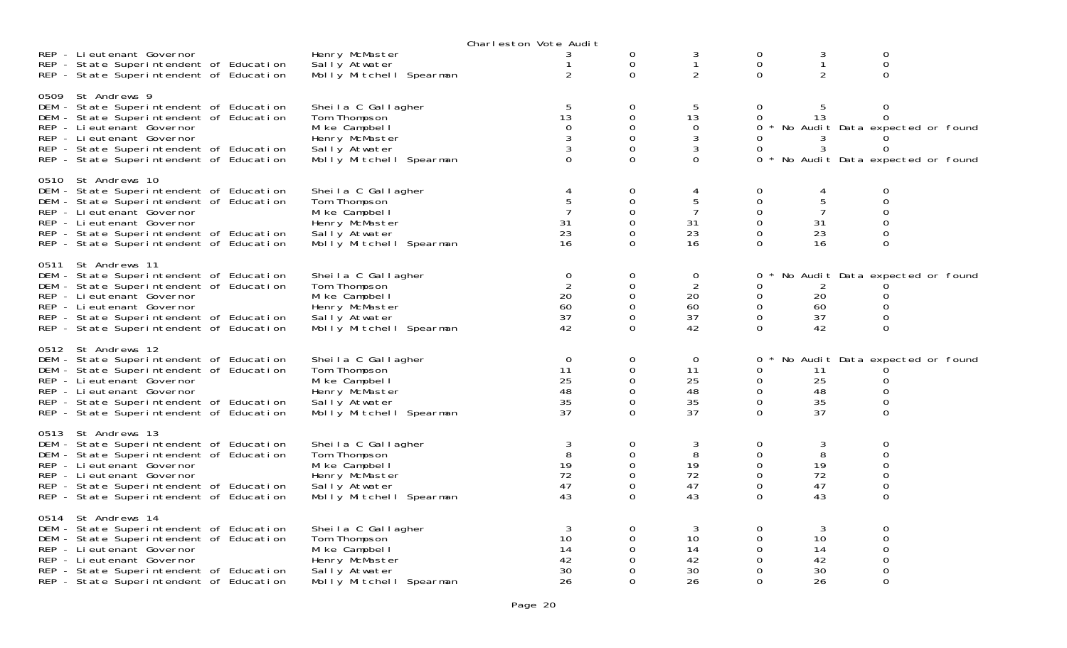Charleston Vote Audit

| | | | | | | | |
|---|---|---|---|---|---|---|---|
| REP - Lieutenant Governor | Henry McMaster | 3 | 0 | 3 | 0 | 3 | 0 |
| REP - State Superintendent of Education | Sally Atwater | 1 | 0 | 1 | 0 | 1 | 0 |
| REP - State Superintendent of Education | Molly Mitchell Spearman | 2 | 0 | 2 | 0 | 2 | 0 |

0509 St Andrews 9

| | | | | | | | |
|---|---|---|---|---|---|---|---|
| DEM - State Superintendent of Education | Sheila C Gallagher | 5 | 0 | 5 | 0 | 5 | 0 |
| DEM - State Superintendent of Education | Tom Thompson | 13 | 0 | 13 | 0 | 13 | 0 |
| REP - Lieutenant Governor | Mike Campbell | 0 | 0 | 0 | 0 * No Audit Data expected or found | | |
| REP - Lieutenant Governor | Henry McMaster | 3 | 0 | 3 | 0 | 3 | 0 |
| REP - State Superintendent of Education | Sally Atwater | 3 | 0 | 3 | 0 | 3 | 0 |
| REP - State Superintendent of Education | Molly Mitchell Spearman | 0 | 0 | 0 | 0 * No Audit Data expected or found | | |

0510 St Andrews 10

| | | | | | | | |
|---|---|---|---|---|---|---|---|
| DEM - State Superintendent of Education | Sheila C Gallagher | 4 | 0 | 4 | 0 | 4 | 0 |
| DEM - State Superintendent of Education | Tom Thompson | 5 | 0 | 5 | 0 | 5 | 0 |
| REP - Lieutenant Governor | Mike Campbell | 7 | 0 | 7 | 0 | 7 | 0 |
| REP - Lieutenant Governor | Henry McMaster | 31 | 0 | 31 | 0 | 31 | 0 |
| REP - State Superintendent of Education | Sally Atwater | 23 | 0 | 23 | 0 | 23 | 0 |
| REP - State Superintendent of Education | Molly Mitchell Spearman | 16 | 0 | 16 | 0 | 16 | 0 |

0511 St Andrews 11

| | | | | | | | |
|---|---|---|---|---|---|---|---|
| DEM - State Superintendent of Education | Sheila C Gallagher | 0 | 0 | 0 | 0 * No Audit Data expected or found | | |
| DEM - State Superintendent of Education | Tom Thompson | 2 | 0 | 2 | 0 | 2 | 0 |
| REP - Lieutenant Governor | Mike Campbell | 20 | 0 | 20 | 0 | 20 | 0 |
| REP - Lieutenant Governor | Henry McMaster | 60 | 0 | 60 | 0 | 60 | 0 |
| REP - State Superintendent of Education | Sally Atwater | 37 | 0 | 37 | 0 | 37 | 0 |
| REP - State Superintendent of Education | Molly Mitchell Spearman | 42 | 0 | 42 | 0 | 42 | 0 |

0512 St Andrews 12

| | | | | | | | |
|---|---|---|---|---|---|---|---|
| DEM - State Superintendent of Education | Sheila C Gallagher | 0 | 0 | 0 | 0 * No Audit Data expected or found | | |
| DEM - State Superintendent of Education | Tom Thompson | 11 | 0 | 11 | 0 | 11 | 0 |
| REP - Lieutenant Governor | Mike Campbell | 25 | 0 | 25 | 0 | 25 | 0 |
| REP - Lieutenant Governor | Henry McMaster | 48 | 0 | 48 | 0 | 48 | 0 |
| REP - State Superintendent of Education | Sally Atwater | 35 | 0 | 35 | 0 | 35 | 0 |
| REP - State Superintendent of Education | Molly Mitchell Spearman | 37 | 0 | 37 | 0 | 37 | 0 |

0513 St Andrews 13

| | | | | | | | |
|---|---|---|---|---|---|---|---|
| DEM - State Superintendent of Education | Sheila C Gallagher | 3 | 0 | 3 | 0 | 3 | 0 |
| DEM - State Superintendent of Education | Tom Thompson | 8 | 0 | 8 | 0 | 8 | 0 |
| REP - Lieutenant Governor | Mike Campbell | 19 | 0 | 19 | 0 | 19 | 0 |
| REP - Lieutenant Governor | Henry McMaster | 72 | 0 | 72 | 0 | 72 | 0 |
| REP - State Superintendent of Education | Sally Atwater | 47 | 0 | 47 | 0 | 47 | 0 |
| REP - State Superintendent of Education | Molly Mitchell Spearman | 43 | 0 | 43 | 0 | 43 | 0 |

0514 St Andrews 14

| | | | | | | | |
|---|---|---|---|---|---|---|---|
| DEM - State Superintendent of Education | Sheila C Gallagher | 3 | 0 | 3 | 0 | 3 | 0 |
| DEM - State Superintendent of Education | Tom Thompson | 10 | 0 | 10 | 0 | 10 | 0 |
| REP - Lieutenant Governor | Mike Campbell | 14 | 0 | 14 | 0 | 14 | 0 |
| REP - Lieutenant Governor | Henry McMaster | 42 | 0 | 42 | 0 | 42 | 0 |
| REP - State Superintendent of Education | Sally Atwater | 30 | 0 | 30 | 0 | 30 | 0 |
| REP - State Superintendent of Education | Molly Mitchell Spearman | 26 | 0 | 26 | 0 | 26 | 0 |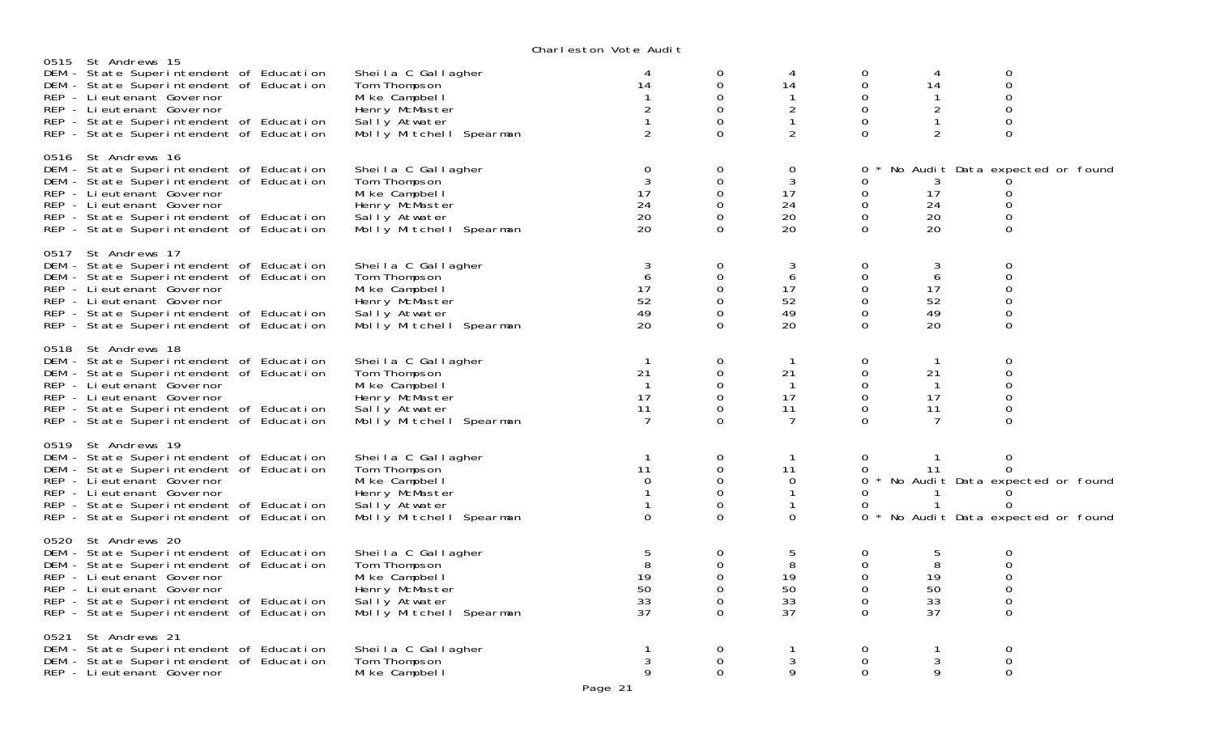Charleston Vote Audit

0515 St Andrews 15

| | | | | | | | |
|---|---|---|---|---|---|---|---|
| DEM - State Superintendent of Education | Sheila C Gallagher | 4 | 0 | 4 | 0 | 4 | 0 |
| DEM - State Superintendent of Education | Tom Thompson | 14 | 0 | 14 | 0 | 14 | 0 |
| REP - Lieutenant Governor | Mike Campbell | 1 | 0 | 1 | 0 | 1 | 0 |
| REP - Lieutenant Governor | Henry McMaster | 2 | 0 | 2 | 0 | 2 | 0 |
| REP - State Superintendent of Education | Sally Atwater | 1 | 0 | 1 | 0 | 1 | 0 |
| REP - State Superintendent of Education | Molly Mitchell Spearman | 2 | 0 | 2 | 0 | 2 | 0 |

0516 St Andrews 16

| | | | | | | | |
|---|---|---|---|---|---|---|---|
| DEM - State Superintendent of Education | Sheila C Gallagher | 0 | 0 | 0 | 0 * No Audit Data expected or found | | |
| DEM - State Superintendent of Education | Tom Thompson | 3 | 0 | 3 | 0 | 3 | 0 |
| REP - Lieutenant Governor | Mike Campbell | 17 | 0 | 17 | 0 | 17 | 0 |
| REP - Lieutenant Governor | Henry McMaster | 24 | 0 | 24 | 0 | 24 | 0 |
| REP - State Superintendent of Education | Sally Atwater | 20 | 0 | 20 | 0 | 20 | 0 |
| REP - State Superintendent of Education | Molly Mitchell Spearman | 20 | 0 | 20 | 0 | 20 | 0 |

0517 St Andrews 17

| | | | | | | | |
|---|---|---|---|---|---|---|---|
| DEM - State Superintendent of Education | Sheila C Gallagher | 3 | 0 | 3 | 0 | 3 | 0 |
| DEM - State Superintendent of Education | Tom Thompson | 6 | 0 | 6 | 0 | 6 | 0 |
| REP - Lieutenant Governor | Mike Campbell | 17 | 0 | 17 | 0 | 17 | 0 |
| REP - Lieutenant Governor | Henry McMaster | 52 | 0 | 52 | 0 | 52 | 0 |
| REP - State Superintendent of Education | Sally Atwater | 49 | 0 | 49 | 0 | 49 | 0 |
| REP - State Superintendent of Education | Molly Mitchell Spearman | 20 | 0 | 20 | 0 | 20 | 0 |

0518 St Andrews 18

| | | | | | | | |
|---|---|---|---|---|---|---|---|
| DEM - State Superintendent of Education | Sheila C Gallagher | 1 | 0 | 1 | 0 | 1 | 0 |
| DEM - State Superintendent of Education | Tom Thompson | 21 | 0 | 21 | 0 | 21 | 0 |
| REP - Lieutenant Governor | Mike Campbell | 1 | 0 | 1 | 0 | 1 | 0 |
| REP - Lieutenant Governor | Henry McMaster | 17 | 0 | 17 | 0 | 17 | 0 |
| REP - State Superintendent of Education | Sally Atwater | 11 | 0 | 11 | 0 | 11 | 0 |
| REP - State Superintendent of Education | Molly Mitchell Spearman | 7 | 0 | 7 | 0 | 7 | 0 |

0519 St Andrews 19

| | | | | | | | |
|---|---|---|---|---|---|---|---|
| DEM - State Superintendent of Education | Sheila C Gallagher | 1 | 0 | 1 | 0 | 1 | 0 |
| DEM - State Superintendent of Education | Tom Thompson | 11 | 0 | 11 | 0 | 11 | 0 |
| REP - Lieutenant Governor | Mike Campbell | 0 | 0 | 0 | 0 * No Audit Data expected or found | | |
| REP - Lieutenant Governor | Henry McMaster | 1 | 0 | 1 | 0 | 1 | 0 |
| REP - State Superintendent of Education | Sally Atwater | 1 | 0 | 1 | 0 | 1 | 0 |
| REP - State Superintendent of Education | Molly Mitchell Spearman | 0 | 0 | 0 | 0 * No Audit Data expected or found | | |

0520 St Andrews 20

| | | | | | | | |
|---|---|---|---|---|---|---|---|
| DEM - State Superintendent of Education | Sheila C Gallagher | 5 | 0 | 5 | 0 | 5 | 0 |
| DEM - State Superintendent of Education | Tom Thompson | 8 | 0 | 8 | 0 | 8 | 0 |
| REP - Lieutenant Governor | Mike Campbell | 19 | 0 | 19 | 0 | 19 | 0 |
| REP - Lieutenant Governor | Henry McMaster | 50 | 0 | 50 | 0 | 50 | 0 |
| REP - State Superintendent of Education | Sally Atwater | 33 | 0 | 33 | 0 | 33 | 0 |
| REP - State Superintendent of Education | Molly Mitchell Spearman | 37 | 0 | 37 | 0 | 37 | 0 |

0521 St Andrews 21

| | | | | | | | |
|---|---|---|---|---|---|---|---|
| DEM - State Superintendent of Education | Sheila C Gallagher | 1 | 0 | 1 | 0 | 1 | 0 |
| DEM - State Superintendent of Education | Tom Thompson | 3 | 0 | 3 | 0 | 3 | 0 |
| REP - Lieutenant Governor | Mike Campbell | 9 | 0 | 9 | 0 | 9 | 0 |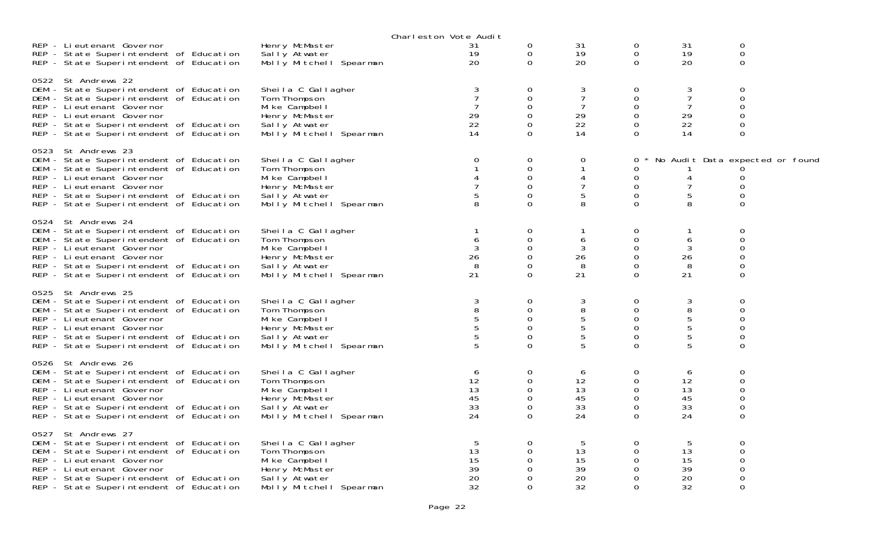Charleston Vote Audit

| Contest | Candidate | | | | | | |
|---|---|---|---|---|---|---|---|
| REP - Lieutenant Governor | Henry McMaster | 31 | 0 | 31 | 0 | 31 | 0 |
| REP - State Superintendent of Education | Sally Atwater | 19 | 0 | 19 | 0 | 19 | 0 |
| REP - State Superintendent of Education | Molly Mitchell Spearman | 20 | 0 | 20 | 0 | 20 | 0 |
| **0522 St Andrews 22** | | | | | | | |
| DEM - State Superintendent of Education | Sheila C Gallagher | 3 | 0 | 3 | 0 | 3 | 0 |
| DEM - State Superintendent of Education | Tom Thompson | 7 | 0 | 7 | 0 | 7 | 0 |
| REP - Lieutenant Governor | Mike Campbell | 7 | 0 | 7 | 0 | 7 | 0 |
| REP - Lieutenant Governor | Henry McMaster | 29 | 0 | 29 | 0 | 29 | 0 |
| REP - State Superintendent of Education | Sally Atwater | 22 | 0 | 22 | 0 | 22 | 0 |
| REP - State Superintendent of Education | Molly Mitchell Spearman | 14 | 0 | 14 | 0 | 14 | 0 |
| **0523 St Andrews 23** | | | | | | | |
| DEM - State Superintendent of Education | Sheila C Gallagher | 0 | 0 | 0 | 0 * No Audit Data expected or found | | |
| DEM - State Superintendent of Education | Tom Thompson | 1 | 0 | 1 | 0 | 1 | 0 |
| REP - Lieutenant Governor | Mike Campbell | 4 | 0 | 4 | 0 | 4 | 0 |
| REP - Lieutenant Governor | Henry McMaster | 7 | 0 | 7 | 0 | 7 | 0 |
| REP - State Superintendent of Education | Sally Atwater | 5 | 0 | 5 | 0 | 5 | 0 |
| REP - State Superintendent of Education | Molly Mitchell Spearman | 8 | 0 | 8 | 0 | 8 | 0 |
| **0524 St Andrews 24** | | | | | | | |
| DEM - State Superintendent of Education | Sheila C Gallagher | 1 | 0 | 1 | 0 | 1 | 0 |
| DEM - State Superintendent of Education | Tom Thompson | 6 | 0 | 6 | 0 | 6 | 0 |
| REP - Lieutenant Governor | Mike Campbell | 3 | 0 | 3 | 0 | 3 | 0 |
| REP - Lieutenant Governor | Henry McMaster | 26 | 0 | 26 | 0 | 26 | 0 |
| REP - State Superintendent of Education | Sally Atwater | 8 | 0 | 8 | 0 | 8 | 0 |
| REP - State Superintendent of Education | Molly Mitchell Spearman | 21 | 0 | 21 | 0 | 21 | 0 |
| **0525 St Andrews 25** | | | | | | | |
| DEM - State Superintendent of Education | Sheila C Gallagher | 3 | 0 | 3 | 0 | 3 | 0 |
| DEM - State Superintendent of Education | Tom Thompson | 8 | 0 | 8 | 0 | 8 | 0 |
| REP - Lieutenant Governor | Mike Campbell | 5 | 0 | 5 | 0 | 5 | 0 |
| REP - Lieutenant Governor | Henry McMaster | 5 | 0 | 5 | 0 | 5 | 0 |
| REP - State Superintendent of Education | Sally Atwater | 5 | 0 | 5 | 0 | 5 | 0 |
| REP - State Superintendent of Education | Molly Mitchell Spearman | 5 | 0 | 5 | 0 | 5 | 0 |
| **0526 St Andrews 26** | | | | | | | |
| DEM - State Superintendent of Education | Sheila C Gallagher | 6 | 0 | 6 | 0 | 6 | 0 |
| DEM - State Superintendent of Education | Tom Thompson | 12 | 0 | 12 | 0 | 12 | 0 |
| REP - Lieutenant Governor | Mike Campbell | 13 | 0 | 13 | 0 | 13 | 0 |
| REP - Lieutenant Governor | Henry McMaster | 45 | 0 | 45 | 0 | 45 | 0 |
| REP - State Superintendent of Education | Sally Atwater | 33 | 0 | 33 | 0 | 33 | 0 |
| REP - State Superintendent of Education | Molly Mitchell Spearman | 24 | 0 | 24 | 0 | 24 | 0 |
| **0527 St Andrews 27** | | | | | | | |
| DEM - State Superintendent of Education | Sheila C Gallagher | 5 | 0 | 5 | 0 | 5 | 0 |
| DEM - State Superintendent of Education | Tom Thompson | 13 | 0 | 13 | 0 | 13 | 0 |
| REP - Lieutenant Governor | Mike Campbell | 15 | 0 | 15 | 0 | 15 | 0 |
| REP - Lieutenant Governor | Henry McMaster | 39 | 0 | 39 | 0 | 39 | 0 |
| REP - State Superintendent of Education | Sally Atwater | 20 | 0 | 20 | 0 | 20 | 0 |
| REP - State Superintendent of Education | Molly Mitchell Spearman | 32 | 0 | 32 | 0 | 32 | 0 |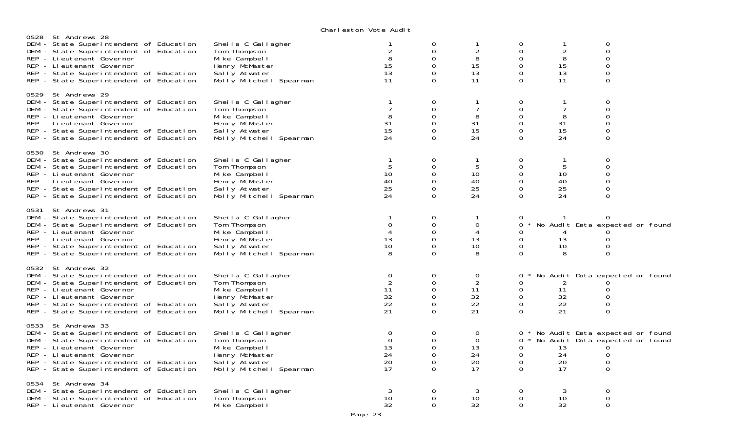Charleston Vote Audit

**0528 St Andrews 28**

| Contest | Candidate | | | | | | |
|---|---|---|---|---|---|---|---|
| DEM - State Superintendent of Education | Sheila C Gallagher | 1 | 0 | 1 | 0 | 1 | 0 |
| DEM - State Superintendent of Education | Tom Thompson | 2 | 0 | 2 | 0 | 2 | 0 |
| REP - Lieutenant Governor | Mike Campbell | 8 | 0 | 8 | 0 | 8 | 0 |
| REP - Lieutenant Governor | Henry McMaster | 15 | 0 | 15 | 0 | 15 | 0 |
| REP - State Superintendent of Education | Sally Atwater | 13 | 0 | 13 | 0 | 13 | 0 |
| REP - State Superintendent of Education | Molly Mitchell Spearman | 11 | 0 | 11 | 0 | 11 | 0 |

**0529 St Andrews 29**

| Contest | Candidate | | | | | | |
|---|---|---|---|---|---|---|---|
| DEM - State Superintendent of Education | Sheila C Gallagher | 1 | 0 | 1 | 0 | 1 | 0 |
| DEM - State Superintendent of Education | Tom Thompson | 7 | 0 | 7 | 0 | 7 | 0 |
| REP - Lieutenant Governor | Mike Campbell | 8 | 0 | 8 | 0 | 8 | 0 |
| REP - Lieutenant Governor | Henry McMaster | 31 | 0 | 31 | 0 | 31 | 0 |
| REP - State Superintendent of Education | Sally Atwater | 15 | 0 | 15 | 0 | 15 | 0 |
| REP - State Superintendent of Education | Molly Mitchell Spearman | 24 | 0 | 24 | 0 | 24 | 0 |

**0530 St Andrews 30**

| Contest | Candidate | | | | | | |
|---|---|---|---|---|---|---|---|
| DEM - State Superintendent of Education | Sheila C Gallagher | 1 | 0 | 1 | 0 | 1 | 0 |
| DEM - State Superintendent of Education | Tom Thompson | 5 | 0 | 5 | 0 | 5 | 0 |
| REP - Lieutenant Governor | Mike Campbell | 10 | 0 | 10 | 0 | 10 | 0 |
| REP - Lieutenant Governor | Henry McMaster | 40 | 0 | 40 | 0 | 40 | 0 |
| REP - State Superintendent of Education | Sally Atwater | 25 | 0 | 25 | 0 | 25 | 0 |
| REP - State Superintendent of Education | Molly Mitchell Spearman | 24 | 0 | 24 | 0 | 24 | 0 |

**0531 St Andrews 31**

| Contest | Candidate | | | | | | |
|---|---|---|---|---|---|---|---|
| DEM - State Superintendent of Education | Sheila C Gallagher | 1 | 0 | 1 | 0 | 1 | 0 |
| DEM - State Superintendent of Education | Tom Thompson | 0 | 0 | 0 | 0 * No Audit Data expected or found | | |
| REP - Lieutenant Governor | Mike Campbell | 4 | 0 | 4 | 0 | 4 | 0 |
| REP - Lieutenant Governor | Henry McMaster | 13 | 0 | 13 | 0 | 13 | 0 |
| REP - State Superintendent of Education | Sally Atwater | 10 | 0 | 10 | 0 | 10 | 0 |
| REP - State Superintendent of Education | Molly Mitchell Spearman | 8 | 0 | 8 | 0 | 8 | 0 |

**0532 St Andrews 32**

| Contest | Candidate | | | | | | |
|---|---|---|---|---|---|---|---|
| DEM - State Superintendent of Education | Sheila C Gallagher | 0 | 0 | 0 | 0 * No Audit Data expected or found | | |
| DEM - State Superintendent of Education | Tom Thompson | 2 | 0 | 2 | 0 | 2 | 0 |
| REP - Lieutenant Governor | Mike Campbell | 11 | 0 | 11 | 0 | 11 | 0 |
| REP - Lieutenant Governor | Henry McMaster | 32 | 0 | 32 | 0 | 32 | 0 |
| REP - State Superintendent of Education | Sally Atwater | 22 | 0 | 22 | 0 | 22 | 0 |
| REP - State Superintendent of Education | Molly Mitchell Spearman | 21 | 0 | 21 | 0 | 21 | 0 |

**0533 St Andrews 33**

| Contest | Candidate | | | | | | |
|---|---|---|---|---|---|---|---|
| DEM - State Superintendent of Education | Sheila C Gallagher | 0 | 0 | 0 | 0 * No Audit Data expected or found | | |
| DEM - State Superintendent of Education | Tom Thompson | 0 | 0 | 0 | 0 * No Audit Data expected or found | | |
| REP - Lieutenant Governor | Mike Campbell | 13 | 0 | 13 | 0 | 13 | 0 |
| REP - Lieutenant Governor | Henry McMaster | 24 | 0 | 24 | 0 | 24 | 0 |
| REP - State Superintendent of Education | Sally Atwater | 20 | 0 | 20 | 0 | 20 | 0 |
| REP - State Superintendent of Education | Molly Mitchell Spearman | 17 | 0 | 17 | 0 | 17 | 0 |

**0534 St Andrews 34**

| Contest | Candidate | | | | | | |
|---|---|---|---|---|---|---|---|
| DEM - State Superintendent of Education | Sheila C Gallagher | 3 | 0 | 3 | 0 | 3 | 0 |
| DEM - State Superintendent of Education | Tom Thompson | 10 | 0 | 10 | 0 | 10 | 0 |
| REP - Lieutenant Governor | Mike Campbell | 32 | 0 | 32 | 0 | 32 | 0 |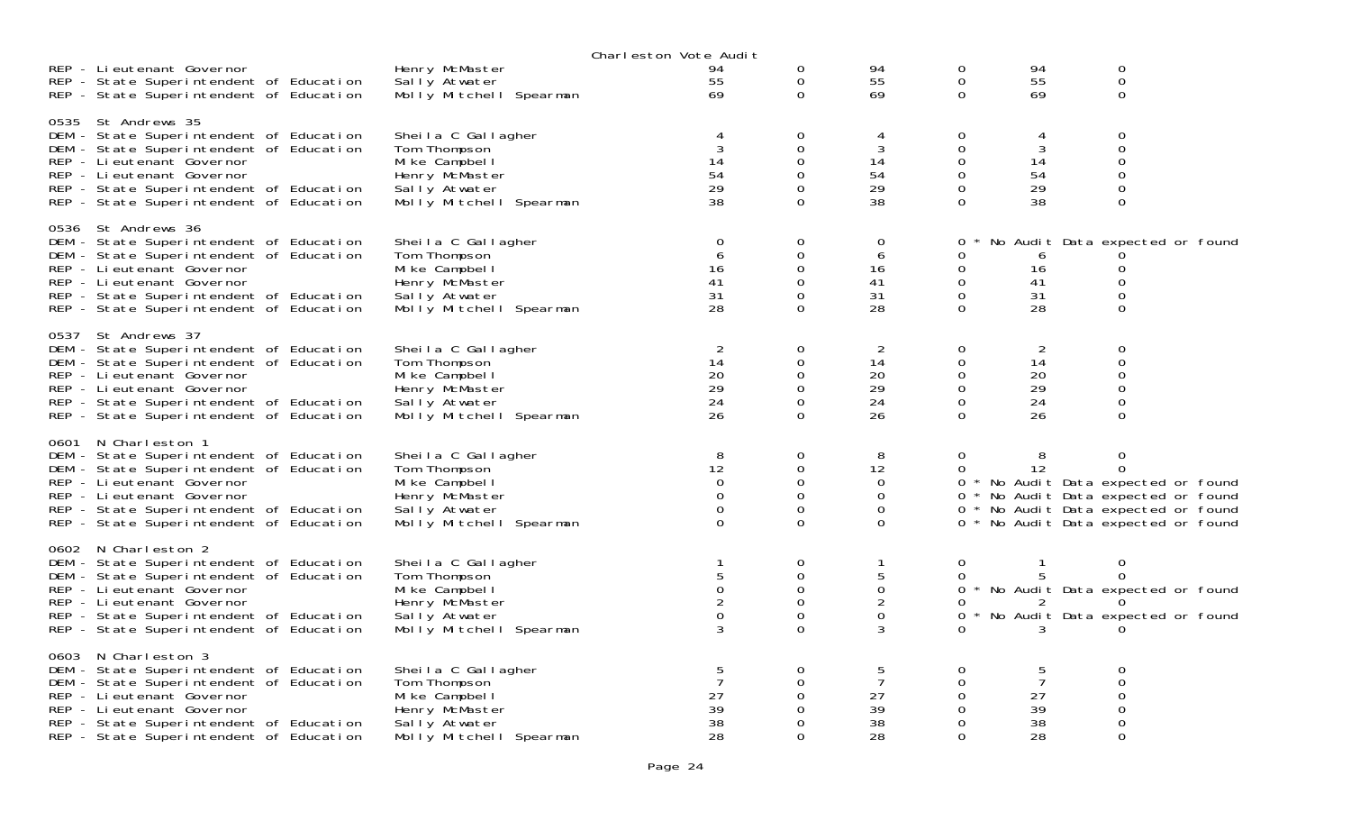Charleston Vote Audit

| | | | | | | | | |
|---|---|---|---|---|---|---|---|---|
| REP - Lieutenant Governor | Henry McMaster | 94 | 0 | 94 | 0 | 94 | 0 | |
| REP - State Superintendent of Education | Sally Atwater | 55 | 0 | 55 | 0 | 55 | 0 | |
| REP - State Superintendent of Education | Molly Mitchell Spearman | 69 | 0 | 69 | 0 | 69 | 0 | |
| **0535 St Andrews 35** | | | | | | | | |
| DEM - State Superintendent of Education | Sheila C Gallagher | 4 | 0 | 4 | 0 | 4 | 0 | |
| DEM - State Superintendent of Education | Tom Thompson | 3 | 0 | 3 | 0 | 3 | 0 | |
| REP - Lieutenant Governor | Mike Campbell | 14 | 0 | 14 | 0 | 14 | 0 | |
| REP - Lieutenant Governor | Henry McMaster | 54 | 0 | 54 | 0 | 54 | 0 | |
| REP - State Superintendent of Education | Sally Atwater | 29 | 0 | 29 | 0 | 29 | 0 | |
| REP - State Superintendent of Education | Molly Mitchell Spearman | 38 | 0 | 38 | 0 | 38 | 0 | |
| **0536 St Andrews 36** | | | | | | | | |
| DEM - State Superintendent of Education | Sheila C Gallagher | 0 | 0 | 0 | 0 | | | * No Audit Data expected or found |
| DEM - State Superintendent of Education | Tom Thompson | 6 | 0 | 6 | 0 | 6 | 0 | |
| REP - Lieutenant Governor | Mike Campbell | 16 | 0 | 16 | 0 | 16 | 0 | |
| REP - Lieutenant Governor | Henry McMaster | 41 | 0 | 41 | 0 | 41 | 0 | |
| REP - State Superintendent of Education | Sally Atwater | 31 | 0 | 31 | 0 | 31 | 0 | |
| REP - State Superintendent of Education | Molly Mitchell Spearman | 28 | 0 | 28 | 0 | 28 | 0 | |
| **0537 St Andrews 37** | | | | | | | | |
| DEM - State Superintendent of Education | Sheila C Gallagher | 2 | 0 | 2 | 0 | 2 | 0 | |
| DEM - State Superintendent of Education | Tom Thompson | 14 | 0 | 14 | 0 | 14 | 0 | |
| REP - Lieutenant Governor | Mike Campbell | 20 | 0 | 20 | 0 | 20 | 0 | |
| REP - Lieutenant Governor | Henry McMaster | 29 | 0 | 29 | 0 | 29 | 0 | |
| REP - State Superintendent of Education | Sally Atwater | 24 | 0 | 24 | 0 | 24 | 0 | |
| REP - State Superintendent of Education | Molly Mitchell Spearman | 26 | 0 | 26 | 0 | 26 | 0 | |
| **0601 N Charleston 1** | | | | | | | | |
| DEM - State Superintendent of Education | Sheila C Gallagher | 8 | 0 | 8 | 0 | 8 | 0 | |
| DEM - State Superintendent of Education | Tom Thompson | 12 | 0 | 12 | 0 | 12 | 0 | |
| REP - Lieutenant Governor | Mike Campbell | 0 | 0 | 0 | 0 | | | * No Audit Data expected or found |
| REP - Lieutenant Governor | Henry McMaster | 0 | 0 | 0 | 0 | | | * No Audit Data expected or found |
| REP - State Superintendent of Education | Sally Atwater | 0 | 0 | 0 | 0 | | | * No Audit Data expected or found |
| REP - State Superintendent of Education | Molly Mitchell Spearman | 0 | 0 | 0 | 0 | | | * No Audit Data expected or found |
| **0602 N Charleston 2** | | | | | | | | |
| DEM - State Superintendent of Education | Sheila C Gallagher | 1 | 0 | 1 | 0 | 1 | 0 | |
| DEM - State Superintendent of Education | Tom Thompson | 5 | 0 | 5 | 0 | 5 | 0 | |
| REP - Lieutenant Governor | Mike Campbell | 0 | 0 | 0 | 0 | | | * No Audit Data expected or found |
| REP - Lieutenant Governor | Henry McMaster | 2 | 0 | 2 | 0 | 2 | 0 | |
| REP - State Superintendent of Education | Sally Atwater | 0 | 0 | 0 | 0 | | | * No Audit Data expected or found |
| REP - State Superintendent of Education | Molly Mitchell Spearman | 3 | 0 | 3 | 0 | 3 | 0 | |
| **0603 N Charleston 3** | | | | | | | | |
| DEM - State Superintendent of Education | Sheila C Gallagher | 5 | 0 | 5 | 0 | 5 | 0 | |
| DEM - State Superintendent of Education | Tom Thompson | 7 | 0 | 7 | 0 | 7 | 0 | |
| REP - Lieutenant Governor | Mike Campbell | 27 | 0 | 27 | 0 | 27 | 0 | |
| REP - Lieutenant Governor | Henry McMaster | 39 | 0 | 39 | 0 | 39 | 0 | |
| REP - State Superintendent of Education | Sally Atwater | 38 | 0 | 38 | 0 | 38 | 0 | |
| REP - State Superintendent of Education | Molly Mitchell Spearman | 28 | 0 | 28 | 0 | 28 | 0 | |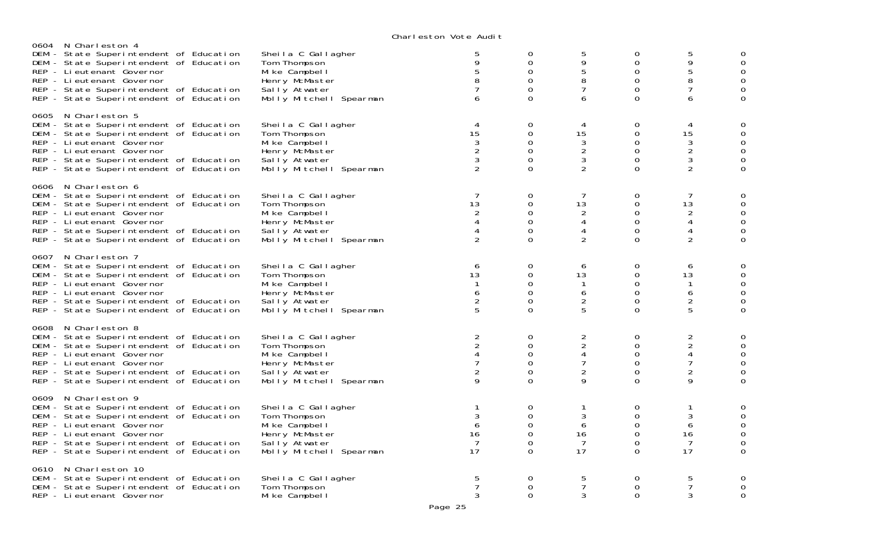# Charleston Vote Audit

| Precinct / Contest | Candidate | | | | | | |
|---|---|---|---|---|---|---|---|
| **0604 N Charleston 4** | | | | | | | |
| DEM - State Superintendent of Education | Sheila C Gallagher | 5 | 0 | 5 | 0 | 5 | 0 |
| DEM - State Superintendent of Education | Tom Thompson | 9 | 0 | 9 | 0 | 9 | 0 |
| REP - Lieutenant Governor | Mike Campbell | 5 | 0 | 5 | 0 | 5 | 0 |
| REP - Lieutenant Governor | Henry McMaster | 8 | 0 | 8 | 0 | 8 | 0 |
| REP - State Superintendent of Education | Sally Atwater | 7 | 0 | 7 | 0 | 7 | 0 |
| REP - State Superintendent of Education | Molly Mitchell Spearman | 6 | 0 | 6 | 0 | 6 | 0 |
| **0605 N Charleston 5** | | | | | | | |
| DEM - State Superintendent of Education | Sheila C Gallagher | 4 | 0 | 4 | 0 | 4 | 0 |
| DEM - State Superintendent of Education | Tom Thompson | 15 | 0 | 15 | 0 | 15 | 0 |
| REP - Lieutenant Governor | Mike Campbell | 3 | 0 | 3 | 0 | 3 | 0 |
| REP - Lieutenant Governor | Henry McMaster | 2 | 0 | 2 | 0 | 2 | 0 |
| REP - State Superintendent of Education | Sally Atwater | 3 | 0 | 3 | 0 | 3 | 0 |
| REP - State Superintendent of Education | Molly Mitchell Spearman | 2 | 0 | 2 | 0 | 2 | 0 |
| **0606 N Charleston 6** | | | | | | | |
| DEM - State Superintendent of Education | Sheila C Gallagher | 7 | 0 | 7 | 0 | 7 | 0 |
| DEM - State Superintendent of Education | Tom Thompson | 13 | 0 | 13 | 0 | 13 | 0 |
| REP - Lieutenant Governor | Mike Campbell | 2 | 0 | 2 | 0 | 2 | 0 |
| REP - Lieutenant Governor | Henry McMaster | 4 | 0 | 4 | 0 | 4 | 0 |
| REP - State Superintendent of Education | Sally Atwater | 4 | 0 | 4 | 0 | 4 | 0 |
| REP - State Superintendent of Education | Molly Mitchell Spearman | 2 | 0 | 2 | 0 | 2 | 0 |
| **0607 N Charleston 7** | | | | | | | |
| DEM - State Superintendent of Education | Sheila C Gallagher | 6 | 0 | 6 | 0 | 6 | 0 |
| DEM - State Superintendent of Education | Tom Thompson | 13 | 0 | 13 | 0 | 13 | 0 |
| REP - Lieutenant Governor | Mike Campbell | 1 | 0 | 1 | 0 | 1 | 0 |
| REP - Lieutenant Governor | Henry McMaster | 6 | 0 | 6 | 0 | 6 | 0 |
| REP - State Superintendent of Education | Sally Atwater | 2 | 0 | 2 | 0 | 2 | 0 |
| REP - State Superintendent of Education | Molly Mitchell Spearman | 5 | 0 | 5 | 0 | 5 | 0 |
| **0608 N Charleston 8** | | | | | | | |
| DEM - State Superintendent of Education | Sheila C Gallagher | 2 | 0 | 2 | 0 | 2 | 0 |
| DEM - State Superintendent of Education | Tom Thompson | 2 | 0 | 2 | 0 | 2 | 0 |
| REP - Lieutenant Governor | Mike Campbell | 4 | 0 | 4 | 0 | 4 | 0 |
| REP - Lieutenant Governor | Henry McMaster | 7 | 0 | 7 | 0 | 7 | 0 |
| REP - State Superintendent of Education | Sally Atwater | 2 | 0 | 2 | 0 | 2 | 0 |
| REP - State Superintendent of Education | Molly Mitchell Spearman | 9 | 0 | 9 | 0 | 9 | 0 |
| **0609 N Charleston 9** | | | | | | | |
| DEM - State Superintendent of Education | Sheila C Gallagher | 1 | 0 | 1 | 0 | 1 | 0 |
| DEM - State Superintendent of Education | Tom Thompson | 3 | 0 | 3 | 0 | 3 | 0 |
| REP - Lieutenant Governor | Mike Campbell | 6 | 0 | 6 | 0 | 6 | 0 |
| REP - Lieutenant Governor | Henry McMaster | 16 | 0 | 16 | 0 | 16 | 0 |
| REP - State Superintendent of Education | Sally Atwater | 7 | 0 | 7 | 0 | 7 | 0 |
| REP - State Superintendent of Education | Molly Mitchell Spearman | 17 | 0 | 17 | 0 | 17 | 0 |
| **0610 N Charleston 10** | | | | | | | |
| DEM - State Superintendent of Education | Sheila C Gallagher | 5 | 0 | 5 | 0 | 5 | 0 |
| DEM - State Superintendent of Education | Tom Thompson | 7 | 0 | 7 | 0 | 7 | 0 |
| REP - Lieutenant Governor | Mike Campbell | 3 | 0 | 3 | 0 | 3 | 0 |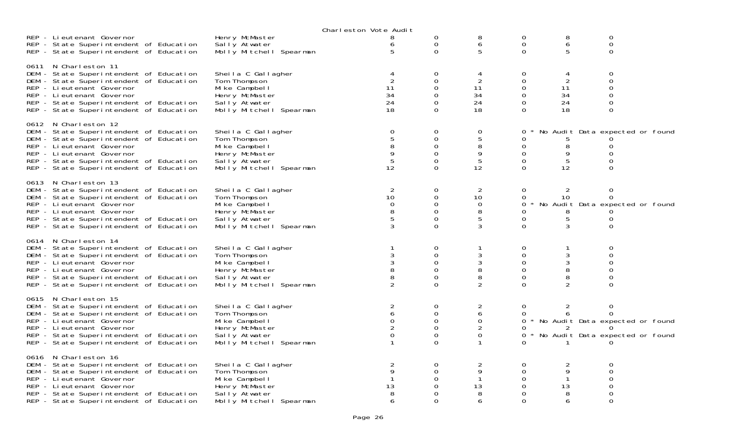Charleston Vote Audit

| Contest | Candidate | | | | | | |
|---|---|---|---|---|---|---|---|
| REP - Lieutenant Governor | Henry McMaster | 8 | 0 | 8 | 0 | 8 | 0 |
| REP - State Superintendent of Education | Sally Atwater | 6 | 0 | 6 | 0 | 6 | 0 |
| REP - State Superintendent of Education | Molly Mitchell Spearman | 5 | 0 | 5 | 0 | 5 | 0 |
| **0611 N Charleston 11** | | | | | | | |
| DEM - State Superintendent of Education | Sheila C Gallagher | 4 | 0 | 4 | 0 | 4 | 0 |
| DEM - State Superintendent of Education | Tom Thompson | 2 | 0 | 2 | 0 | 2 | 0 |
| REP - Lieutenant Governor | Mike Campbell | 11 | 0 | 11 | 0 | 11 | 0 |
| REP - Lieutenant Governor | Henry McMaster | 34 | 0 | 34 | 0 | 34 | 0 |
| REP - State Superintendent of Education | Sally Atwater | 24 | 0 | 24 | 0 | 24 | 0 |
| REP - State Superintendent of Education | Molly Mitchell Spearman | 18 | 0 | 18 | 0 | 18 | 0 |
| **0612 N Charleston 12** | | | | | | | |
| DEM - State Superintendent of Education | Sheila C Gallagher | 0 | 0 | 0 | 0 * No Audit Data expected or found | | |
| DEM - State Superintendent of Education | Tom Thompson | 5 | 0 | 5 | 0 | 5 | 0 |
| REP - Lieutenant Governor | Mike Campbell | 8 | 0 | 8 | 0 | 8 | 0 |
| REP - Lieutenant Governor | Henry McMaster | 9 | 0 | 9 | 0 | 9 | 0 |
| REP - State Superintendent of Education | Sally Atwater | 5 | 0 | 5 | 0 | 5 | 0 |
| REP - State Superintendent of Education | Molly Mitchell Spearman | 12 | 0 | 12 | 0 | 12 | 0 |
| **0613 N Charleston 13** | | | | | | | |
| DEM - State Superintendent of Education | Sheila C Gallagher | 2 | 0 | 2 | 0 | 2 | 0 |
| DEM - State Superintendent of Education | Tom Thompson | 10 | 0 | 10 | 0 | 10 | 0 |
| REP - Lieutenant Governor | Mike Campbell | 0 | 0 | 0 | 0 * No Audit Data expected or found | | |
| REP - Lieutenant Governor | Henry McMaster | 8 | 0 | 8 | 0 | 8 | 0 |
| REP - State Superintendent of Education | Sally Atwater | 5 | 0 | 5 | 0 | 5 | 0 |
| REP - State Superintendent of Education | Molly Mitchell Spearman | 3 | 0 | 3 | 0 | 3 | 0 |
| **0614 N Charleston 14** | | | | | | | |
| DEM - State Superintendent of Education | Sheila C Gallagher | 1 | 0 | 1 | 0 | 1 | 0 |
| DEM - State Superintendent of Education | Tom Thompson | 3 | 0 | 3 | 0 | 3 | 0 |
| REP - Lieutenant Governor | Mike Campbell | 3 | 0 | 3 | 0 | 3 | 0 |
| REP - Lieutenant Governor | Henry McMaster | 8 | 0 | 8 | 0 | 8 | 0 |
| REP - State Superintendent of Education | Sally Atwater | 8 | 0 | 8 | 0 | 8 | 0 |
| REP - State Superintendent of Education | Molly Mitchell Spearman | 2 | 0 | 2 | 0 | 2 | 0 |
| **0615 N Charleston 15** | | | | | | | |
| DEM - State Superintendent of Education | Sheila C Gallagher | 2 | 0 | 2 | 0 | 2 | 0 |
| DEM - State Superintendent of Education | Tom Thompson | 6 | 0 | 6 | 0 | 6 | 0 |
| REP - Lieutenant Governor | Mike Campbell | 0 | 0 | 0 | 0 * No Audit Data expected or found | | |
| REP - Lieutenant Governor | Henry McMaster | 2 | 0 | 2 | 0 | 2 | 0 |
| REP - State Superintendent of Education | Sally Atwater | 0 | 0 | 0 | 0 * No Audit Data expected or found | | |
| REP - State Superintendent of Education | Molly Mitchell Spearman | 1 | 0 | 1 | 0 | 1 | 0 |
| **0616 N Charleston 16** | | | | | | | |
| DEM - State Superintendent of Education | Sheila C Gallagher | 2 | 0 | 2 | 0 | 2 | 0 |
| DEM - State Superintendent of Education | Tom Thompson | 9 | 0 | 9 | 0 | 9 | 0 |
| REP - Lieutenant Governor | Mike Campbell | 1 | 0 | 1 | 0 | 1 | 0 |
| REP - Lieutenant Governor | Henry McMaster | 13 | 0 | 13 | 0 | 13 | 0 |
| REP - State Superintendent of Education | Sally Atwater | 8 | 0 | 8 | 0 | 8 | 0 |
| REP - State Superintendent of Education | Molly Mitchell Spearman | 6 | 0 | 6 | 0 | 6 | 0 |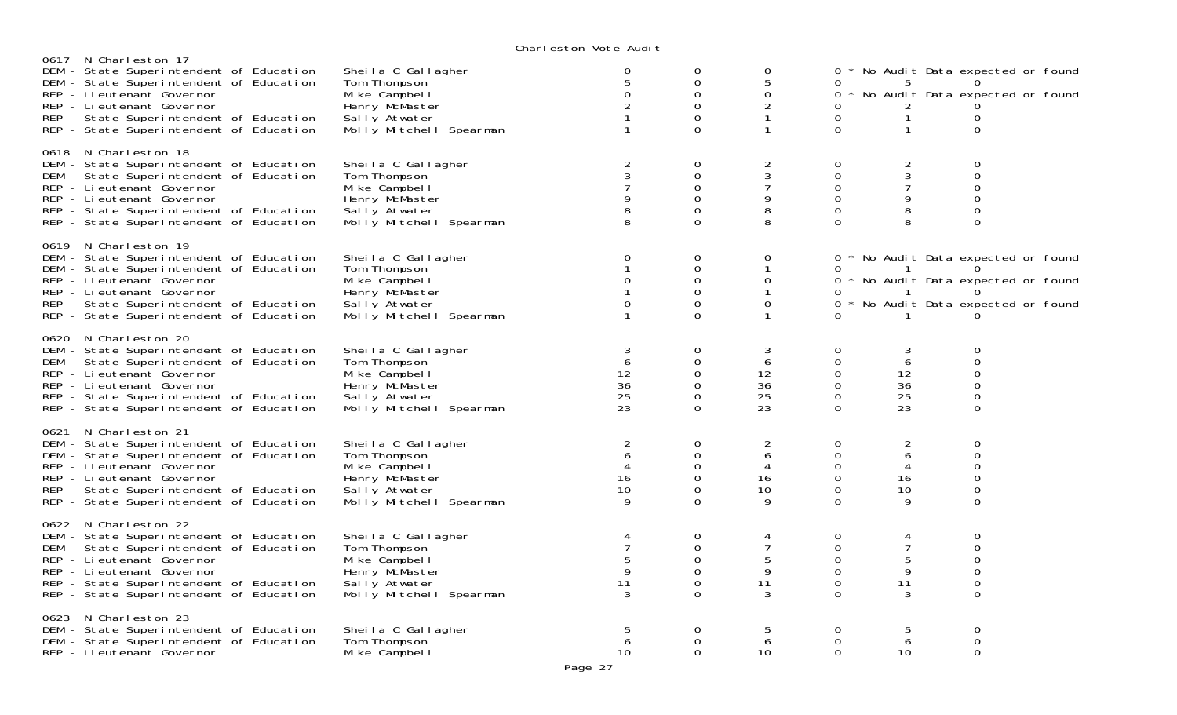# Charleston Vote Audit

## 0617 N Charleston 17

| Contest | Candidate | | | | | | |
|---|---|---|---|---|---|---|---|
| DEM - State Superintendent of Education | Sheila C Gallagher | 0 | 0 | 0 | 0 * No Audit Data expected or found | | |
| DEM - State Superintendent of Education | Tom Thompson | 5 | 0 | 5 | 0 | 5 | 0 |
| REP - Lieutenant Governor | Mike Campbell | 0 | 0 | 0 | 0 * No Audit Data expected or found | | |
| REP - Lieutenant Governor | Henry McMaster | 2 | 0 | 2 | 0 | 2 | 0 |
| REP - State Superintendent of Education | Sally Atwater | 1 | 0 | 1 | 0 | 1 | 0 |
| REP - State Superintendent of Education | Molly Mitchell Spearman | 1 | 0 | 1 | 0 | 1 | 0 |

## 0618 N Charleston 18

| Contest | Candidate | | | | | | |
|---|---|---|---|---|---|---|---|
| DEM - State Superintendent of Education | Sheila C Gallagher | 2 | 0 | 2 | 0 | 2 | 0 |
| DEM - State Superintendent of Education | Tom Thompson | 3 | 0 | 3 | 0 | 3 | 0 |
| REP - Lieutenant Governor | Mike Campbell | 7 | 0 | 7 | 0 | 7 | 0 |
| REP - Lieutenant Governor | Henry McMaster | 9 | 0 | 9 | 0 | 9 | 0 |
| REP - State Superintendent of Education | Sally Atwater | 8 | 0 | 8 | 0 | 8 | 0 |
| REP - State Superintendent of Education | Molly Mitchell Spearman | 8 | 0 | 8 | 0 | 8 | 0 |

## 0619 N Charleston 19

| Contest | Candidate | | | | | | |
|---|---|---|---|---|---|---|---|
| DEM - State Superintendent of Education | Sheila C Gallagher | 0 | 0 | 0 | 0 * No Audit Data expected or found | | |
| DEM - State Superintendent of Education | Tom Thompson | 1 | 0 | 1 | 0 | 1 | 0 |
| REP - Lieutenant Governor | Mike Campbell | 0 | 0 | 0 | 0 * No Audit Data expected or found | | |
| REP - Lieutenant Governor | Henry McMaster | 1 | 0 | 1 | 0 | 1 | 0 |
| REP - State Superintendent of Education | Sally Atwater | 0 | 0 | 0 | 0 * No Audit Data expected or found | | |
| REP - State Superintendent of Education | Molly Mitchell Spearman | 1 | 0 | 1 | 0 | 1 | 0 |

## 0620 N Charleston 20

| Contest | Candidate | | | | | | |
|---|---|---|---|---|---|---|---|
| DEM - State Superintendent of Education | Sheila C Gallagher | 3 | 0 | 3 | 0 | 3 | 0 |
| DEM - State Superintendent of Education | Tom Thompson | 6 | 0 | 6 | 0 | 6 | 0 |
| REP - Lieutenant Governor | Mike Campbell | 12 | 0 | 12 | 0 | 12 | 0 |
| REP - Lieutenant Governor | Henry McMaster | 36 | 0 | 36 | 0 | 36 | 0 |
| REP - State Superintendent of Education | Sally Atwater | 25 | 0 | 25 | 0 | 25 | 0 |
| REP - State Superintendent of Education | Molly Mitchell Spearman | 23 | 0 | 23 | 0 | 23 | 0 |

## 0621 N Charleston 21

| Contest | Candidate | | | | | | |
|---|---|---|---|---|---|---|---|
| DEM - State Superintendent of Education | Sheila C Gallagher | 2 | 0 | 2 | 0 | 2 | 0 |
| DEM - State Superintendent of Education | Tom Thompson | 6 | 0 | 6 | 0 | 6 | 0 |
| REP - Lieutenant Governor | Mike Campbell | 4 | 0 | 4 | 0 | 4 | 0 |
| REP - Lieutenant Governor | Henry McMaster | 16 | 0 | 16 | 0 | 16 | 0 |
| REP - State Superintendent of Education | Sally Atwater | 10 | 0 | 10 | 0 | 10 | 0 |
| REP - State Superintendent of Education | Molly Mitchell Spearman | 9 | 0 | 9 | 0 | 9 | 0 |

## 0622 N Charleston 22

| Contest | Candidate | | | | | | |
|---|---|---|---|---|---|---|---|
| DEM - State Superintendent of Education | Sheila C Gallagher | 4 | 0 | 4 | 0 | 4 | 0 |
| DEM - State Superintendent of Education | Tom Thompson | 7 | 0 | 7 | 0 | 7 | 0 |
| REP - Lieutenant Governor | Mike Campbell | 5 | 0 | 5 | 0 | 5 | 0 |
| REP - Lieutenant Governor | Henry McMaster | 9 | 0 | 9 | 0 | 9 | 0 |
| REP - State Superintendent of Education | Sally Atwater | 11 | 0 | 11 | 0 | 11 | 0 |
| REP - State Superintendent of Education | Molly Mitchell Spearman | 3 | 0 | 3 | 0 | 3 | 0 |

## 0623 N Charleston 23

| Contest | Candidate | | | | | | |
|---|---|---|---|---|---|---|---|
| DEM - State Superintendent of Education | Sheila C Gallagher | 5 | 0 | 5 | 0 | 5 | 0 |
| DEM - State Superintendent of Education | Tom Thompson | 6 | 0 | 6 | 0 | 6 | 0 |
| REP - Lieutenant Governor | Mike Campbell | 10 | 0 | 10 | 0 | 10 | 0 |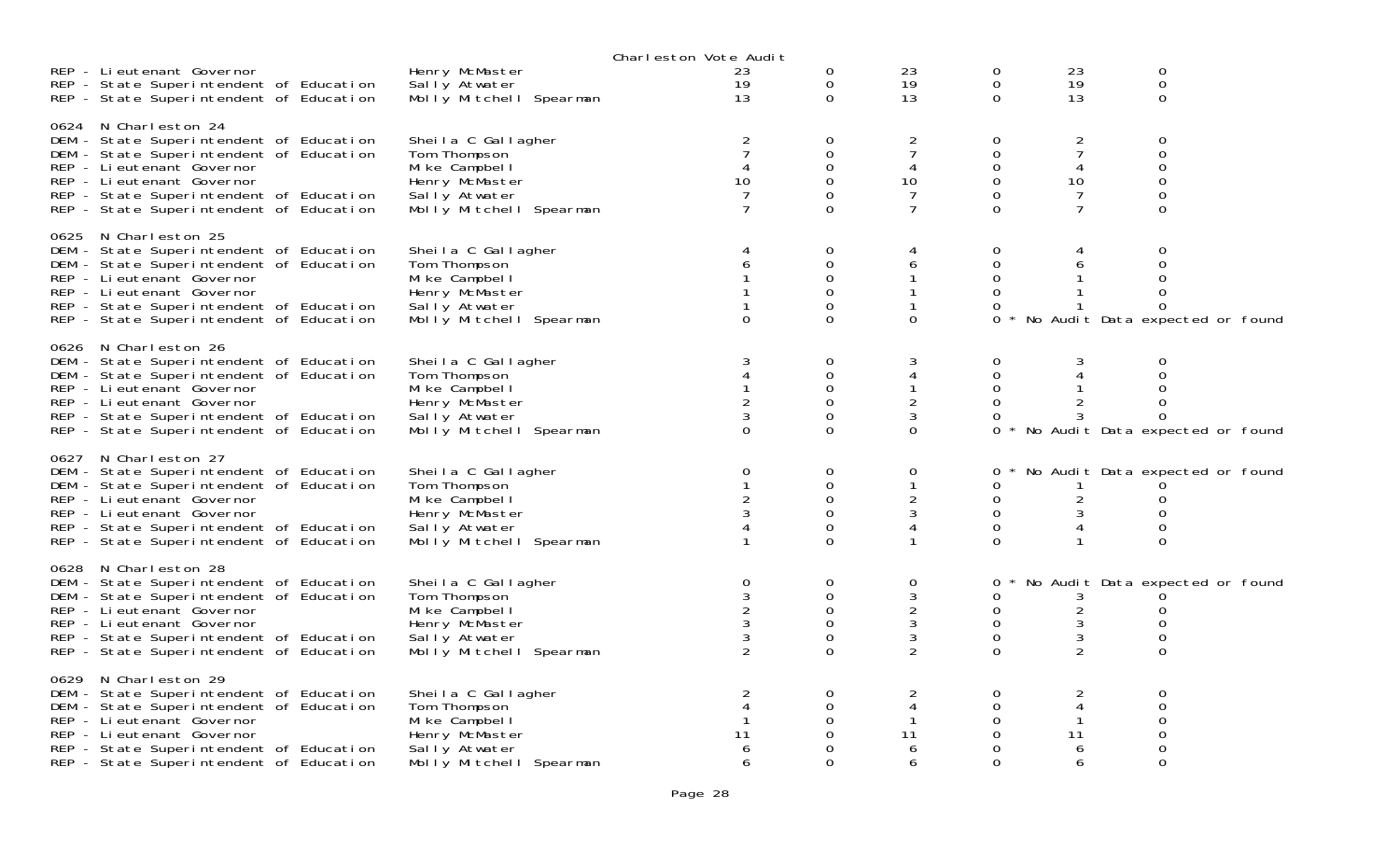Charleston Vote Audit

| Contest | Candidate | | | | | | |
|---|---|---|---|---|---|---|---|
| REP - Lieutenant Governor | Henry McMaster | 23 | 0 | 23 | 0 | 23 | 0 |
| REP - State Superintendent of Education | Sally Atwater | 19 | 0 | 19 | 0 | 19 | 0 |
| REP - State Superintendent of Education | Molly Mitchell Spearman | 13 | 0 | 13 | 0 | 13 | 0 |
| **0624 N Charleston 24** | | | | | | | |
| DEM - State Superintendent of Education | Sheila C Gallagher | 2 | 0 | 2 | 0 | 2 | 0 |
| DEM - State Superintendent of Education | Tom Thompson | 7 | 0 | 7 | 0 | 7 | 0 |
| REP - Lieutenant Governor | Mike Campbell | 4 | 0 | 4 | 0 | 4 | 0 |
| REP - Lieutenant Governor | Henry McMaster | 10 | 0 | 10 | 0 | 10 | 0 |
| REP - State Superintendent of Education | Sally Atwater | 7 | 0 | 7 | 0 | 7 | 0 |
| REP - State Superintendent of Education | Molly Mitchell Spearman | 7 | 0 | 7 | 0 | 7 | 0 |
| **0625 N Charleston 25** | | | | | | | |
| DEM - State Superintendent of Education | Sheila C Gallagher | 4 | 0 | 4 | 0 | 4 | 0 |
| DEM - State Superintendent of Education | Tom Thompson | 6 | 0 | 6 | 0 | 6 | 0 |
| REP - Lieutenant Governor | Mike Campbell | 1 | 0 | 1 | 0 | 1 | 0 |
| REP - Lieutenant Governor | Henry McMaster | 1 | 0 | 1 | 0 | 1 | 0 |
| REP - State Superintendent of Education | Sally Atwater | 1 | 0 | 1 | 0 | 1 | 0 |
| REP - State Superintendent of Education | Molly Mitchell Spearman | 0 | 0 | 0 | 0 * No Audit Data expected or found | | |
| **0626 N Charleston 26** | | | | | | | |
| DEM - State Superintendent of Education | Sheila C Gallagher | 3 | 0 | 3 | 0 | 3 | 0 |
| DEM - State Superintendent of Education | Tom Thompson | 4 | 0 | 4 | 0 | 4 | 0 |
| REP - Lieutenant Governor | Mike Campbell | 1 | 0 | 1 | 0 | 1 | 0 |
| REP - Lieutenant Governor | Henry McMaster | 2 | 0 | 2 | 0 | 2 | 0 |
| REP - State Superintendent of Education | Sally Atwater | 3 | 0 | 3 | 0 | 3 | 0 |
| REP - State Superintendent of Education | Molly Mitchell Spearman | 0 | 0 | 0 | 0 * No Audit Data expected or found | | |
| **0627 N Charleston 27** | | | | | | | |
| DEM - State Superintendent of Education | Sheila C Gallagher | 0 | 0 | 0 | 0 * No Audit Data expected or found | | |
| DEM - State Superintendent of Education | Tom Thompson | 1 | 0 | 1 | 0 | 1 | 0 |
| REP - Lieutenant Governor | Mike Campbell | 2 | 0 | 2 | 0 | 2 | 0 |
| REP - Lieutenant Governor | Henry McMaster | 3 | 0 | 3 | 0 | 3 | 0 |
| REP - State Superintendent of Education | Sally Atwater | 4 | 0 | 4 | 0 | 4 | 0 |
| REP - State Superintendent of Education | Molly Mitchell Spearman | 1 | 0 | 1 | 0 | 1 | 0 |
| **0628 N Charleston 28** | | | | | | | |
| DEM - State Superintendent of Education | Sheila C Gallagher | 0 | 0 | 0 | 0 * No Audit Data expected or found | | |
| DEM - State Superintendent of Education | Tom Thompson | 3 | 0 | 3 | 0 | 3 | 0 |
| REP - Lieutenant Governor | Mike Campbell | 2 | 0 | 2 | 0 | 2 | 0 |
| REP - Lieutenant Governor | Henry McMaster | 3 | 0 | 3 | 0 | 3 | 0 |
| REP - State Superintendent of Education | Sally Atwater | 3 | 0 | 3 | 0 | 3 | 0 |
| REP - State Superintendent of Education | Molly Mitchell Spearman | 2 | 0 | 2 | 0 | 2 | 0 |
| **0629 N Charleston 29** | | | | | | | |
| DEM - State Superintendent of Education | Sheila C Gallagher | 2 | 0 | 2 | 0 | 2 | 0 |
| DEM - State Superintendent of Education | Tom Thompson | 4 | 0 | 4 | 0 | 4 | 0 |
| REP - Lieutenant Governor | Mike Campbell | 1 | 0 | 1 | 0 | 1 | 0 |
| REP - Lieutenant Governor | Henry McMaster | 11 | 0 | 11 | 0 | 11 | 0 |
| REP - State Superintendent of Education | Sally Atwater | 6 | 0 | 6 | 0 | 6 | 0 |
| REP - State Superintendent of Education | Molly Mitchell Spearman | 6 | 0 | 6 | 0 | 6 | 0 |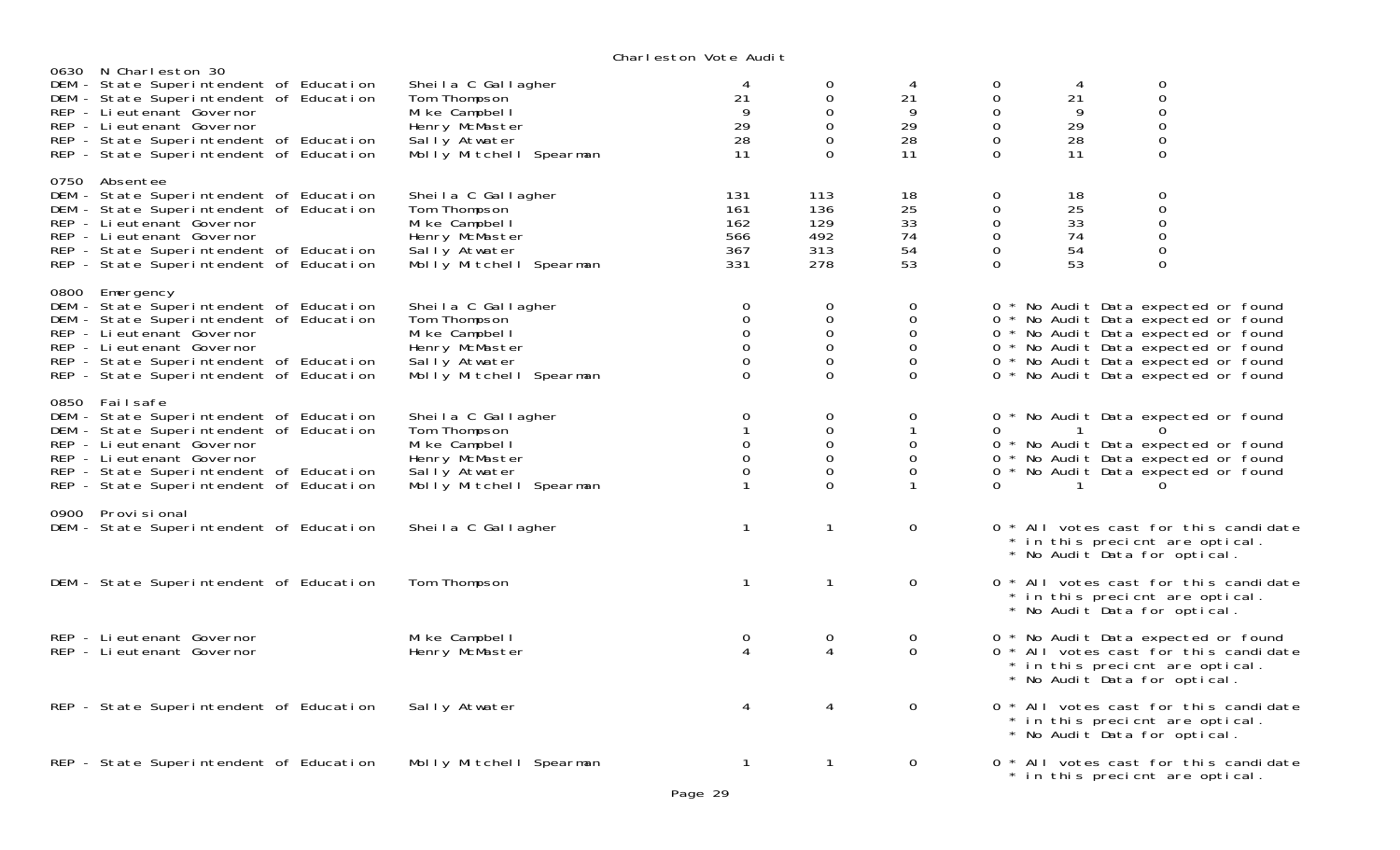Charleston Vote Audit

## 0630 N Charleston 30

| Contest | Candidate | | | | | | |
|---|---|---|---|---|---|---|---|
| DEM - State Superintendent of Education | Sheila C Gallagher | 4 | 0 | 4 | 0 | 4 | 0 |
| DEM - State Superintendent of Education | Tom Thompson | 21 | 0 | 21 | 0 | 21 | 0 |
| REP - Lieutenant Governor | Mike Campbell | 9 | 0 | 9 | 0 | 9 | 0 |
| REP - Lieutenant Governor | Henry McMaster | 29 | 0 | 29 | 0 | 29 | 0 |
| REP - State Superintendent of Education | Sally Atwater | 28 | 0 | 28 | 0 | 28 | 0 |
| REP - State Superintendent of Education | Molly Mitchell Spearman | 11 | 0 | 11 | 0 | 11 | 0 |

## 0750 Absentee

| Contest | Candidate | | | | | | |
|---|---|---|---|---|---|---|---|
| DEM - State Superintendent of Education | Sheila C Gallagher | 131 | 113 | 18 | 0 | 18 | 0 |
| DEM - State Superintendent of Education | Tom Thompson | 161 | 136 | 25 | 0 | 25 | 0 |
| REP - Lieutenant Governor | Mike Campbell | 162 | 129 | 33 | 0 | 33 | 0 |
| REP - Lieutenant Governor | Henry McMaster | 566 | 492 | 74 | 0 | 74 | 0 |
| REP - State Superintendent of Education | Sally Atwater | 367 | 313 | 54 | 0 | 54 | 0 |
| REP - State Superintendent of Education | Molly Mitchell Spearman | 331 | 278 | 53 | 0 | 53 | 0 |

## 0800 Emergency

| Contest | Candidate | | | | | | |
|---|---|---|---|---|---|---|---|
| DEM - State Superintendent of Education | Sheila C Gallagher | 0 | 0 | 0 | 0 * No Audit Data expected or found | | |
| DEM - State Superintendent of Education | Tom Thompson | 0 | 0 | 0 | 0 * No Audit Data expected or found | | |
| REP - Lieutenant Governor | Mike Campbell | 0 | 0 | 0 | 0 * No Audit Data expected or found | | |
| REP - Lieutenant Governor | Henry McMaster | 0 | 0 | 0 | 0 * No Audit Data expected or found | | |
| REP - State Superintendent of Education | Sally Atwater | 0 | 0 | 0 | 0 * No Audit Data expected or found | | |
| REP - State Superintendent of Education | Molly Mitchell Spearman | 0 | 0 | 0 | 0 * No Audit Data expected or found | | |

## 0850 Failsafe

| Contest | Candidate | | | | | | |
|---|---|---|---|---|---|---|---|
| DEM - State Superintendent of Education | Sheila C Gallagher | 0 | 0 | 0 | 0 * No Audit Data expected or found | | |
| DEM - State Superintendent of Education | Tom Thompson | 1 | 0 | 1 | 0 | 1 | 0 |
| REP - Lieutenant Governor | Mike Campbell | 0 | 0 | 0 | 0 * No Audit Data expected or found | | |
| REP - Lieutenant Governor | Henry McMaster | 0 | 0 | 0 | 0 * No Audit Data expected or found | | |
| REP - State Superintendent of Education | Sally Atwater | 0 | 0 | 0 | 0 * No Audit Data expected or found | | |
| REP - State Superintendent of Education | Molly Mitchell Spearman | 1 | 0 | 1 | 0 | 1 | 0 |

## 0900 Provisional

| Contest | Candidate | | | | | | |
|---|---|---|---|---|---|---|---|
| DEM - State Superintendent of Education | Sheila C Gallagher | 1 | 1 | 0 | 0 * All votes cast for this candidate * in this precicnt are optical. * No Audit Data for optical. | | |
| DEM - State Superintendent of Education | Tom Thompson | 1 | 1 | 0 | 0 * All votes cast for this candidate * in this precicnt are optical. * No Audit Data for optical. | | |
| REP - Lieutenant Governor | Mike Campbell | 0 | 0 | 0 | 0 * No Audit Data expected or found | | |
| REP - Lieutenant Governor | Henry McMaster | 4 | 4 | 0 | 0 * All votes cast for this candidate * in this precicnt are optical. * No Audit Data for optical. | | |
| REP - State Superintendent of Education | Sally Atwater | 4 | 4 | 0 | 0 * All votes cast for this candidate * in this precicnt are optical. * No Audit Data for optical. | | |
| REP - State Superintendent of Education | Molly Mitchell Spearman | 1 | 1 | 0 | 0 * All votes cast for this candidate * in this precicnt are optical. | | |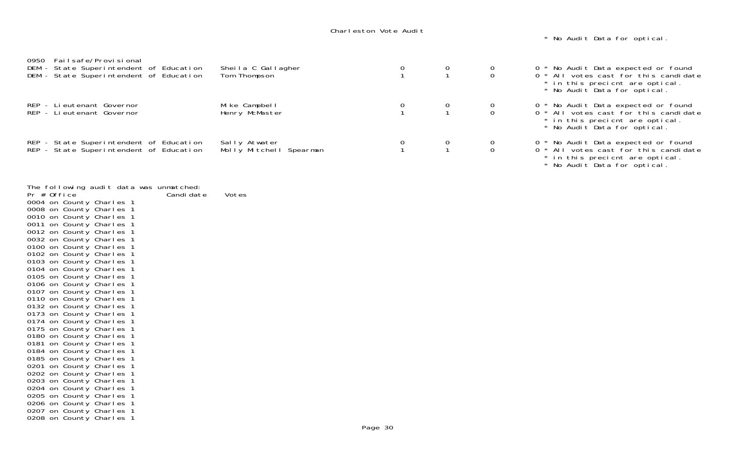* No Audit Data for optical.

0950 Failsafe/Provisional

| Office | Candidate | | | | | Notes |
|---|---|---|---|---|---|---|
| DEM - State Superintendent of Education | Sheila C Gallagher | 0 | 0 | 0 | 0 | * No Audit Data expected or found |
| DEM - State Superintendent of Education | Tom Thompson | 1 | 1 | 0 | 0 | * All votes cast for this candidate * in this precicnt are optical. * No Audit Data for optical. |
| REP - Lieutenant Governor | Mike Campbell | 0 | 0 | 0 | 0 | * No Audit Data expected or found |
| REP - Lieutenant Governor | Henry McMaster | 1 | 1 | 0 | 0 | * All votes cast for this candidate * in this precicnt are optical. * No Audit Data for optical. |
| REP - State Superintendent of Education | Sally Atwater | 0 | 0 | 0 | 0 | * No Audit Data expected or found |
| REP - State Superintendent of Education | Molly Mitchell Spearman | 1 | 1 | 0 | 0 | * All votes cast for this candidate * in this precicnt are optical. * No Audit Data for optical. |

The following audit data was unmatched:

| Pr # | Office | Candidate | Votes |
|---|---|---|---|
| 0004 | on County Charles | 1 | |
| 0008 | on County Charles | 1 | |
| 0010 | on County Charles | 1 | |
| 0011 | on County Charles | 1 | |
| 0012 | on County Charles | 1 | |
| 0032 | on County Charles | 1 | |
| 0100 | on County Charles | 1 | |
| 0102 | on County Charles | 1 | |
| 0103 | on County Charles | 1 | |
| 0104 | on County Charles | 1 | |
| 0105 | on County Charles | 1 | |
| 0106 | on County Charles | 1 | |
| 0107 | on County Charles | 1 | |
| 0110 | on County Charles | 1 | |
| 0132 | on County Charles | 1 | |
| 0173 | on County Charles | 1 | |
| 0174 | on County Charles | 1 | |
| 0175 | on County Charles | 1 | |
| 0180 | on County Charles | 1 | |
| 0181 | on County Charles | 1 | |
| 0184 | on County Charles | 1 | |
| 0185 | on County Charles | 1 | |
| 0201 | on County Charles | 1 | |
| 0202 | on County Charles | 1 | |
| 0203 | on County Charles | 1 | |
| 0204 | on County Charles | 1 | |
| 0205 | on County Charles | 1 | |
| 0206 | on County Charles | 1 | |
| 0207 | on County Charles | 1 | |
| 0208 | on County Charles | 1 | |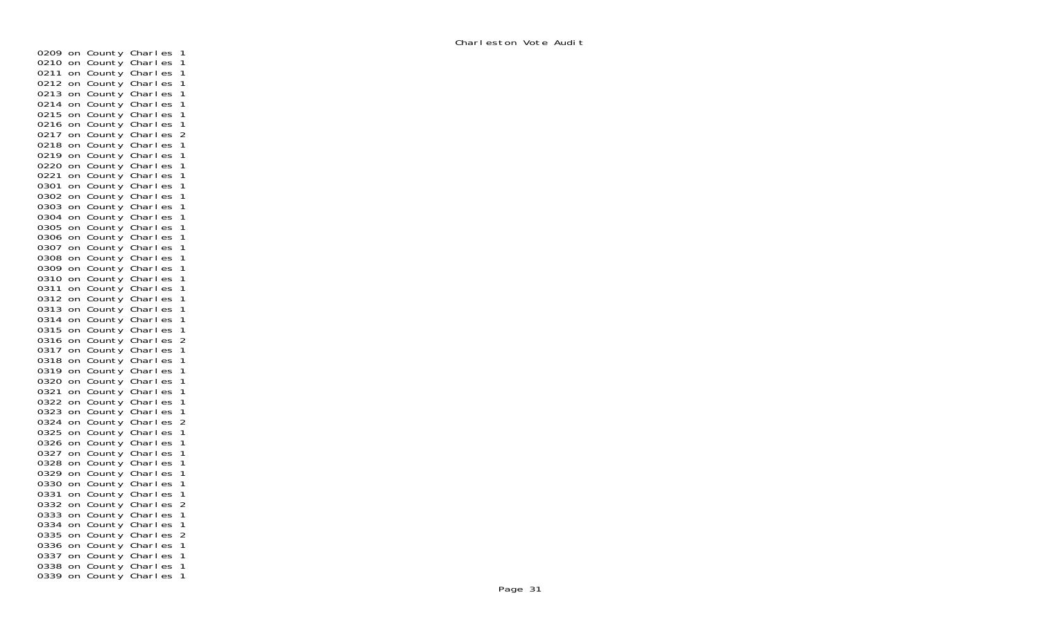# Charleston Vote Audit

0209 on County Charles 1
0210 on County Charles 1
0211 on County Charles 1
0212 on County Charles 1
0213 on County Charles 1
0214 on County Charles 1
0215 on County Charles 1
0216 on County Charles 1
0217 on County Charles 2
0218 on County Charles 1
0219 on County Charles 1
0220 on County Charles 1
0221 on County Charles 1
0301 on County Charles 1
0302 on County Charles 1
0303 on County Charles 1
0304 on County Charles 1
0305 on County Charles 1
0306 on County Charles 1
0307 on County Charles 1
0308 on County Charles 1
0309 on County Charles 1
0310 on County Charles 1
0311 on County Charles 1
0312 on County Charles 1
0313 on County Charles 1
0314 on County Charles 1
0315 on County Charles 1
0316 on County Charles 2
0317 on County Charles 1
0318 on County Charles 1
0319 on County Charles 1
0320 on County Charles 1
0321 on County Charles 1
0322 on County Charles 1
0323 on County Charles 1
0324 on County Charles 2
0325 on County Charles 1
0326 on County Charles 1
0327 on County Charles 1
0328 on County Charles 1
0329 on County Charles 1
0330 on County Charles 1
0331 on County Charles 1
0332 on County Charles 2
0333 on County Charles 1
0334 on County Charles 1
0335 on County Charles 2
0336 on County Charles 1
0337 on County Charles 1
0338 on County Charles 1
0339 on County Charles 1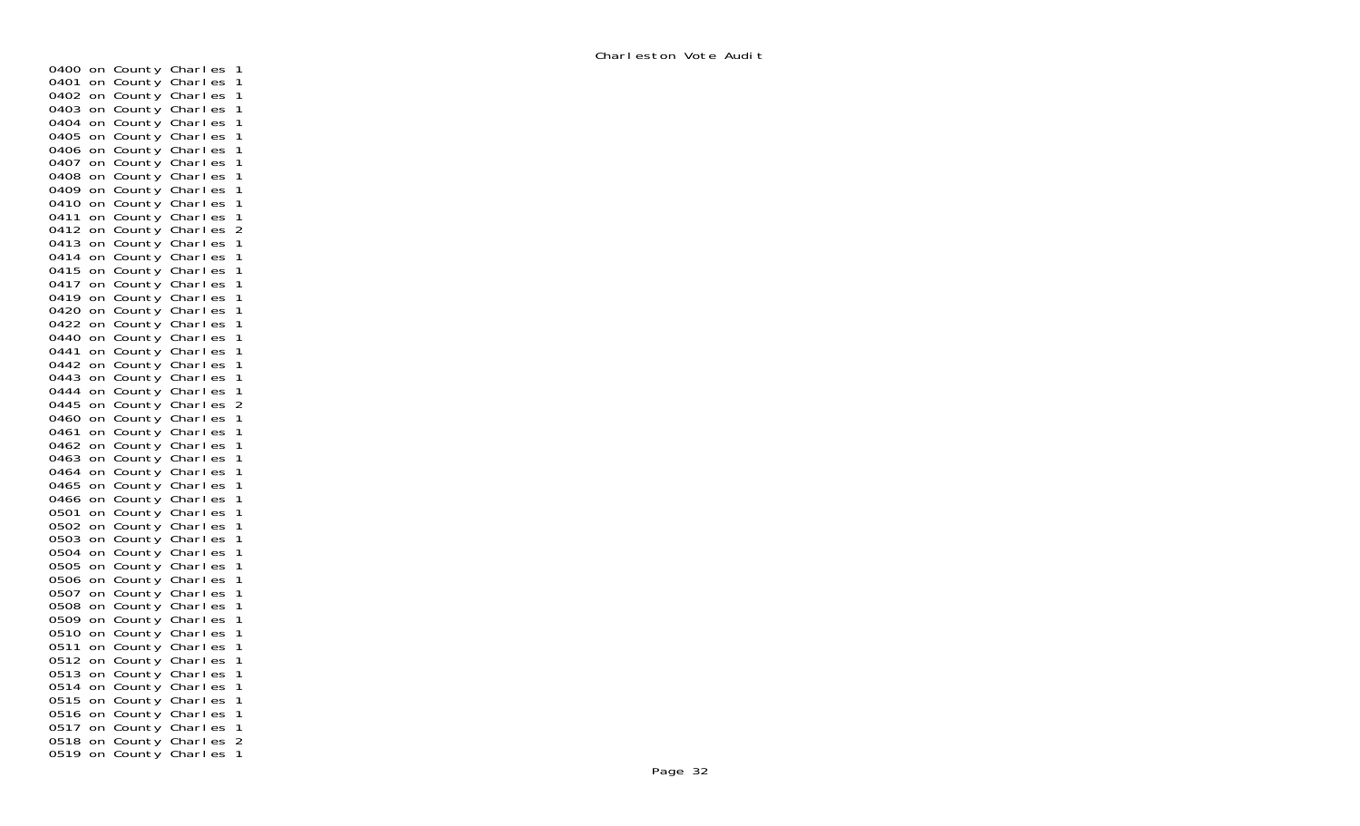0400 on County Charles 1
0401 on County Charles 1
0402 on County Charles 1
0403 on County Charles 1
0404 on County Charles 1
0405 on County Charles 1
0406 on County Charles 1
0407 on County Charles 1
0408 on County Charles 1
0409 on County Charles 1
0410 on County Charles 1
0411 on County Charles 1
0412 on County Charles 2
0413 on County Charles 1
0414 on County Charles 1
0415 on County Charles 1
0417 on County Charles 1
0419 on County Charles 1
0420 on County Charles 1
0422 on County Charles 1
0440 on County Charles 1
0441 on County Charles 1
0442 on County Charles 1
0443 on County Charles 1
0444 on County Charles 1
0445 on County Charles 2
0460 on County Charles 1
0461 on County Charles 1
0462 on County Charles 1
0463 on County Charles 1
0464 on County Charles 1
0465 on County Charles 1
0466 on County Charles 1
0501 on County Charles 1
0502 on County Charles 1
0503 on County Charles 1
0504 on County Charles 1
0505 on County Charles 1
0506 on County Charles 1
0507 on County Charles 1
0508 on County Charles 1
0509 on County Charles 1
0510 on County Charles 1
0511 on County Charles 1
0512 on County Charles 1
0513 on County Charles 1
0514 on County Charles 1
0515 on County Charles 1
0516 on County Charles 1
0517 on County Charles 1
0518 on County Charles 2
0519 on County Charles 1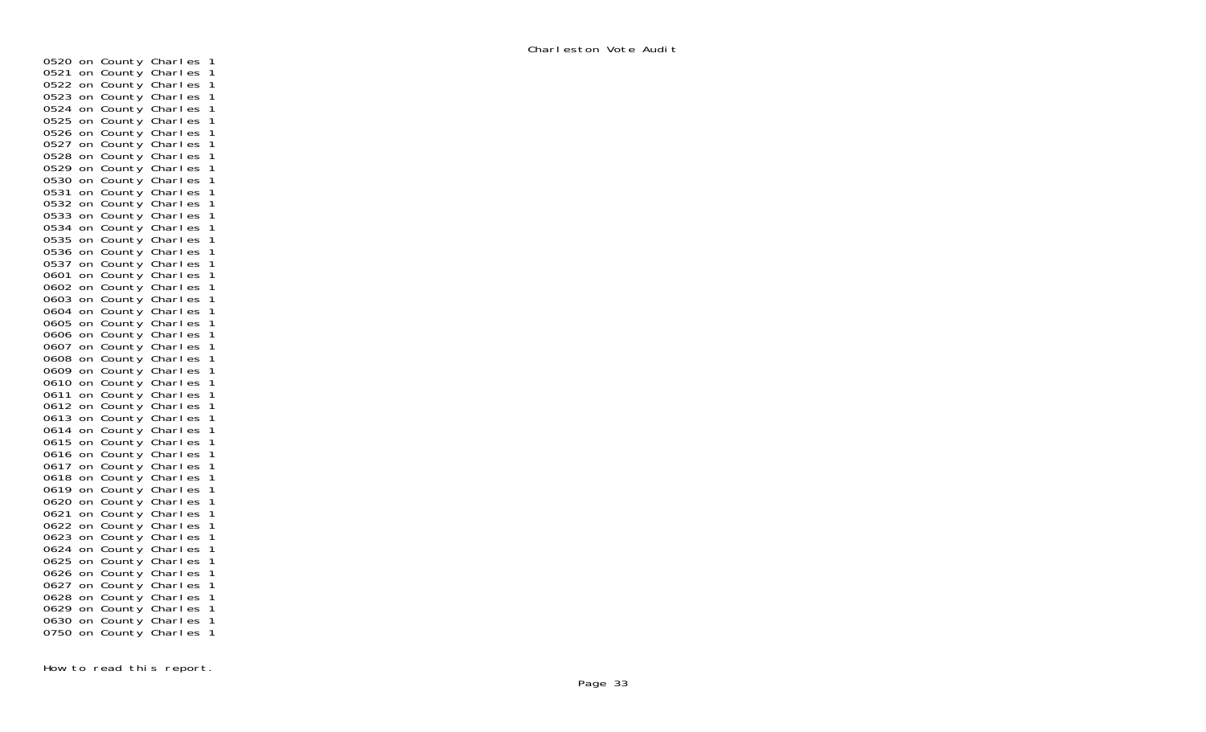0520 on County Charles 1
0521 on County Charles 1
0522 on County Charles 1
0523 on County Charles 1
0524 on County Charles 1
0525 on County Charles 1
0526 on County Charles 1
0527 on County Charles 1
0528 on County Charles 1
0529 on County Charles 1
0530 on County Charles 1
0531 on County Charles 1
0532 on County Charles 1
0533 on County Charles 1
0534 on County Charles 1
0535 on County Charles 1
0536 on County Charles 1
0537 on County Charles 1
0601 on County Charles 1
0602 on County Charles 1
0603 on County Charles 1
0604 on County Charles 1
0605 on County Charles 1
0606 on County Charles 1
0607 on County Charles 1
0608 on County Charles 1
0609 on County Charles 1
0610 on County Charles 1
0611 on County Charles 1
0612 on County Charles 1
0613 on County Charles 1
0614 on County Charles 1
0615 on County Charles 1
0616 on County Charles 1
0617 on County Charles 1
0618 on County Charles 1
0619 on County Charles 1
0620 on County Charles 1
0621 on County Charles 1
0622 on County Charles 1
0623 on County Charles 1
0624 on County Charles 1
0625 on County Charles 1
0626 on County Charles 1
0627 on County Charles 1
0628 on County Charles 1
0629 on County Charles 1
0630 on County Charles 1
0750 on County Charles 1

How to read this report.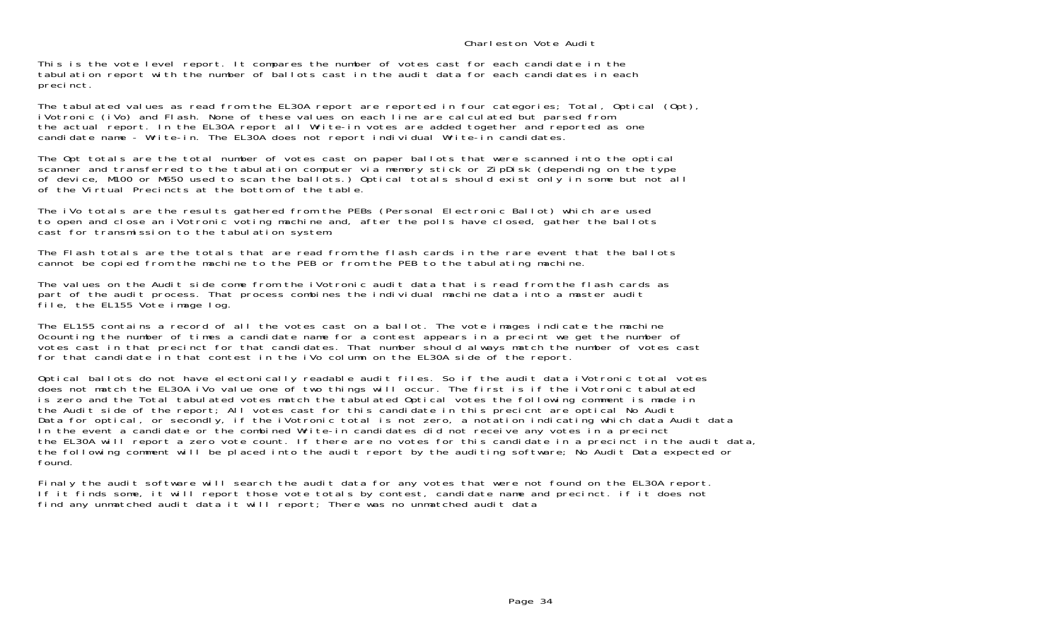Charleston Vote Audit

This is the vote level report. It compares the number of votes cast for each candidate in the tabulation report with the number of ballots cast in the audit data for each candidates in each precinct.

The tabulated values as read from the EL30A report are reported in four categories; Total, Optical (Opt), iVotronic (iVo) and Flash. None of these values on each line are calculated but parsed from the actual report. In the EL30A report all Write-in votes are added together and reported as one candidate name - Write-in. The EL30A does not report individual Write-in candidates.

The Opt totals are the total number of votes cast on paper ballots that were scanned into the optical scanner and transferred to the tabulation computer via memory stick or ZipDisk (depending on the type of device, M100 or M650 used to scan the ballots.) Optical totals should exist only in some but not all of the Virtual Precincts at the bottom of the table.

The iVo totals are the results gathered from the PEBs (Personal Electronic Ballot) which are used to open and close an iVotronic voting machine and, after the polls have closed, gather the ballots cast for transmission to the tabulation system.

The Flash totals are the totals that are read from the flash cards in the rare event that the ballots cannot be copied from the machine to the PEB or from the PEB to the tabulating machine.

The values on the Audit side come from the iVotronic audit data that is read from the flash cards as part of the audit process. That process combines the individual machine data into a master audit file, the EL155 Vote image log.

The EL155 contains a record of all the votes cast on a ballot. The vote images indicate the machine 0counting the number of times a candidate name for a contest appears in a precint we get the number of votes cast in that precinct for that candidates. That number should always match the number of votes cast for that candidate in that contest in the iVo column on the EL30A side of the report.

Optical ballots do not have electonically readable audit files. So if the audit data iVotronic total votes does not match the EL30A iVo value one of two things will occur. The first is if the iVotronic tabulated is zero and the Total tabulated votes match the tabulated Optical votes the following comment is made in the Audit side of the report; All votes cast for this candidate in this precicnt are optical No Audit Data for optical, or secondly, if the iVotronic total is not zero, a notation indicating which data Audit data In the event a candidate or the combined Write-in candidates did not receive any votes in a precinct the EL30A will report a zero vote count. If there are no votes for this candidate in a precinct in the audit data, the following comment will be placed into the audit report by the auditing software; No Audit Data expected or found.

Finaly the audit software will search the audit data for any votes that were not found on the EL30A report. If it finds some, it will report those vote totals by contest, candidate name and precinct. if it does not find any unmatched audit data it will report; There was no unmatched audit data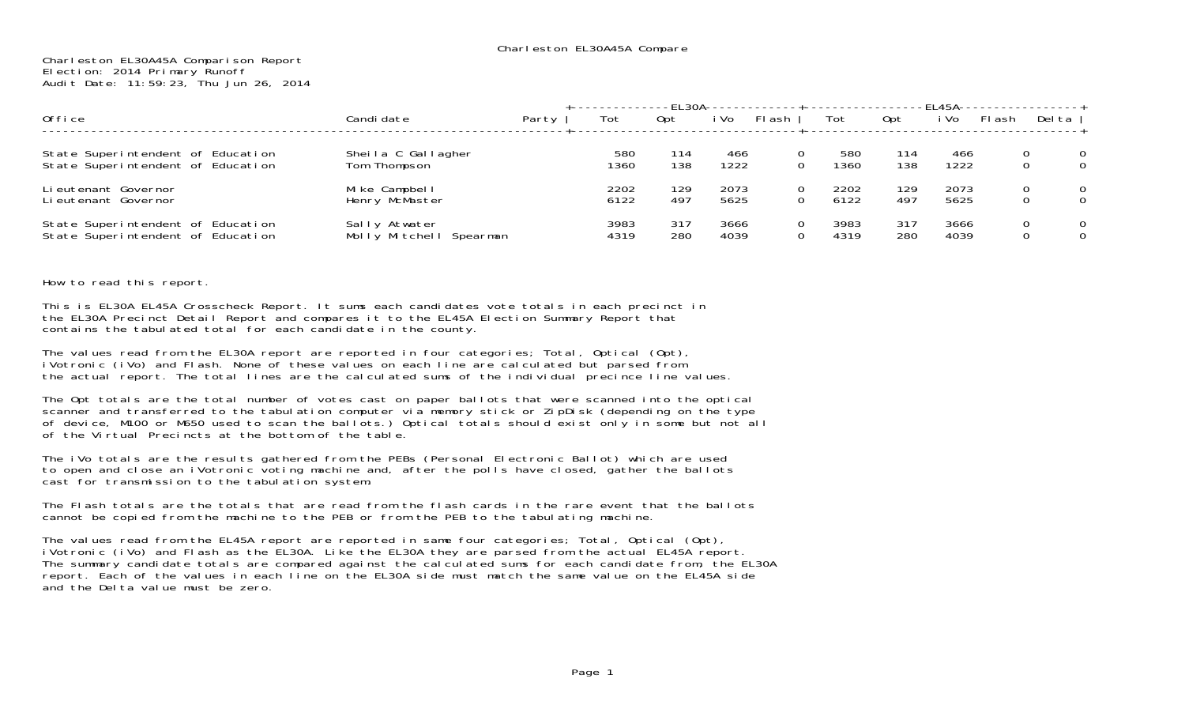Charleston EL30A45A Compare

Charleston EL30A45A Comparison Report
Election: 2014 Primary Runoff
Audit Date: 11:59:23, Thu Jun 26, 2014

| Office | Candidate | Party | EL30A Tot | EL30A Opt | EL30A iVo | EL30A Flash | EL45A Tot | EL45A Opt | EL45A iVo | EL45A Flash | Delta |
|---|---|---|---|---|---|---|---|---|---|---|---|
| State Superintendent of Education | Sheila C Gallagher | | 580 | 114 | 466 | 0 | 580 | 114 | 466 | 0 | 0 |
| State Superintendent of Education | Tom Thompson | | 1360 | 138 | 1222 | 0 | 1360 | 138 | 1222 | 0 | 0 |
| Lieutenant Governor | Mike Campbell | | 2202 | 129 | 2073 | 0 | 2202 | 129 | 2073 | 0 | 0 |
| Lieutenant Governor | Henry McMaster | | 6122 | 497 | 5625 | 0 | 6122 | 497 | 5625 | 0 | 0 |
| State Superintendent of Education | Sally Atwater | | 3983 | 317 | 3666 | 0 | 3983 | 317 | 3666 | 0 | 0 |
| State Superintendent of Education | Molly Mitchell Spearman | | 4319 | 280 | 4039 | 0 | 4319 | 280 | 4039 | 0 | 0 |

How to read this report.

This is EL30A EL45A Crosscheck Report. It sums each candidates vote totals in each precinct in the EL30A Precinct Detail Report and compares it to the EL45A Election Summary Report that contains the tabulated total for each candidate in the county.

The values read from the EL30A report are reported in four categories; Total, Optical (Opt), iVotronic (iVo) and Flash. None of these values on each line are calculated but parsed from the actual report. The total lines are the calculated sums of the individual precince line values.

The Opt totals are the total number of votes cast on paper ballots that were scanned into the optical scanner and transferred to the tabulation computer via memory stick or ZipDisk (depending on the type of device, M100 or M650 used to scan the ballots.) Optical totals should exist only in some but not all of the Virtual Precincts at the bottom of the table.

The iVo totals are the results gathered from the PEBs (Personal Electronic Ballot) which are used to open and close an iVotronic voting machine and, after the polls have closed, gather the ballots cast for transmission to the tabulation system.

The Flash totals are the totals that are read from the flash cards in the rare event that the ballots cannot be copied from the machine to the PEB or from the PEB to the tabulating machine.

The values read from the EL45A report are reported in same four categories; Total, Optical (Opt), iVotronic (iVo) and Flash as the EL30A. Like the EL30A they are parsed from the actual EL45A report. The summary candidate totals are compared against the calculated sums for each candidate from, the EL30A report. Each of the values in each line on the EL30A side must match the same value on the EL45A side and the Delta value must be zero.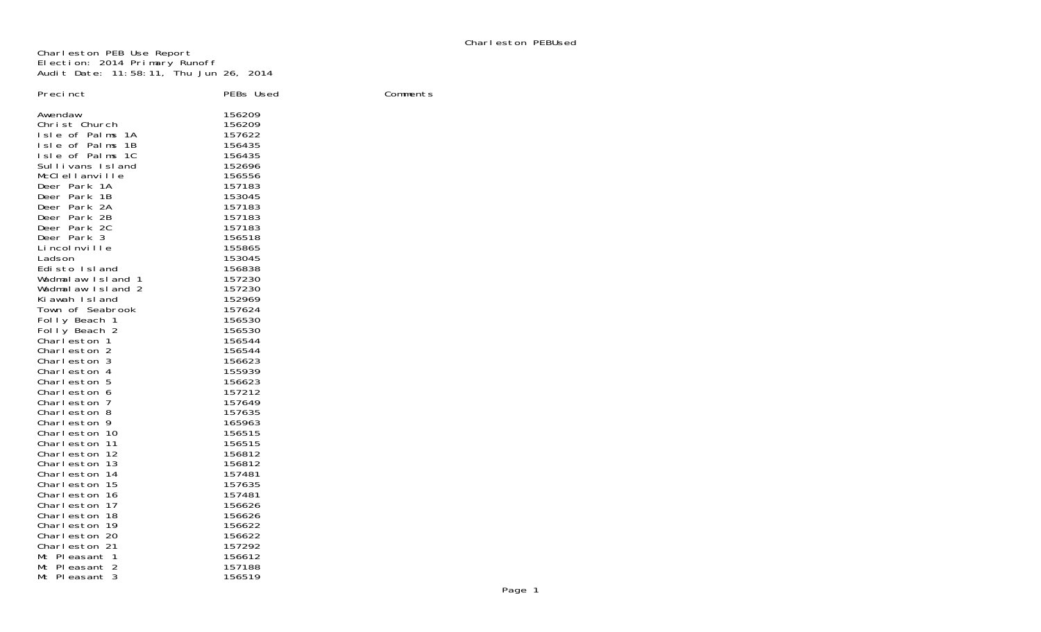Charleston PEB Use Report
Election: 2014 Primary Runoff
Audit Date: 11:58:11, Thu Jun 26, 2014

| Precinct | PEBs Used | Comments |
|---|---|---|
| Awendaw | 156209 | |
| Christ Church | 156209 | |
| Isle of Palms 1A | 157622 | |
| Isle of Palms 1B | 156435 | |
| Isle of Palms 1C | 156435 | |
| Sullivans Island | 152696 | |
| McClellanville | 156556 | |
| Deer Park 1A | 157183 | |
| Deer Park 1B | 153045 | |
| Deer Park 2A | 157183 | |
| Deer Park 2B | 157183 | |
| Deer Park 2C | 157183 | |
| Deer Park 3 | 156518 | |
| Lincolnville | 155865 | |
| Ladson | 153045 | |
| Edisto Island | 156838 | |
| Wadmalaw Island 1 | 157230 | |
| Wadmalaw Island 2 | 157230 | |
| Kiawah Island | 152969 | |
| Town of Seabrook | 157624 | |
| Folly Beach 1 | 156530 | |
| Folly Beach 2 | 156530 | |
| Charleston 1 | 156544 | |
| Charleston 2 | 156544 | |
| Charleston 3 | 156623 | |
| Charleston 4 | 155939 | |
| Charleston 5 | 156623 | |
| Charleston 6 | 157212 | |
| Charleston 7 | 157649 | |
| Charleston 8 | 157635 | |
| Charleston 9 | 165963 | |
| Charleston 10 | 156515 | |
| Charleston 11 | 156515 | |
| Charleston 12 | 156812 | |
| Charleston 13 | 156812 | |
| Charleston 14 | 157481 | |
| Charleston 15 | 157635 | |
| Charleston 16 | 157481 | |
| Charleston 17 | 156626 | |
| Charleston 18 | 156626 | |
| Charleston 19 | 156622 | |
| Charleston 20 | 156622 | |
| Charleston 21 | 157292 | |
| Mt Pleasant 1 | 156612 | |
| Mt Pleasant 2 | 157188 | |
| Mt Pleasant 3 | 156519 | |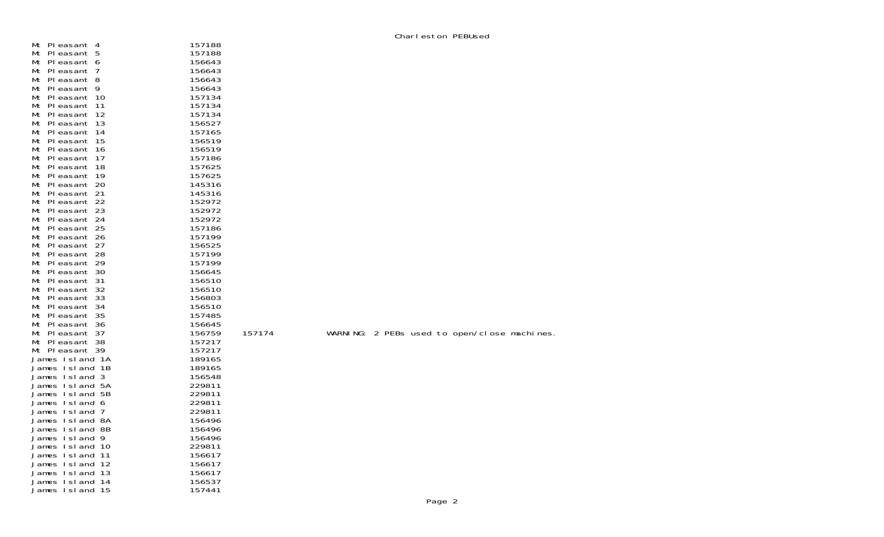Charleston PEBUsed

| | | | |
|---|---|---|---|
| Mt Pleasant 4 | 157188 | | |
| Mt Pleasant 5 | 157188 | | |
| Mt Pleasant 6 | 156643 | | |
| Mt Pleasant 7 | 156643 | | |
| Mt Pleasant 8 | 156643 | | |
| Mt Pleasant 9 | 156643 | | |
| Mt Pleasant 10 | 157134 | | |
| Mt Pleasant 11 | 157134 | | |
| Mt Pleasant 12 | 157134 | | |
| Mt Pleasant 13 | 156527 | | |
| Mt Pleasant 14 | 157165 | | |
| Mt Pleasant 15 | 156519 | | |
| Mt Pleasant 16 | 156519 | | |
| Mt Pleasant 17 | 157186 | | |
| Mt Pleasant 18 | 157625 | | |
| Mt Pleasant 19 | 157625 | | |
| Mt Pleasant 20 | 145316 | | |
| Mt Pleasant 21 | 145316 | | |
| Mt Pleasant 22 | 152972 | | |
| Mt Pleasant 23 | 152972 | | |
| Mt Pleasant 24 | 152972 | | |
| Mt Pleasant 25 | 157186 | | |
| Mt Pleasant 26 | 157199 | | |
| Mt Pleasant 27 | 156525 | | |
| Mt Pleasant 28 | 157199 | | |
| Mt Pleasant 29 | 157199 | | |
| Mt Pleasant 30 | 156645 | | |
| Mt Pleasant 31 | 156510 | | |
| Mt Pleasant 32 | 156510 | | |
| Mt Pleasant 33 | 156803 | | |
| Mt Pleasant 34 | 156510 | | |
| Mt Pleasant 35 | 157485 | | |
| Mt Pleasant 36 | 156645 | | |
| Mt Pleasant 37 | 156759 | 157174 | WARNING: 2 PEBs used to open/close machines. |
| Mt Pleasant 38 | 157217 | | |
| Mt Pleasant 39 | 157217 | | |
| James Island 1A | 189165 | | |
| James Island 1B | 189165 | | |
| James Island 3 | 156548 | | |
| James Island 5A | 229811 | | |
| James Island 5B | 229811 | | |
| James Island 6 | 229811 | | |
| James Island 7 | 229811 | | |
| James Island 8A | 156496 | | |
| James Island 8B | 156496 | | |
| James Island 9 | 156496 | | |
| James Island 10 | 229811 | | |
| James Island 11 | 156617 | | |
| James Island 12 | 156617 | | |
| James Island 13 | 156617 | | |
| James Island 14 | 156537 | | |
| James Island 15 | 157441 | | |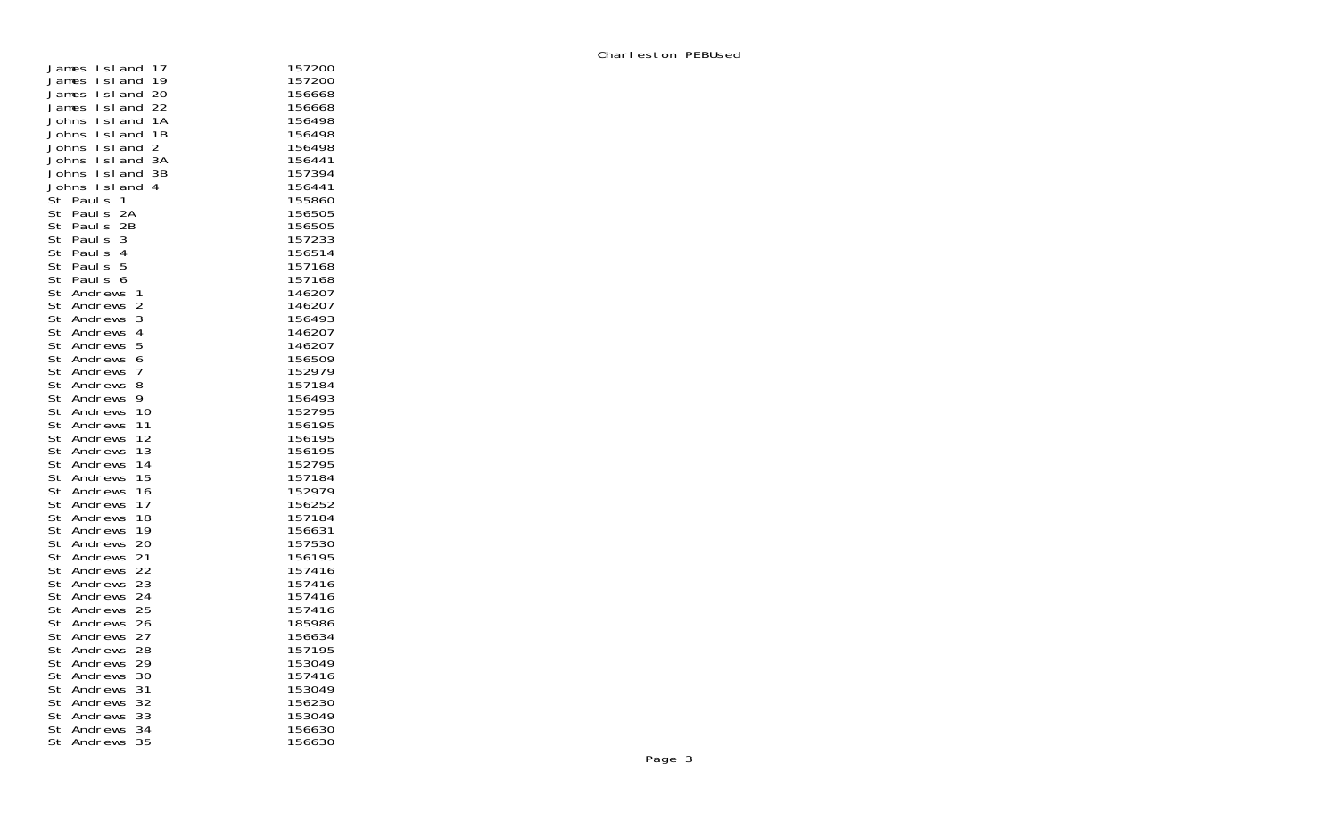| | |
|---|---|
| James Island 17 | 157200 |
| James Island 19 | 157200 |
| James Island 20 | 156668 |
| James Island 22 | 156668 |
| Johns Island 1A | 156498 |
| Johns Island 1B | 156498 |
| Johns Island 2 | 156498 |
| Johns Island 3A | 156441 |
| Johns Island 3B | 157394 |
| Johns Island 4 | 156441 |
| St Pauls 1 | 155860 |
| St Pauls 2A | 156505 |
| St Pauls 2B | 156505 |
| St Pauls 3 | 157233 |
| St Pauls 4 | 156514 |
| St Pauls 5 | 157168 |
| St Pauls 6 | 157168 |
| St Andrews 1 | 146207 |
| St Andrews 2 | 146207 |
| St Andrews 3 | 156493 |
| St Andrews 4 | 146207 |
| St Andrews 5 | 146207 |
| St Andrews 6 | 156509 |
| St Andrews 7 | 152979 |
| St Andrews 8 | 157184 |
| St Andrews 9 | 156493 |
| St Andrews 10 | 152795 |
| St Andrews 11 | 156195 |
| St Andrews 12 | 156195 |
| St Andrews 13 | 156195 |
| St Andrews 14 | 152795 |
| St Andrews 15 | 157184 |
| St Andrews 16 | 152979 |
| St Andrews 17 | 156252 |
| St Andrews 18 | 157184 |
| St Andrews 19 | 156631 |
| St Andrews 20 | 157530 |
| St Andrews 21 | 156195 |
| St Andrews 22 | 157416 |
| St Andrews 23 | 157416 |
| St Andrews 24 | 157416 |
| St Andrews 25 | 157416 |
| St Andrews 26 | 185986 |
| St Andrews 27 | 156634 |
| St Andrews 28 | 157195 |
| St Andrews 29 | 153049 |
| St Andrews 30 | 157416 |
| St Andrews 31 | 153049 |
| St Andrews 32 | 156230 |
| St Andrews 33 | 153049 |
| St Andrews 34 | 156630 |
| St Andrews 35 | 156630 |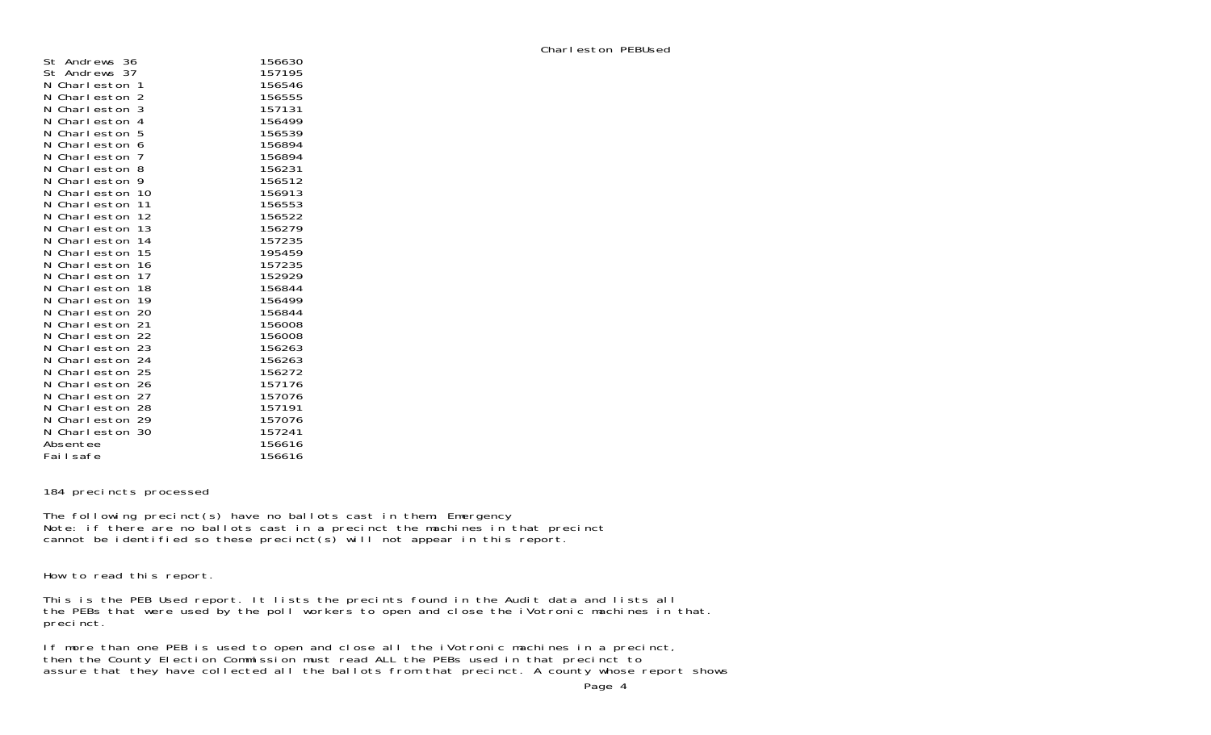| | |
|---|---|
| St Andrews 36 | 156630 |
| St Andrews 37 | 157195 |
| N Charleston 1 | 156546 |
| N Charleston 2 | 156555 |
| N Charleston 3 | 157131 |
| N Charleston 4 | 156499 |
| N Charleston 5 | 156539 |
| N Charleston 6 | 156894 |
| N Charleston 7 | 156894 |
| N Charleston 8 | 156231 |
| N Charleston 9 | 156512 |
| N Charleston 10 | 156913 |
| N Charleston 11 | 156553 |
| N Charleston 12 | 156522 |
| N Charleston 13 | 156279 |
| N Charleston 14 | 157235 |
| N Charleston 15 | 195459 |
| N Charleston 16 | 157235 |
| N Charleston 17 | 152929 |
| N Charleston 18 | 156844 |
| N Charleston 19 | 156499 |
| N Charleston 20 | 156844 |
| N Charleston 21 | 156008 |
| N Charleston 22 | 156008 |
| N Charleston 23 | 156263 |
| N Charleston 24 | 156263 |
| N Charleston 25 | 156272 |
| N Charleston 26 | 157176 |
| N Charleston 27 | 157076 |
| N Charleston 28 | 157191 |
| N Charleston 29 | 157076 |
| N Charleston 30 | 157241 |
| Absentee | 156616 |
| Failsafe | 156616 |

184 precincts processed

The following precinct(s) have no ballots cast in them: Emergency
Note: if there are no ballots cast in a precinct the machines in that precinct
cannot be identified so these precinct(s) will not appear in this report.

How to read this report.

This is the PEB Used report. It lists the precints found in the Audit data and lists all
the PEBs that were used by the poll workers to open and close the iVotronic machines in that.
precinct.

If more than one PEB is used to open and close all the iVotronic machines in a precinct,
then the County Election Commission must read ALL the PEBs used in that precinct to
assure that they have collected all the ballots from that precinct. A county whose report shows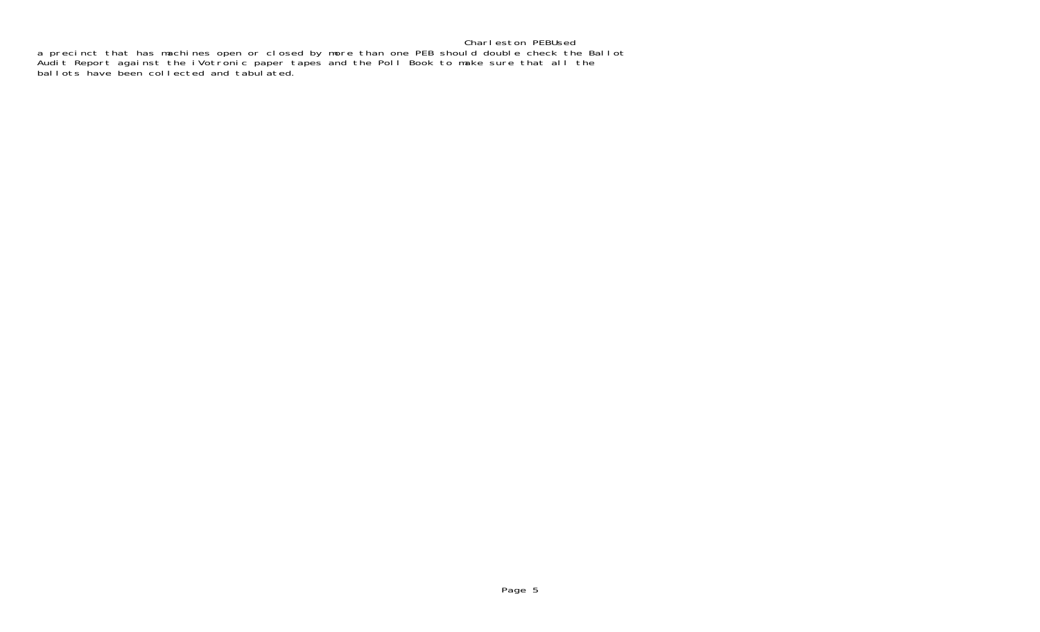Charleston PEBUsed

a precinct that has machines open or closed by more than one PEB should double check the Ballot Audit Report against the iVotronic paper tapes and the Poll Book to make sure that all the ballots have been collected and tabulated.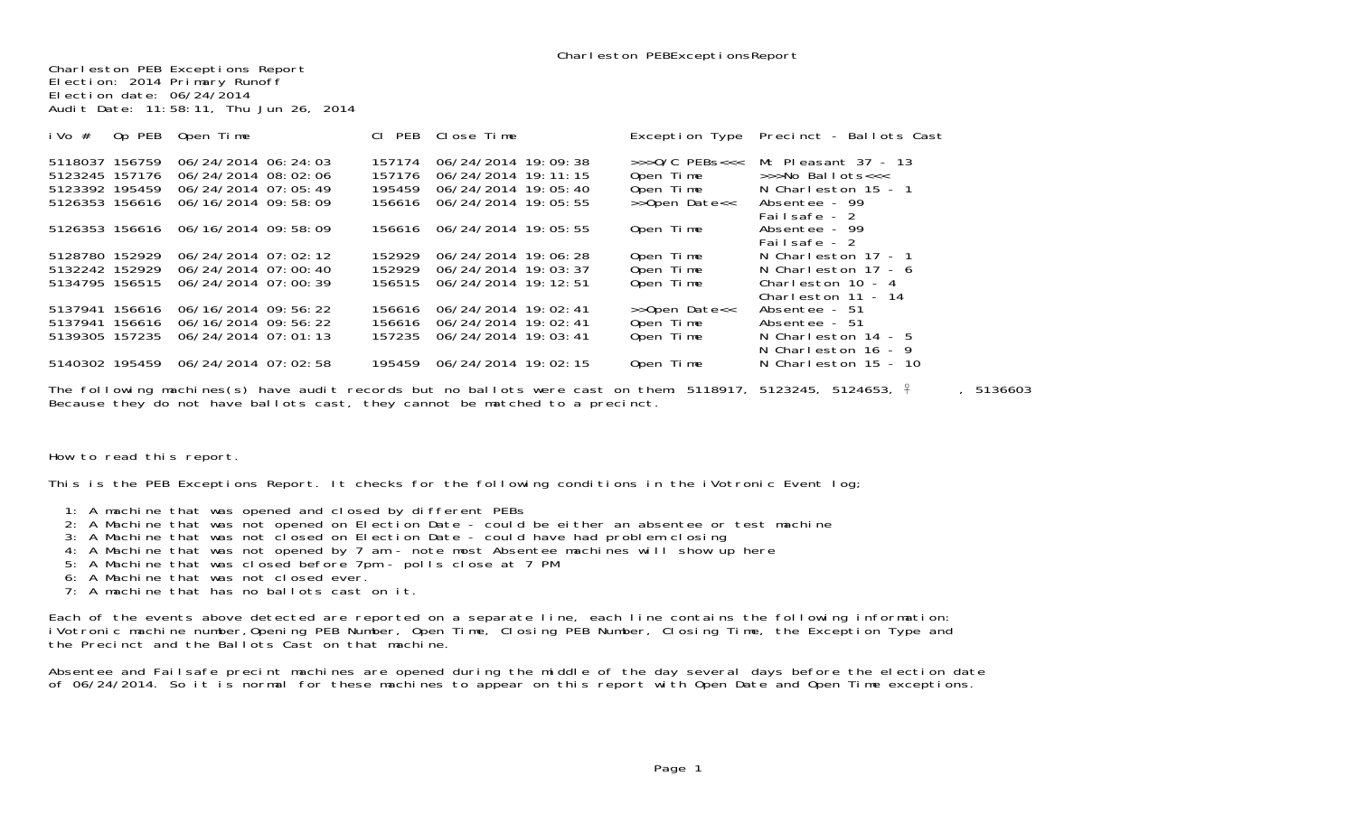Charleston PEBExceptionsReport

Charleston PEB Exceptions Report
Election: 2014 Primary Runoff
Election date: 06/24/2014
Audit Date: 11:58:11, Thu Jun 26, 2014

| iVo # | Op PEB | Open Time | Cl PEB | Close Time | Exception Type | Precinct - Ballots Cast |
|---|---|---|---|---|---|---|
| 5118037 | 156759 | 06/24/2014 06:24:03 | 157174 | 06/24/2014 19:09:38 | >>>O/C PEBs<<< | Mt Pleasant 37 - 13 |
| 5123245 | 157176 | 06/24/2014 08:02:06 | 157176 | 06/24/2014 19:11:15 | Open Time | >>>No Ballots<<< |
| 5123392 | 195459 | 06/24/2014 07:05:49 | 195459 | 06/24/2014 19:05:40 | Open Time | N Charleston 15 - 1 |
| 5126353 | 156616 | 06/16/2014 09:58:09 | 156616 | 06/24/2014 19:05:55 | >>Open Date<< | Absentee - 99<br>Failsafe - 2 |
| 5126353 | 156616 | 06/16/2014 09:58:09 | 156616 | 06/24/2014 19:05:55 | Open Time | Absentee - 99<br>Failsafe - 2 |
| 5128780 | 152929 | 06/24/2014 07:02:12 | 152929 | 06/24/2014 19:06:28 | Open Time | N Charleston 17 - 1 |
| 5132242 | 152929 | 06/24/2014 07:00:40 | 152929 | 06/24/2014 19:03:37 | Open Time | N Charleston 17 - 6 |
| 5134795 | 156515 | 06/24/2014 07:00:39 | 156515 | 06/24/2014 19:12:51 | Open Time | Charleston 10 - 4<br>Charleston 11 - 14 |
| 5137941 | 156616 | 06/16/2014 09:56:22 | 156616 | 06/24/2014 19:02:41 | >>Open Date<< | Absentee - 51 |
| 5137941 | 156616 | 06/16/2014 09:56:22 | 156616 | 06/24/2014 19:02:41 | Open Time | Absentee - 51 |
| 5139305 | 157235 | 06/24/2014 07:01:13 | 157235 | 06/24/2014 19:03:41 | Open Time | N Charleston 14 - 5<br>N Charleston 16 - 9 |
| 5140302 | 195459 | 06/24/2014 07:02:58 | 195459 | 06/24/2014 19:02:15 | Open Time | N Charleston 15 - 10 |

The following machines(s) have audit records but no ballots were cast on them: 5118917, 5123245, 5124653, ♀ , 5136603
Because they do not have ballots cast, they cannot be matched to a precinct.

How to read this report.

This is the PEB Exceptions Report. It checks for the following conditions in the iVotronic Event log;

1: A machine that was opened and closed by different PEBs
2: A Machine that was not opened on Election Date - could be either an absentee or test machine
3: A Machine that was not closed on Election Date - could have had problem closing
4: A Machine that was not opened by 7 am - note most Absentee machines will show up here
5: A Machine that was closed before 7pm - polls close at 7 PM
6: A Machine that was not closed ever.
7: A machine that has no ballots cast on it.

Each of the events above detected are reported on a separate line, each line contains the following information:
iVotronic machine number,Opening PEB Number, Open Time, Closing PEB Number, Closing Time, the Exception Type and
the Precinct and the Ballots Cast on that machine.

Absentee and Failsafe precint machines are opened during the middle of the day several days before the election date
of 06/24/2014. So it is normal for these machines to appear on this report with Open Date and Open Time exceptions.